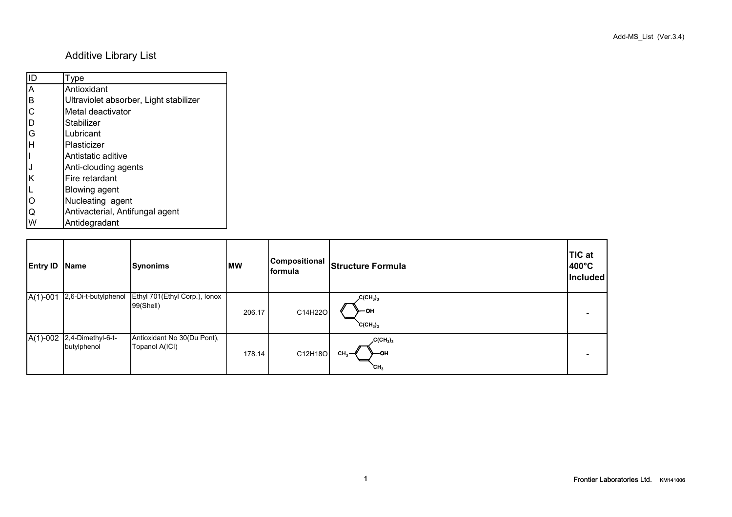# Additive Library List

| ID | Type |
|---|---|
| A | Antioxidant |
| B | Ultraviolet absorber, Light stabilizer |
| C | Metal deactivator |
| D | Stabilizer |
| G | Lubricant |
| H | Plasticizer |
| I | Antistatic aditive |
| J | Anti-clouding agents |
| K | Fire retardant |
| L | Blowing agent |
| O | Nucleating agent |
| Q | Antivacterial, Antifungal agent |
| W | Antidegradant |

| Entry ID | Name | Synonims | MW | Compositional formula | Structure Formula | TIC at 400°C Included |
|---|---|---|---|---|---|---|
| A(1)-001 | 2,6-Di-t-butylphenol | Ethyl 701(Ethyl Corp.), Ionox 99(Shell) | 206.17 | C14H22O | $C(CH_3)_3$, OH, $C(CH_3)_3$ | - |
| A(1)-002 | 2,4-Dimethyl-6-t-butylphenol | Antioxidant No 30(Du Pont), Topanol A(ICI) | 178.14 | C12H18O | $C(CH_3)_3$, $CH_3$, OH, $CH_3$ | - |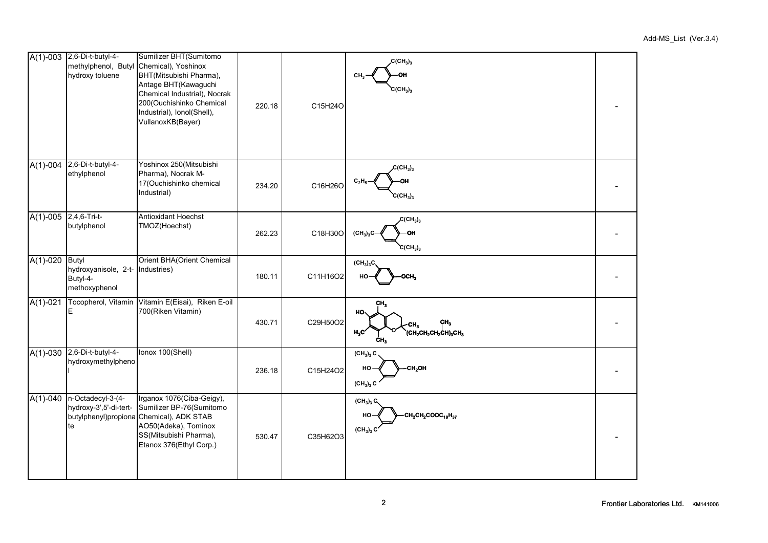| | | | | | | |
|---|---|---|---|---|---|---|
| A(1)-003 | 2,6-Di-t-butyl-4-methylphenol, Butyl hydroxy toluene | Sumilizer BHT(Sumitomo Chemical), Yoshinox BHT(Mitsubishi Pharma), Antage BHT(Kawaguchi Chemical Industrial), Nocrak 200(Ouchishinko Chemical Industrial), Ionol(Shell), VullanoxKB(Bayer) | 220.18 | C15H24O | $C(CH_3)_3$, $CH_3$, OH, $C(CH_3)_3$ | - |
| A(1)-004 | 2,6-Di-t-butyl-4-ethylphenol | Yoshinox 250(Mitsubishi Pharma), Nocrak M-17(Ouchishinko chemical Industrial) | 234.20 | C16H26O | $C(CH_3)_3$, $C_2H_5$, OH, $C(CH_3)_3$ | - |
| A(1)-005 | 2,4,6-Tri-t-butylphenol | Antioxidant Hoechst TMOZ(Hoechst) | 262.23 | C18H30O | $C(CH_3)_3$, $(CH_3)_3C$, OH, $C(CH_3)_3$ | - |
| A(1)-020 | Butyl hydroxyanisole, 2-t-Butyl-4-methoxyphenol | Orient BHA(Orient Chemical Industries) | 180.11 | C11H16O2 | $(CH_3)_3C$, HO, $OCH_3$ | - |
| A(1)-021 | Tocopherol, Vitamin E | Vitamin E(Eisai), Riken E-oil 700(Riken Vitamin) | 430.71 | C29H50O2 | $CH_3$, HO, $H_3C$, $CH_3$, O, $CH_3$, $CH_3$, $(CH_2CH_2CH_2CH)_3CH_3$ | - |
| A(1)-030 | 2,6-Di-t-butyl-4-hydroxymethylphenol | Ionox 100(Shell) | 236.18 | C15H24O2 | $(CH_3)_3C$, HO, $CH_2OH$, $(CH_3)_3C$ | - |
| A(1)-040 | n-Octadecyl-3-(4-hydroxy-3',5'-di-tert-butylphenyl)propionate | Irganox 1076(Ciba-Geigy), Sumilizer BP-76(Sumitomo Chemical), ADK STAB AO50(Adeka), Tominox SS(Mitsubishi Pharma), Etanox 376(Ethyl Corp.) | 530.47 | C35H62O3 | $(CH_3)_3C$, HO, $CH_2CH_2COOC_{18}H_{37}$, $(CH_3)_3C$ | - |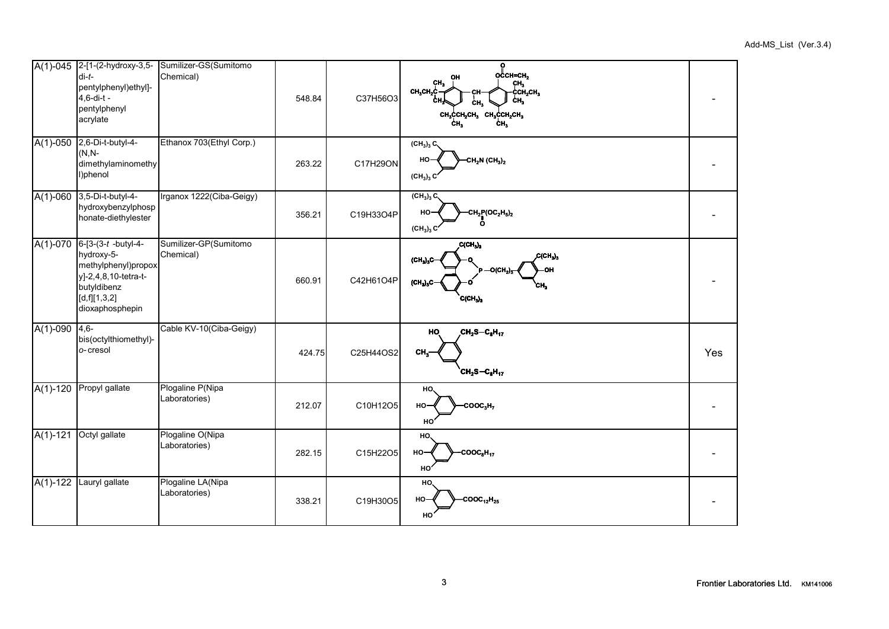| | | | | | | |
|---|---|---|---|---|---|---|
| A(1)-045 | 2-[1-(2-hydroxy-3,5-di-*t*-pentylphenyl)ethyl]-4,6-di-t-pentylphenyl acrylate | Sumilizer-GS(Sumitomo Chemical) | 548.84 | $C_{37}H_{56}O_3$ | | - |
| A(1)-050 | 2,6-Di-t-butyl-4-(N,N-dimethylaminomethyl)phenol | Ethanox 703(Ethyl Corp.) | 263.22 | $C_{17}H_{29}ON$ | | - |
| A(1)-060 | 3,5-Di-t-butyl-4-hydroxybenzylphosphonate-diethylester | Irganox 1222(Ciba-Geigy) | 356.21 | $C_{19}H_{33}O_4P$ | | - |
| A(1)-070 | 6-[3-(3-*t*-butyl-4-hydroxy-5-methylphenyl)propoxy]-2,4,8,10-tetra-t-butyldibenz[d,f][1,3,2]dioxaphosphepin | Sumilizer-GP(Sumitomo Chemical) | 660.91 | $C_{42}H_{61}O_4P$ | | - |
| A(1)-090 | 4,6-bis(octylthiomethyl)-*o*-cresol | Cable KV-10(Ciba-Geigy) | 424.75 | $C_{25}H_{44}OS_2$ | | Yes |
| A(1)-120 | Propyl gallate | Plogaline P(Nipa Laboratories) | 212.07 | $C_{10}H_{12}O_5$ | | - |
| A(1)-121 | Octyl gallate | Plogaline O(Nipa Laboratories) | 282.15 | $C_{15}H_{22}O_5$ | | - |
| A(1)-122 | Lauryl gallate | Plogaline LA(Nipa Laboratories) | 338.21 | $C_{19}H_{30}O_5$ | | - |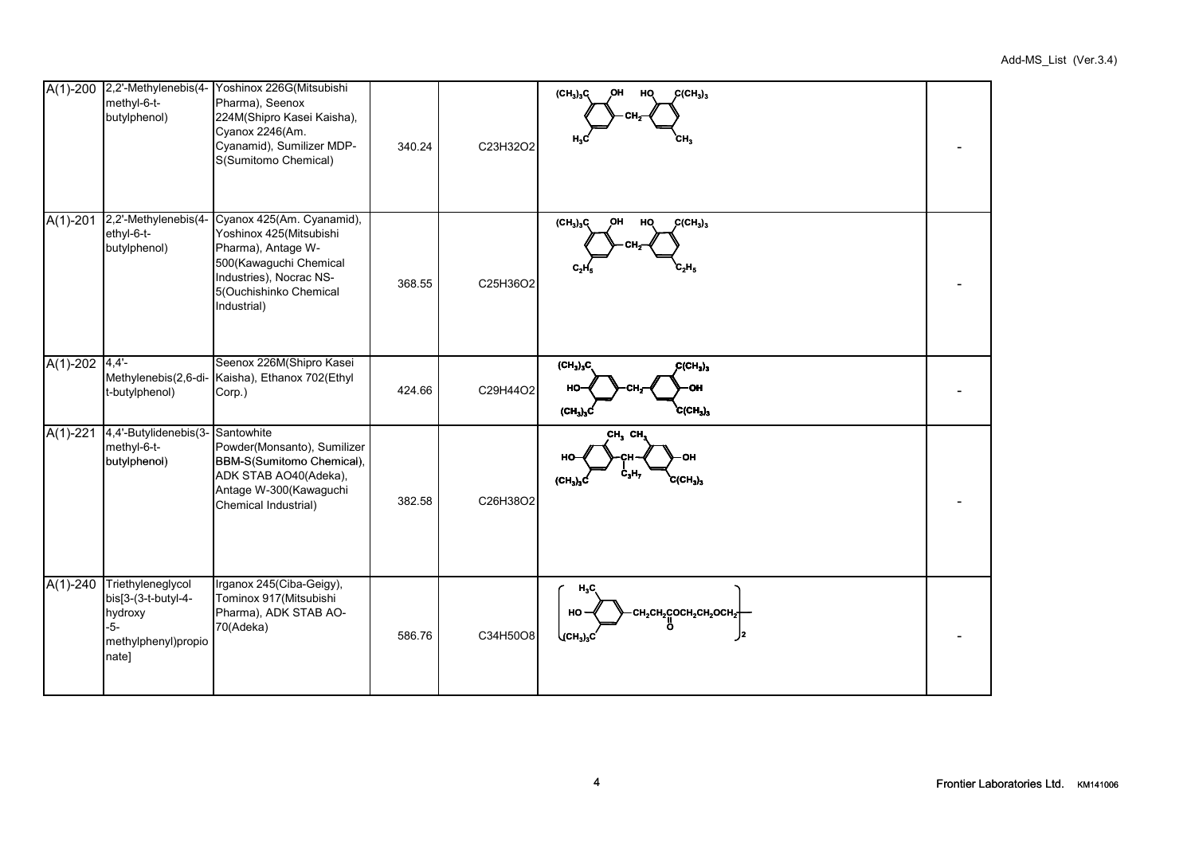| | | | | | | |
|---|---|---|---|---|---|---|
| A(1)-200 | 2,2'-Methylenebis(4-methyl-6-t-butylphenol) | Yoshinox 226G(Mitsubishi Pharma), Seenox 224M(Shipro Kasei Kaisha), Cyanox 2246(Am. Cyanamid), Sumilizer MDP-S(Sumitomo Chemical) | 340.24 | C23H32O2 | | - |
| A(1)-201 | 2,2'-Methylenebis(4-ethyl-6-t-butylphenol) | Cyanox 425(Am. Cyanamid), Yoshinox 425(Mitsubishi Pharma), Antage W-500(Kawaguchi Chemical Industries), Nocrac NS-5(Ouchishinko Chemical Industrial) | 368.55 | C25H36O2 | | - |
| A(1)-202 | 4,4'-Methylenebis(2,6-di-t-butylphenol) | Seenox 226M(Shipro Kasei Kaisha), Ethanox 702(Ethyl Corp.) | 424.66 | C29H44O2 | | - |
| A(1)-221 | 4,4'-Butylidenebis(3-methyl-6-t-butylphenol) | Santowhite Powder(Monsanto), Sumilizer BBM-S(Sumitomo Chemical), ADK STAB AO40(Adeka), Antage W-300(Kawaguchi Chemical Industrial) | 382.58 | C26H38O2 | | - |
| A(1)-240 | Triethyleneglycol bis[3-(3-t-butyl-4-hydroxy-5-methylphenyl)propionate] | Irganox 245(Ciba-Geigy), Tominox 917(Mitsubishi Pharma), ADK STAB AO-70(Adeka) | 586.76 | C34H50O8 | | - |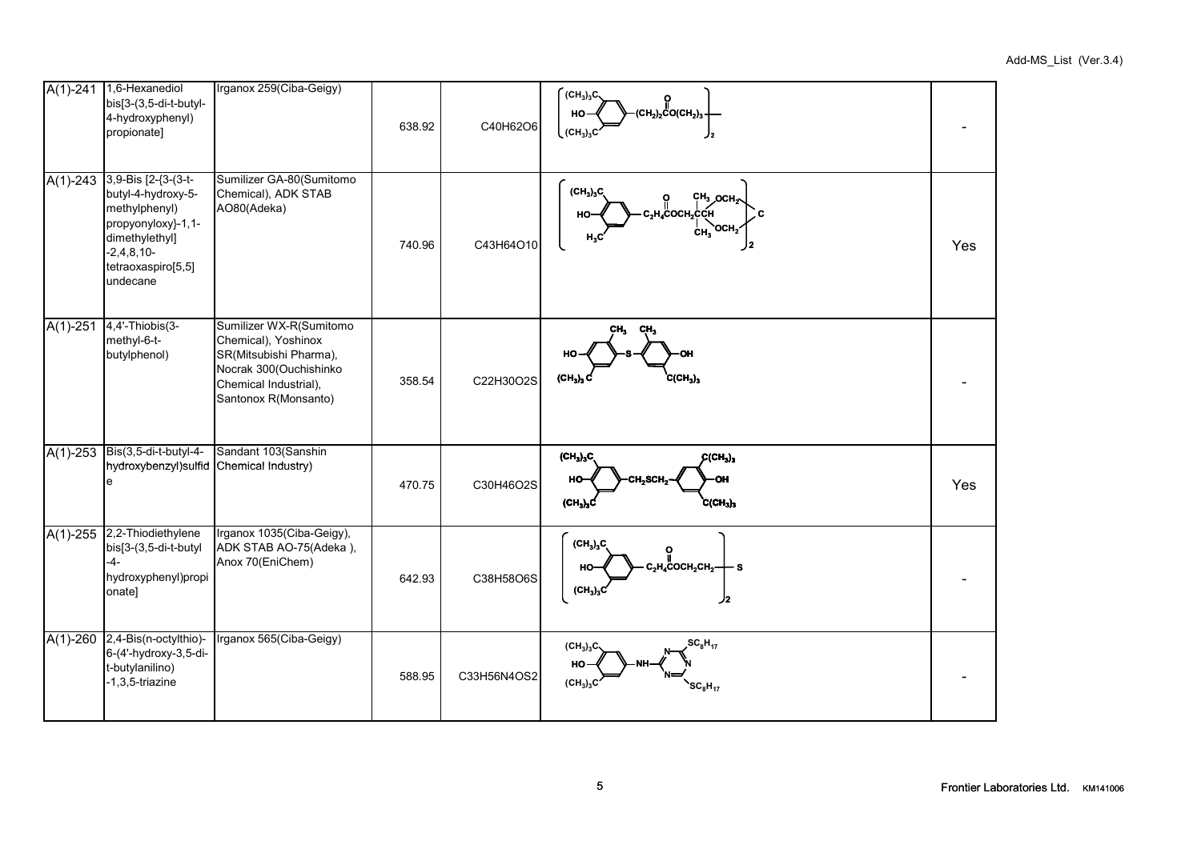| | | | | | | |
|---|---|---|---|---|---|---|
| A(1)-241 | 1,6-Hexanediol bis[3-(3,5-di-t-butyl-4-hydroxyphenyl) propionate] | Irganox 259(Ciba-Geigy) | 638.92 | C40H62O6 | | - |
| A(1)-243 | 3,9-Bis [2-{3-(3-t-butyl-4-hydroxy-5-methylphenyl) propyonyloxy}-1,1-dimethylethyl] -2,4,8,10-tetraoxaspiro[5,5] undecane | Sumilizer GA-80(Sumitomo Chemical), ADK STAB AO80(Adeka) | 740.96 | C43H64O10 | | Yes |
| A(1)-251 | 4,4'-Thiobis(3-methyl-6-t-butylphenol) | Sumilizer WX-R(Sumitomo Chemical), Yoshinox SR(Mitsubishi Pharma), Nocrak 300(Ouchishinko Chemical Industrial), Santonox R(Monsanto) | 358.54 | C22H30O2S | | - |
| A(1)-253 | Bis(3,5-di-t-butyl-4-hydroxybenzyl)sulfide | Sandant 103(Sanshin Chemical Industry) | 470.75 | C30H46O2S | | Yes |
| A(1)-255 | 2,2-Thiodiethylene bis[3-(3,5-di-t-butyl -4-hydroxyphenyl)propionate] | Irganox 1035(Ciba-Geigy), ADK STAB AO-75(Adeka ), Anox 70(EniChem) | 642.93 | C38H58O6S | | - |
| A(1)-260 | 2,4-Bis(n-octylthio)-6-(4'-hydroxy-3,5-di-t-butylanilino) -1,3,5-triazine | Irganox 565(Ciba-Geigy) | 588.95 | C33H56N4OS2 | | - |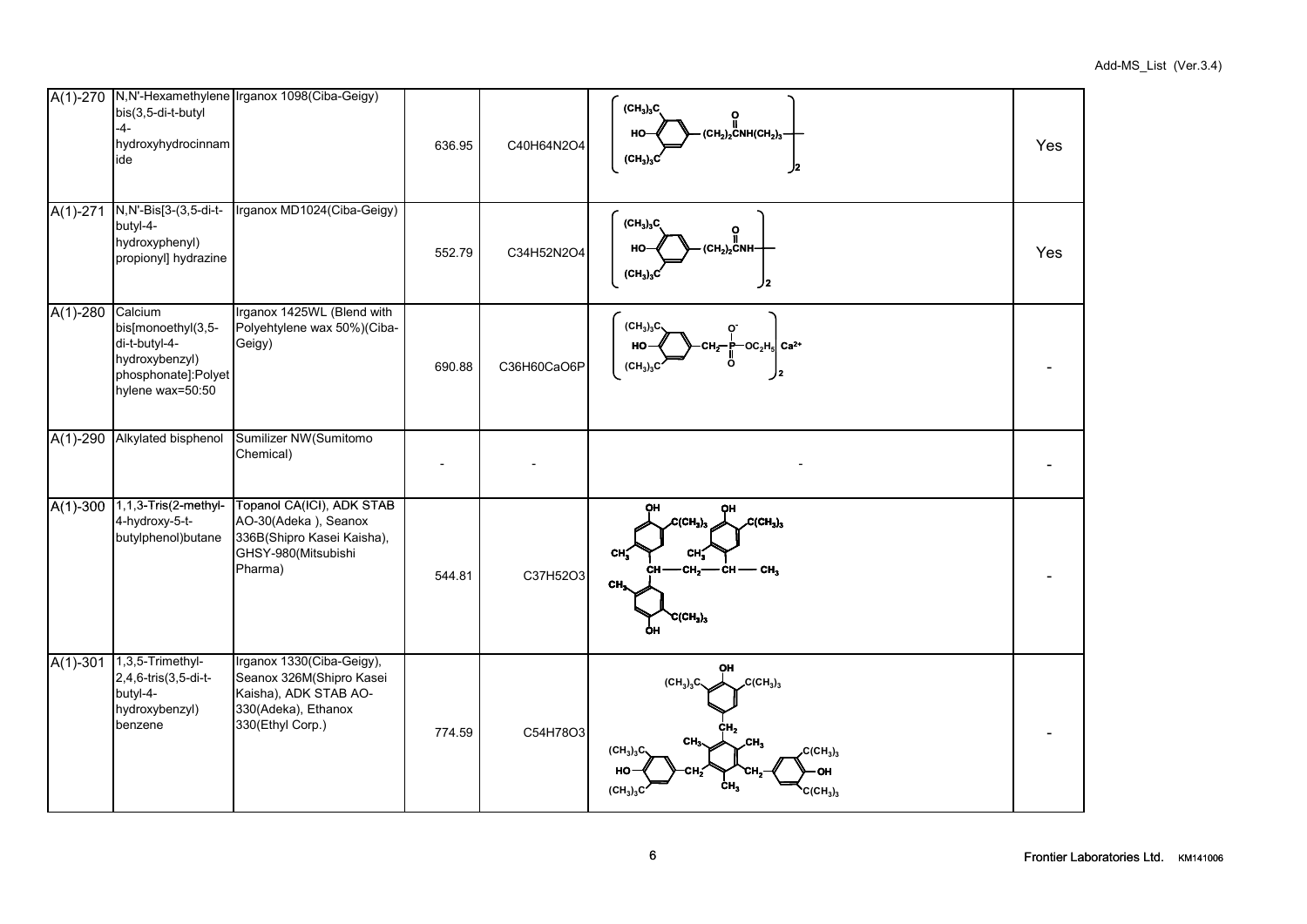| | | | | | | |
|---|---|---|---|---|---|---|
| A(1)-270 | N,N'-Hexamethylene bis(3,5-di-t-butyl -4- hydroxyhydrocinnamide | Irganox 1098(Ciba-Geigy) | 636.95 | C40H64N2O4 | $[(CH_3)_3C]_2(HO)C_6H_2-(CH_2)_2CONH(CH_2)_3-]_2$ | Yes |
| A(1)-271 | N,N'-Bis[3-(3,5-di-t-butyl-4-hydroxyphenyl) propionyl] hydrazine | Irganox MD1024(Ciba-Geigy) | 552.79 | C34H52N2O4 | $[(CH_3)_3C]_2(HO)C_6H_2-(CH_2)_2CONH-]_2$ | Yes |
| A(1)-280 | Calcium bis[monoethyl(3,5-di-t-butyl-4-hydroxybenzyl) phosphonate]:Polyethylene wax=50:50 | Irganox 1425WL (Blend with Polyehtylene wax 50%)(Ciba-Geigy) | 690.88 | C36H60CaO6P | $[(CH_3)_3C]_2(HO)C_6H_2-CH_2-P(O)(O^-)-OC_2H_5]_2\ Ca^{2+}$ | - |
| A(1)-290 | Alkylated bisphenol | Sumilizer NW(Sumitomo Chemical) | - | - | - | - |
| A(1)-300 | 1,1,3-Tris(2-methyl-4-hydroxy-5-t-butylphenol)butane | Topanol CA(ICI), ADK STAB AO-30(Adeka ), Seanox 336B(Shipro Kasei Kaisha), GHSY-980(Mitsubishi Pharma) | 544.81 | C37H52O3 | | - |
| A(1)-301 | 1,3,5-Trimethyl-2,4,6-tris(3,5-di-t-butyl-4-hydroxybenzyl) benzene | Irganox 1330(Ciba-Geigy), Seanox 326M(Shipro Kasei Kaisha), ADK STAB AO-330(Adeka), Ethanox 330(Ethyl Corp.) | 774.59 | C54H78O3 | | - |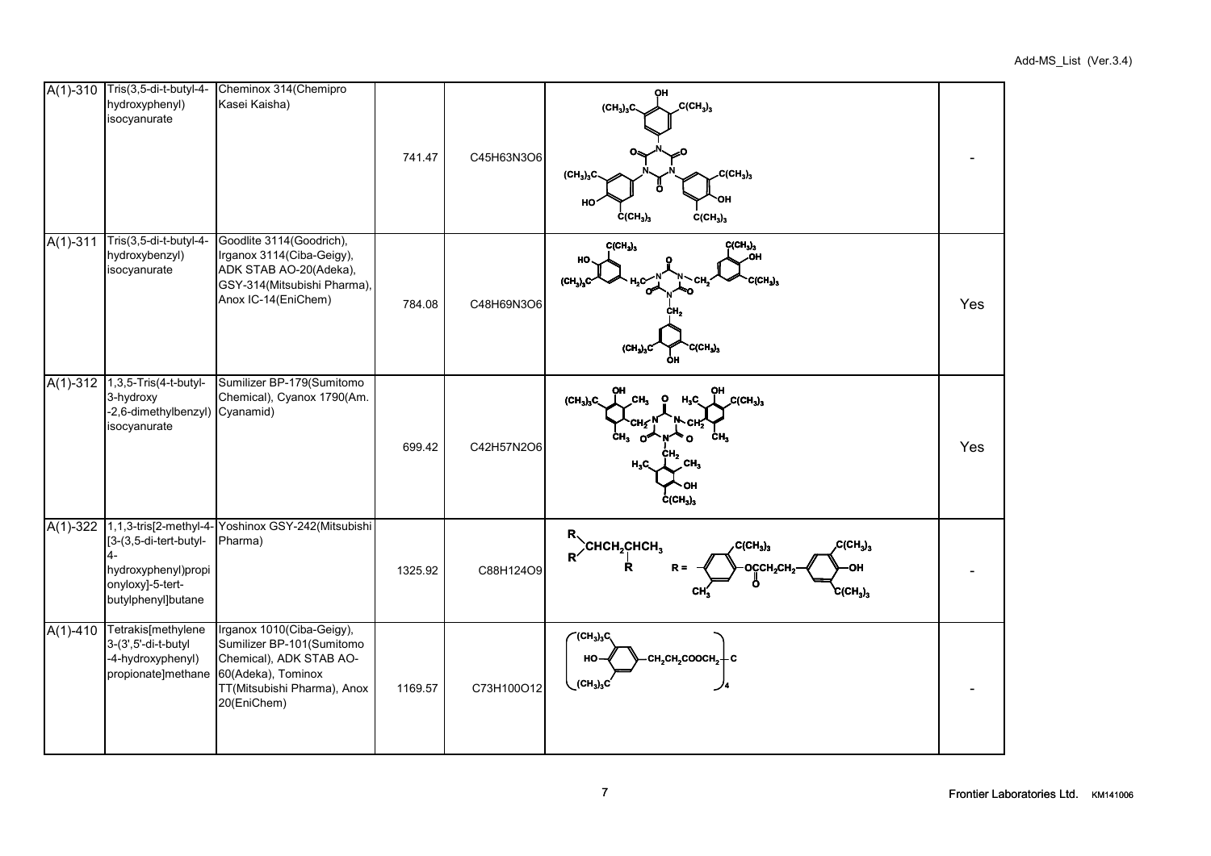| | | | | | | |
|---|---|---|---|---|---|---|
| A(1)-310 | Tris(3,5-di-t-butyl-4-hydroxyphenyl) isocyanurate | Cheminox 314(Chemipro Kasei Kaisha) | 741.47 | C45H63N3O6 | | - |
| A(1)-311 | Tris(3,5-di-t-butyl-4-hydroxybenzyl) isocyanurate | Goodlite 3114(Goodrich), Irganox 3114(Ciba-Geigy), ADK STAB AO-20(Adeka), GSY-314(Mitsubishi Pharma), Anox IC-14(EniChem) | 784.08 | C48H69N3O6 | | Yes |
| A(1)-312 | 1,3,5-Tris(4-t-butyl-3-hydroxy -2,6-dimethylbenzyl) isocyanurate | Sumilizer BP-179(Sumitomo Chemical), Cyanox 1790(Am. Cyanamid) | 699.42 | C42H57N2O6 | | Yes |
| A(1)-322 | 1,1,3-tris[2-methyl-4-[3-(3,5-di-tert-butyl-4-hydroxyphenyl)propionyloxy]-5-tert-butylphenyl]butane | Yoshinox GSY-242(Mitsubishi Pharma) | 1325.92 | C88H124O9 | | - |
| A(1)-410 | Tetrakis[methylene 3-(3',5'-di-t-butyl -4-hydroxyphenyl) propionate]methane | Irganox 1010(Ciba-Geigy), Sumilizer BP-101(Sumitomo Chemical), ADK STAB AO-60(Adeka), Tominox TT(Mitsubishi Pharma), Anox 20(EniChem) | 1169.57 | C73H100O12 | | - |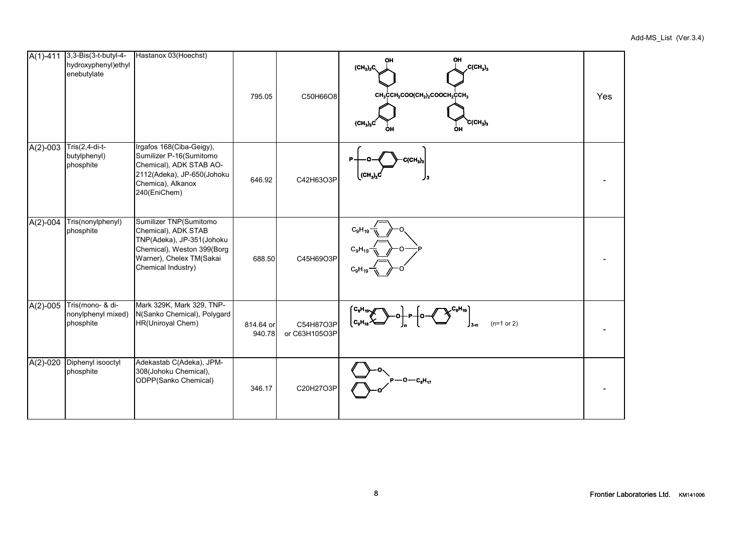| | | | | | | |
|---|---|---|---|---|---|---|
| A(1)-411 | 3,3-Bis(3-t-butyl-4-hydroxyphenyl)ethylenebutylate | Hastanox 03(Hoechst) | 795.05 | C50H66O8 | | Yes |
| A(2)-003 | Tris(2,4-di-t-butylphenyl) phosphite | Irgafos 168(Ciba-Geigy), Sumilizer P-16(Sumitomo Chemical), ADK STAB AO-2112(Adeka), JP-650(Johoku Chemica), Alkanox 240(EniChem) | 646.92 | C42H63O3P | | - |
| A(2)-004 | Tris(nonylphenyl) phosphite | Sumilizer TNP(Sumitomo Chemical), ADK STAB TNP(Adeka), JP-351(Johoku Chemical), Weston 399(Borg Warner), Chelex TM(Sakai Chemical Industry) | 688.50 | C45H69O3P | | - |
| A(2)-005 | Tris(mono- & di-nonylphenyl mixed) phosphite | Mark 329K, Mark 329, TNP-N(Sanko Chemical), Polygard HR(Uniroyal Chem) | 814.64 or 940.78 | C54H87O3P or C63H105O3P | (n=1 or 2) | - |
| A(2)-020 | Diphenyl isooctyl phosphite | Adekastab C(Adeka), JPM-308(Johoku Chemical), ODPP(Sanko Chemical) | 346.17 | C20H27O3P | | - |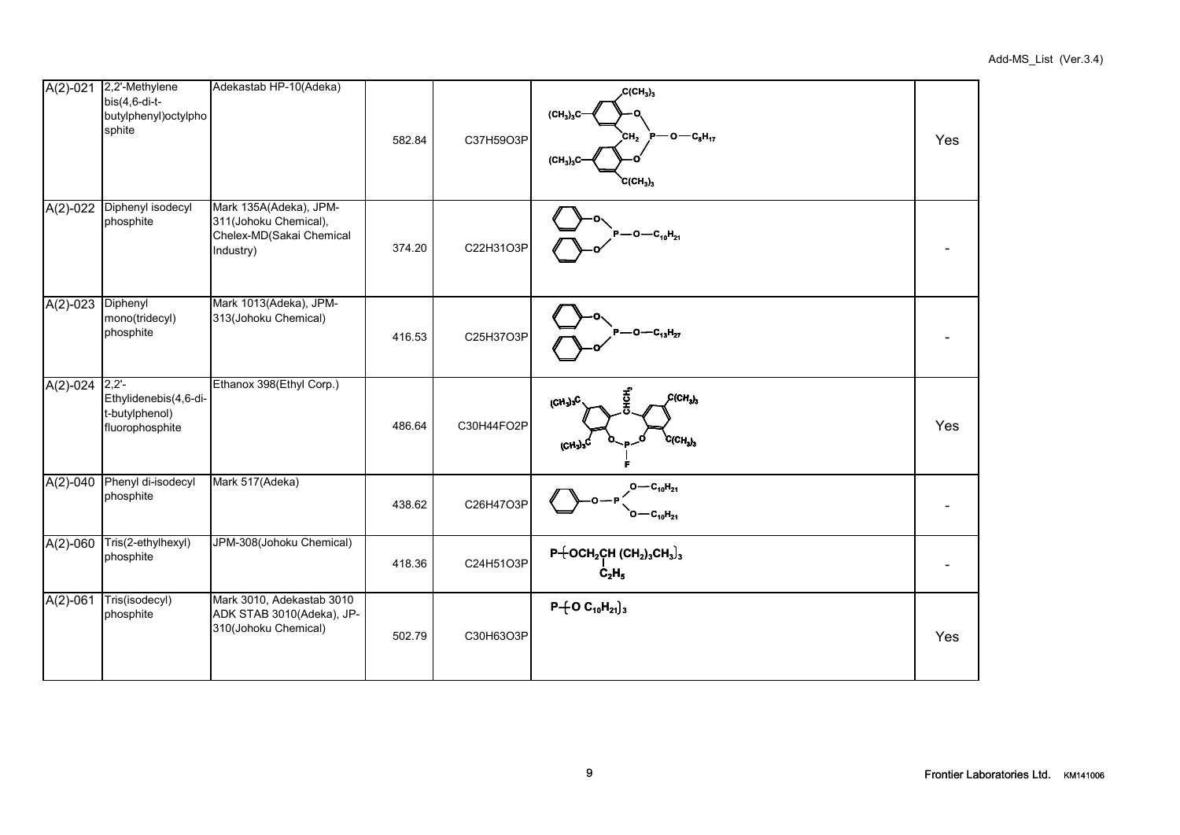| | | | | | | |
|---|---|---|---|---|---|---|
| A(2)-021 | 2,2'-Methylene bis(4,6-di-t-butylphenyl)octylphosphite | Adekastab HP-10(Adeka) | 582.84 | C37H59O3P | | Yes |
| A(2)-022 | Diphenyl isodecyl phosphite | Mark 135A(Adeka), JPM-311(Johoku Chemical), Chelex-MD(Sakai Chemical Industry) | 374.20 | C22H31O3P | | - |
| A(2)-023 | Diphenyl mono(tridecyl) phosphite | Mark 1013(Adeka), JPM-313(Johoku Chemical) | 416.53 | C25H37O3P | | - |
| A(2)-024 | 2,2'-Ethylidenebis(4,6-di-t-butylphenol) fluorophosphite | Ethanox 398(Ethyl Corp.) | 486.64 | C30H44FO2P | | Yes |
| A(2)-040 | Phenyl di-isodecyl phosphite | Mark 517(Adeka) | 438.62 | C26H47O3P | | - |
| A(2)-060 | Tris(2-ethylhexyl) phosphite | JPM-308(Johoku Chemical) | 418.36 | C24H51O3P | $P\{OCH_2CH(C_2H_5)(CH_2)_3CH_3\}_3$ | - |
| A(2)-061 | Tris(isodecyl) phosphite | Mark 3010, Adekastab 3010 ADK STAB 3010(Adeka), JP-310(Johoku Chemical) | 502.79 | C30H63O3P | $P\{O\ C_{10}H_{21}\}_3$ | Yes |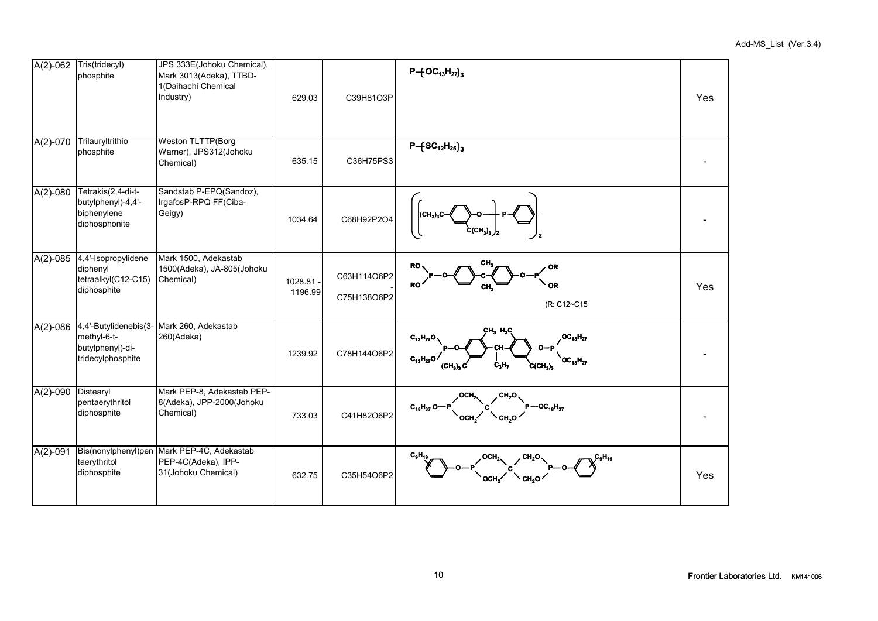| A(2)-062 | Tris(tridecyl) phosphite | JPS 333E(Johoku Chemical), Mark 3013(Adeka), TTBD-1(Daihachi Chemical Industry) | 629.03 | C39H81O3P | $P{-}(OC_{13}H_{27})_3$ | Yes |
|---|---|---|---|---|---|---|
| A(2)-070 | Trilauryltrithio phosphite | Weston TLTTP(Borg Warner), JPS312(Johoku Chemical) | 635.15 | C36H75PS3 | $P{-}(SC_{12}H_{25})_3$ | - |
| A(2)-080 | Tetrakis(2,4-di-t-butylphenyl)-4,4'-biphenylene diphosphonite | Sandstab P-EPQ(Sandoz), IrgafosP-RPQ FF(Ciba-Geigy) | 1034.64 | C68H92P2O4 | | - |
| A(2)-085 | 4,4'-Isopropylidene diphenyl tetraalkyl(C12-C15) diphosphite | Mark 1500, Adekastab 1500(Adeka), JA-805(Johoku Chemical) | 1028.81 - 1196.99 | C63H114O6P2 - C75H138O6P2 | (R: C12~C15 | Yes |
| A(2)-086 | 4,4'-Butylidenebis(3-methyl-6-t-butylphenyl)-di-tridecylphosphite | Mark 260, Adekastab 260(Adeka) | 1239.92 | C78H144O6P2 | | - |
| A(2)-090 | Distearyl pentaerythritol diphosphite | Mark PEP-8, Adekastab PEP-8(Adeka), JPP-2000(Johoku Chemical) | 733.03 | C41H82O6P2 | | - |
| A(2)-091 | Bis(nonylphenyl)pentaerythritol diphosphite | Mark PEP-4C, Adekastab PEP-4C(Adeka), IPP-31(Johoku Chemical) | 632.75 | C35H54O6P2 | | Yes |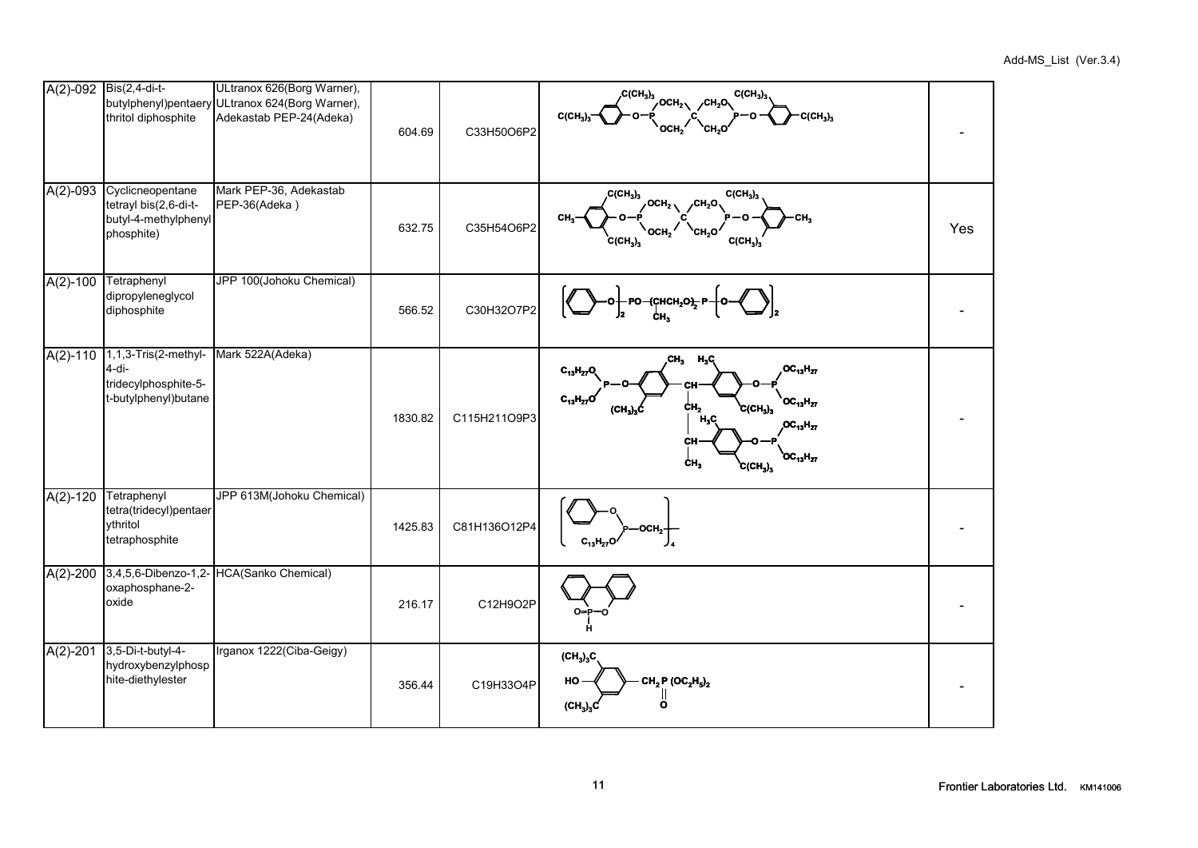| A(2)-092 | Bis(2,4-di-t-butylphenyl)pentaerythritol diphosphite | ULtranox 626(Borg Warner), ULtranox 624(Borg Warner), Adekastab PEP-24(Adeka) | 604.69 | C33H50O6P2 | | - |
|---|---|---|---|---|---|---|
| A(2)-093 | Cyclicneopentane tetrayl bis(2,6-di-t-butyl-4-methylphenyl phosphite) | Mark PEP-36, Adekastab PEP-36(Adeka ) | 632.75 | C35H54O6P2 | | Yes |
| A(2)-100 | Tetraphenyl dipropyleneglycol diphosphite | JPP 100(Johoku Chemical) | 566.52 | C30H32O7P2 | | - |
| A(2)-110 | 1,1,3-Tris(2-methyl-4-di-tridecylphosphite-5-t-butylphenyl)butane | Mark 522A(Adeka) | 1830.82 | C115H211O9P3 | | - |
| A(2)-120 | Tetraphenyl tetra(tridecyl)pentaerythritol tetraphosphite | JPP 613M(Johoku Chemical) | 1425.83 | C81H136O12P4 | | - |
| A(2)-200 | 3,4,5,6-Dibenzo-1,2-oxaphosphane-2-oxide | HCA(Sanko Chemical) | 216.17 | C12H9O2P | | - |
| A(2)-201 | 3,5-Di-t-butyl-4-hydroxybenzylphosphite-diethylester | Irganox 1222(Ciba-Geigy) | 356.44 | C19H33O4P | | - |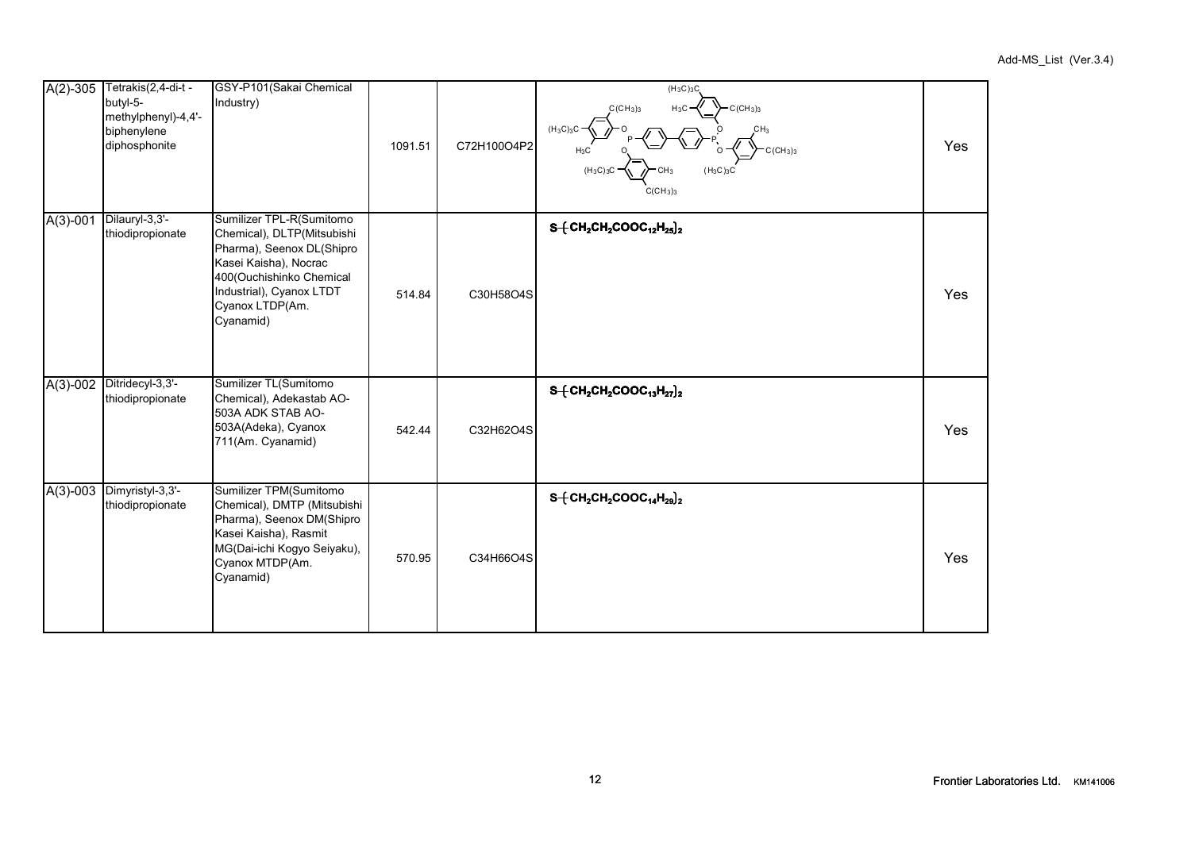| | | | | | | |
|---|---|---|---|---|---|---|
| A(2)-305 | Tetrakis(2,4-di-t -butyl-5-methylphenyl)-4,4'-biphenylene diphosphonite | GSY-P101(Sakai Chemical Industry) | 1091.51 | C72H100O4P2 | | Yes |
| A(3)-001 | Dilauryl-3,3'-thiodipropionate | Sumilizer TPL-R(Sumitomo Chemical), DLTP(Mitsubishi Pharma), Seenox DL(Shipro Kasei Kaisha), Nocrac 400(Ouchishinko Chemical Industrial), Cyanox LTDT Cyanox LTDP(Am. Cyanamid) | 514.84 | C30H58O4S | $S\text{-}[CH_2CH_2COOC_{12}H_{25}]_2$ | Yes |
| A(3)-002 | Ditridecyl-3,3'-thiodipropionate | Sumilizer TL(Sumitomo Chemical), Adekastab AO-503A ADK STAB AO-503A(Adeka), Cyanox 711(Am. Cyanamid) | 542.44 | C32H62O4S | $S\text{-}[CH_2CH_2COOC_{13}H_{27}]_2$ | Yes |
| A(3)-003 | Dimyristyl-3,3'-thiodipropionate | Sumilizer TPM(Sumitomo Chemical), DMTP (Mitsubishi Pharma), Seenox DM(Shipro Kasei Kaisha), Rasmit MG(Dai-ichi Kogyo Seiyaku), Cyanox MTDP(Am. Cyanamid) | 570.95 | C34H66O4S | $S\text{-}[CH_2CH_2COOC_{14}H_{29}]_2$ | Yes |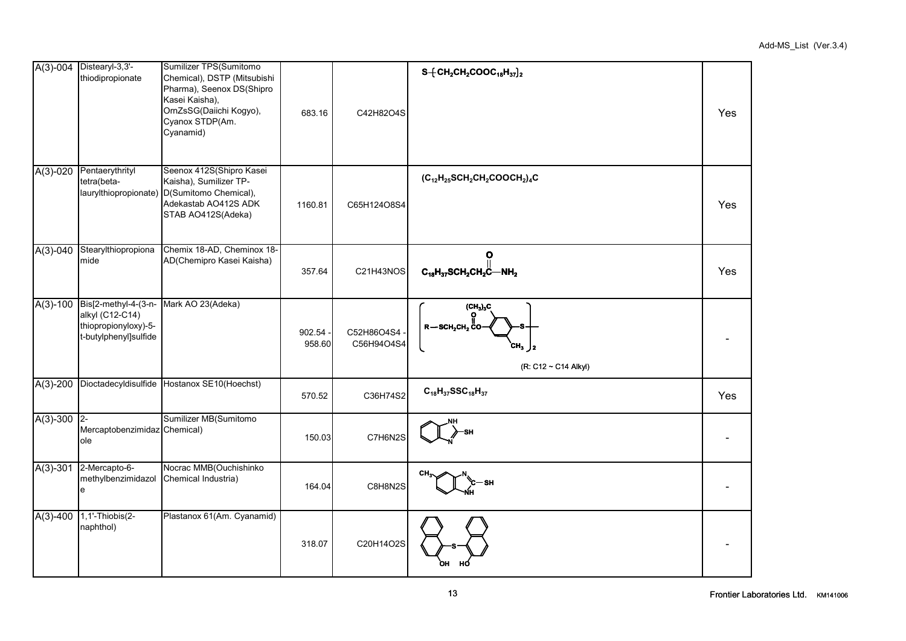| | | | | | | |
|---|---|---|---|---|---|---|
| A(3)-004 | Distearyl-3,3'-thiodipropionate | Sumilizer TPS(Sumitomo Chemical), DSTP (Mitsubishi Pharma), Seenox DS(Shipro Kasei Kaisha), OrnZsSG(Daiichi Kogyo), Cyanox STDP(Am. Cyanamid) | 683.16 | C42H82O4S | $S\{CH_2CH_2COOC_{18}H_{37}\}_2$ | Yes |
| A(3)-020 | Pentaerythrityl tetra(beta-laurylthiopropionate) | Seenox 412S(Shipro Kasei Kaisha), Sumilizer TP-D(Sumitomo Chemical), Adekastab AO412S ADK STAB AO412S(Adeka) | 1160.81 | C65H124O8S4 | $(C_{12}H_{25}SCH_2CH_2COOCH_2)_4C$ | Yes |
| A(3)-040 | Stearylthiopropionamide | Chemix 18-AD, Cheminox 18-AD(Chemipro Kasei Kaisha) | 357.64 | C21H43NOS | $C_{18}H_{37}SCH_2CH_2C(=O)-NH_2$ | Yes |
| A(3)-100 | Bis[2-methyl-4-(3-n-alkyl (C12-C14) thiopropionyloxy)-5-t-butylphenyl]sulfide | Mark AO 23(Adeka) | 902.54 - 958.60 | C52H86O4S4 - C56H94O4S4 | $[R-SCH_2CH_2CO-O-C_6H_2((CH_3)_3C)(CH_3)-S]_2$ (R: C12 ~ C14 Alkyl) | - |
| A(3)-200 | Dioctadecyldisulfide | Hostanox SE10(Hoechst) | 570.52 | C36H74S2 | $C_{18}H_{37}SSC_{18}H_{37}$ | Yes |
| A(3)-300 | 2-Mercaptobenzimidazole | Sumilizer MB(Sumitomo Chemical) | 150.03 | C7H6N2S | | - |
| A(3)-301 | 2-Mercapto-6-methylbenzimidazole | Nocrac MMB(Ouchishinko Chemical Industria) | 164.04 | C8H8N2S | | - |
| A(3)-400 | 1,1'-Thiobis(2-naphthol) | Plastanox 61(Am. Cyanamid) | 318.07 | C20H14O2S | | - |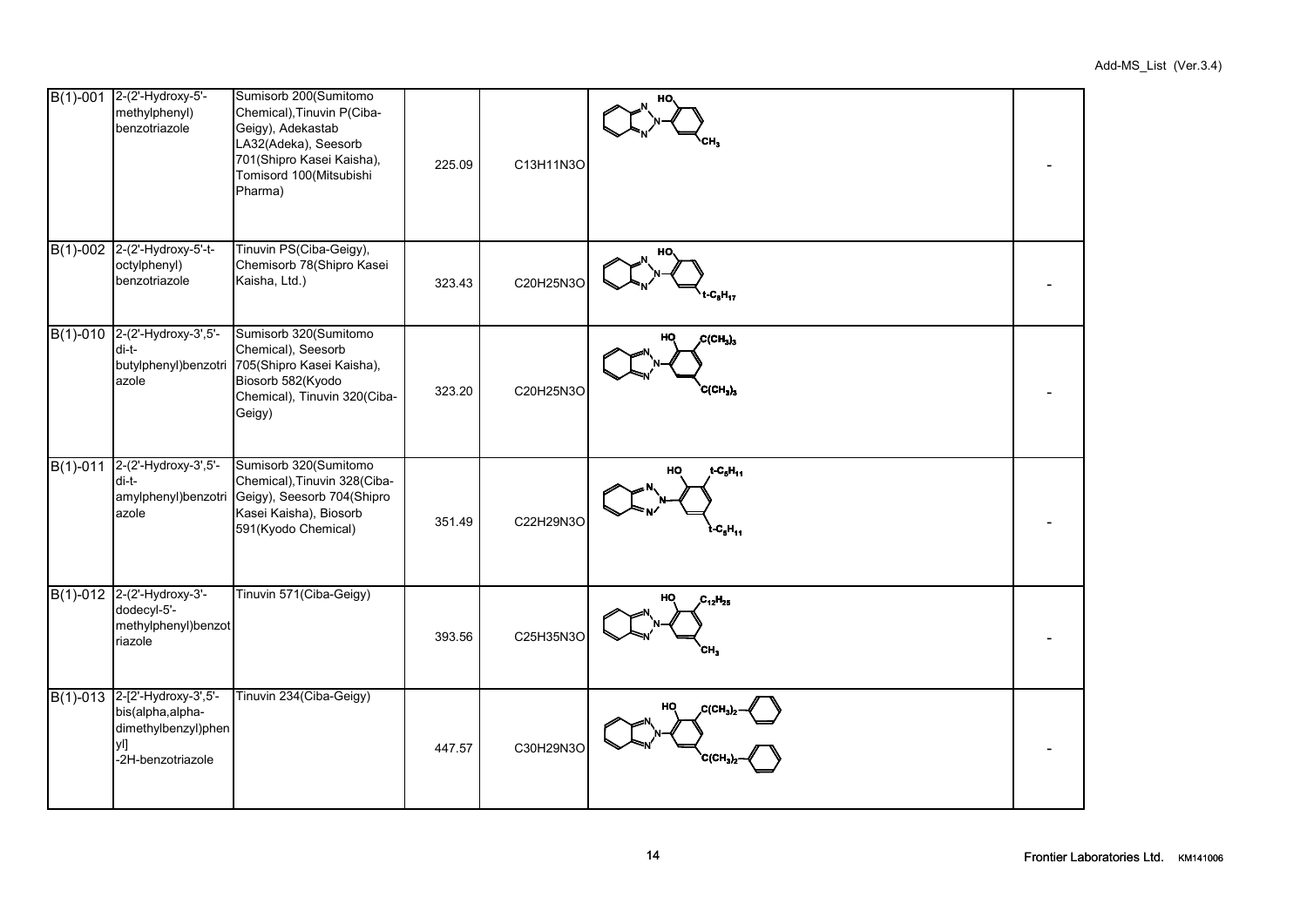| B(1)-001 | 2-(2'-Hydroxy-5'-methylphenyl) benzotriazole | Sumisorb 200(Sumitomo Chemical),Tinuvin P(Ciba-Geigy), Adekastab LA32(Adeka), Seesorb 701(Shipro Kasei Kaisha), Tomisord 100(Mitsubishi Pharma) | 225.09 | C13H11N3O | | - |
|---|---|---|---|---|---|---|
| B(1)-002 | 2-(2'-Hydroxy-5'-t-octylphenyl) benzotriazole | Tinuvin PS(Ciba-Geigy), Chemisorb 78(Shipro Kasei Kaisha, Ltd.) | 323.43 | C20H25N3O | | - |
| B(1)-010 | 2-(2'-Hydroxy-3',5'-di-t-butylphenyl)benzotriazole | Sumisorb 320(Sumitomo Chemical), Seesorb 705(Shipro Kasei Kaisha), Biosorb 582(Kyodo Chemical), Tinuvin 320(Ciba-Geigy) | 323.20 | C20H25N3O | | - |
| B(1)-011 | 2-(2'-Hydroxy-3',5'-di-t-amylphenyl)benzotriazole | Sumisorb 320(Sumitomo Chemical),Tinuvin 328(Ciba-Geigy), Seesorb 704(Shipro Kasei Kaisha), Biosorb 591(Kyodo Chemical) | 351.49 | C22H29N3O | | - |
| B(1)-012 | 2-(2'-Hydroxy-3'-dodecyl-5'-methylphenyl)benzotriazole | Tinuvin 571(Ciba-Geigy) | 393.56 | C25H35N3O | | - |
| B(1)-013 | 2-[2'-Hydroxy-3',5'-bis(alpha,alpha-dimethylbenzyl)phenyl]-2H-benzotriazole | Tinuvin 234(Ciba-Geigy) | 447.57 | C30H29N3O | | - |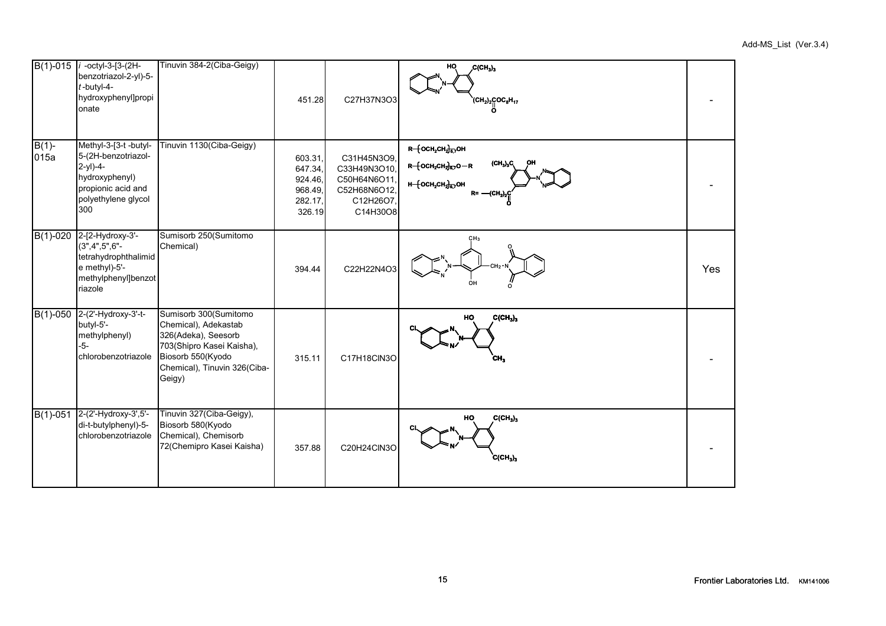| | | | | | | |
|---|---|---|---|---|---|---|
| B(1)-015 | *i* -octyl-3-[3-(2H-benzotriazol-2-yl)-5-*t*-butyl-4-hydroxyphenyl]propionate | Tinuvin 384-2(Ciba-Geigy) | 451.28 | C27H37N3O3 | | - |
| B(1)-015a | Methyl-3-[3-t -butyl-5-(2H-benzotriazol-2-yl)-4-hydroxyphenyl) propionic acid and polyethylene glycol 300 | Tinuvin 1130(Ciba-Geigy) | 603.31, 647.34, 924.46, 968.49, 282.17, 326.19 | C31H45N3O9, C33H49N3O10, C50H64N6O11, C52H68N6O12, C12H26O7, C14H30O8 | | - |
| B(1)-020 | 2-[2-Hydroxy-3'-(3",4",5",6"-tetrahydrophthalimide methyl)-5'-methylphenyl]benzotriazole | Sumisorb 250(Sumitomo Chemical) | 394.44 | C22H22N4O3 | | Yes |
| B(1)-050 | 2-(2'-Hydroxy-3'-t-butyl-5'-methylphenyl)-5-chlorobenzotriazole | Sumisorb 300(Sumitomo Chemical), Adekastab 326(Adeka), Seesorb 703(Shipro Kasei Kaisha), Biosorb 550(Kyodo Chemical), Tinuvin 326(Ciba-Geigy) | 315.11 | C17H18ClN3O | | - |
| B(1)-051 | 2-(2'-Hydroxy-3',5'-di-t-butylphenyl)-5-chlorobenzotriazole | Tinuvin 327(Ciba-Geigy), Biosorb 580(Kyodo Chemical), Chemisorb 72(Chemipro Kasei Kaisha) | 357.88 | C20H24ClN3O | | - |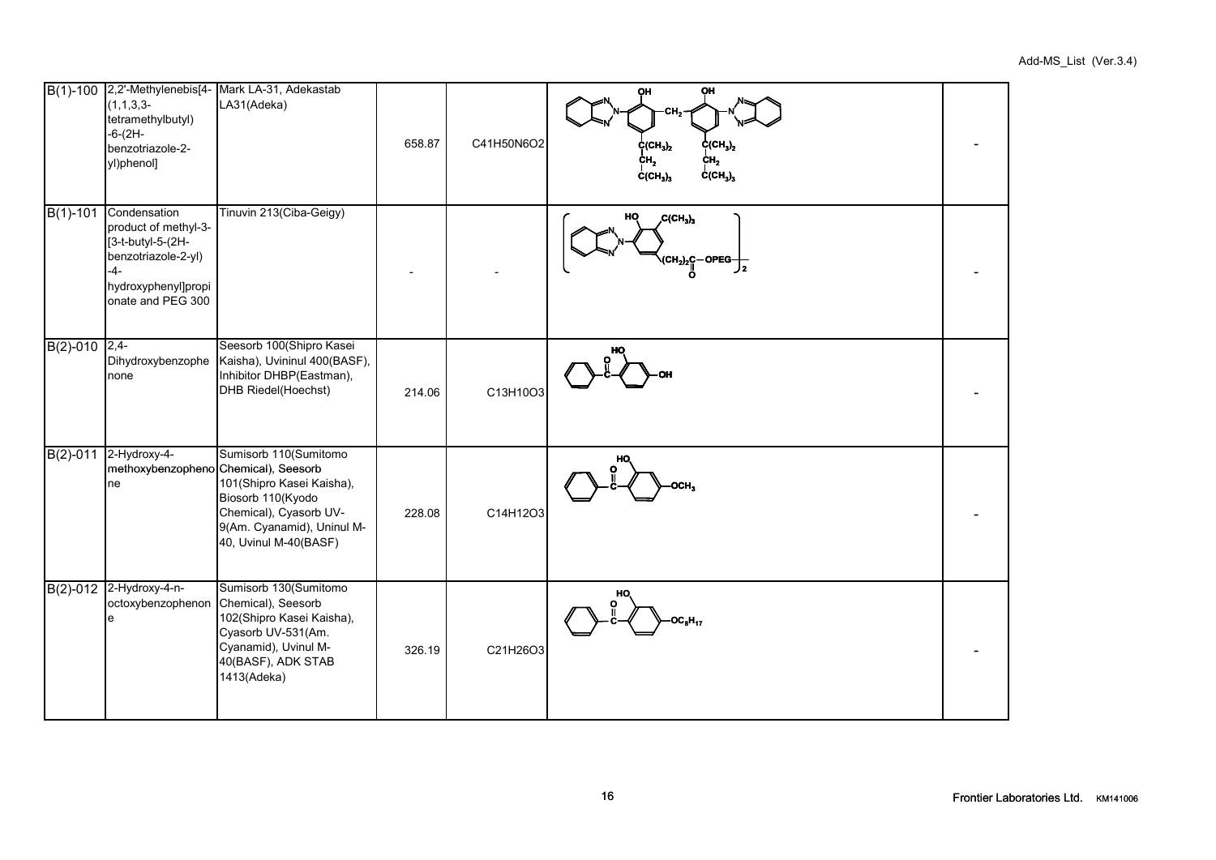| | | | | | | |
|---|---|---|---|---|---|---|
| B(1)-100 | 2,2'-Methylenebis[4-(1,1,3,3-tetramethylbutyl)-6-(2H-benzotriazole-2-yl)phenol] | Mark LA-31, Adekastab LA31(Adeka) | 658.87 | C41H50N6O2 | | - |
| B(1)-101 | Condensation product of methyl-3-[3-t-butyl-5-(2H-benzotriazole-2-yl)-4-hydroxyphenyl]propionate and PEG 300 | Tinuvin 213(Ciba-Geigy) | - | - | | - |
| B(2)-010 | 2,4-Dihydroxybenzophenone | Seesorb 100(Shipro Kasei Kaisha), Uvininul 400(BASF), Inhibitor DHBP(Eastman), DHB Riedel(Hoechst) | 214.06 | C13H10O3 | | - |
| B(2)-011 | 2-Hydroxy-4-methoxybenzophenone | Sumisorb 110(Sumitomo Chemical), Seesorb 101(Shipro Kasei Kaisha), Biosorb 110(Kyodo Chemical), Cyasorb UV-9(Am. Cyanamid), Uninul M-40, Uvinul M-40(BASF) | 228.08 | C14H12O3 | | - |
| B(2)-012 | 2-Hydroxy-4-n-octoxybenzophenone | Sumisorb 130(Sumitomo Chemical), Seesorb 102(Shipro Kasei Kaisha), Cyasorb UV-531(Am. Cyanamid), Uvinul M-40(BASF), ADK STAB 1413(Adeka) | 326.19 | C21H26O3 | | - |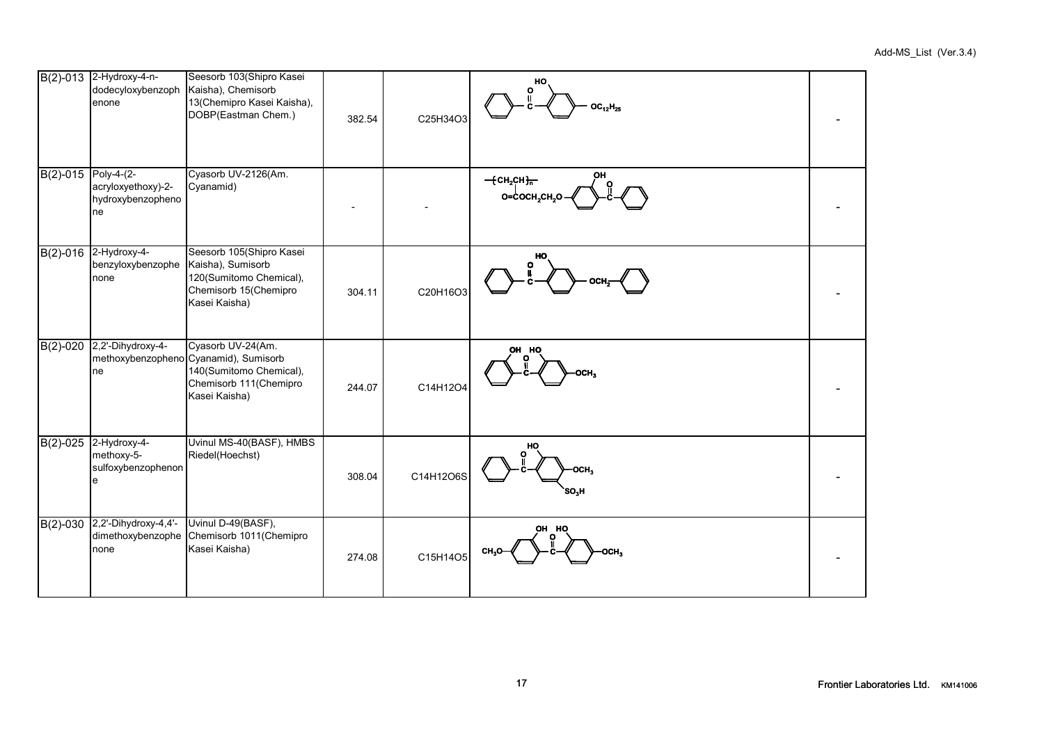| | | | | | | |
|---|---|---|---|---|---|---|
| B(2)-013 | 2-Hydroxy-4-n-dodecyloxybenzophenone | Seesorb 103(Shipro Kasei Kaisha), Chemisorb 13(Chemipro Kasei Kaisha), DOBP(Eastman Chem.) | 382.54 | C25H34O3 | | - |
| B(2)-015 | Poly-4-(2-acryloxyethoxy)-2-hydroxybenzophenone | Cyasorb UV-2126(Am. Cyanamid) | - | - | | - |
| B(2)-016 | 2-Hydroxy-4-benzyloxybenzophenone | Seesorb 105(Shipro Kasei Kaisha), Sumisorb 120(Sumitomo Chemical), Chemisorb 15(Chemipro Kasei Kaisha) | 304.11 | C20H16O3 | | - |
| B(2)-020 | 2,2'-Dihydroxy-4-methoxybenzophenone | Cyasorb UV-24(Am. Cyanamid), Sumisorb 140(Sumitomo Chemical), Chemisorb 111(Chemipro Kasei Kaisha) | 244.07 | C14H12O4 | | - |
| B(2)-025 | 2-Hydroxy-4-methoxy-5-sulfoxybenzophenone | Uvinul MS-40(BASF), HMBS Riedel(Hoechst) | 308.04 | C14H12O6S | | - |
| B(2)-030 | 2,2'-Dihydroxy-4,4'-dimethoxybenzophenone | Uvinul D-49(BASF), Chemisorb 1011(Chemipro Kasei Kaisha) | 274.08 | C15H14O5 | | - |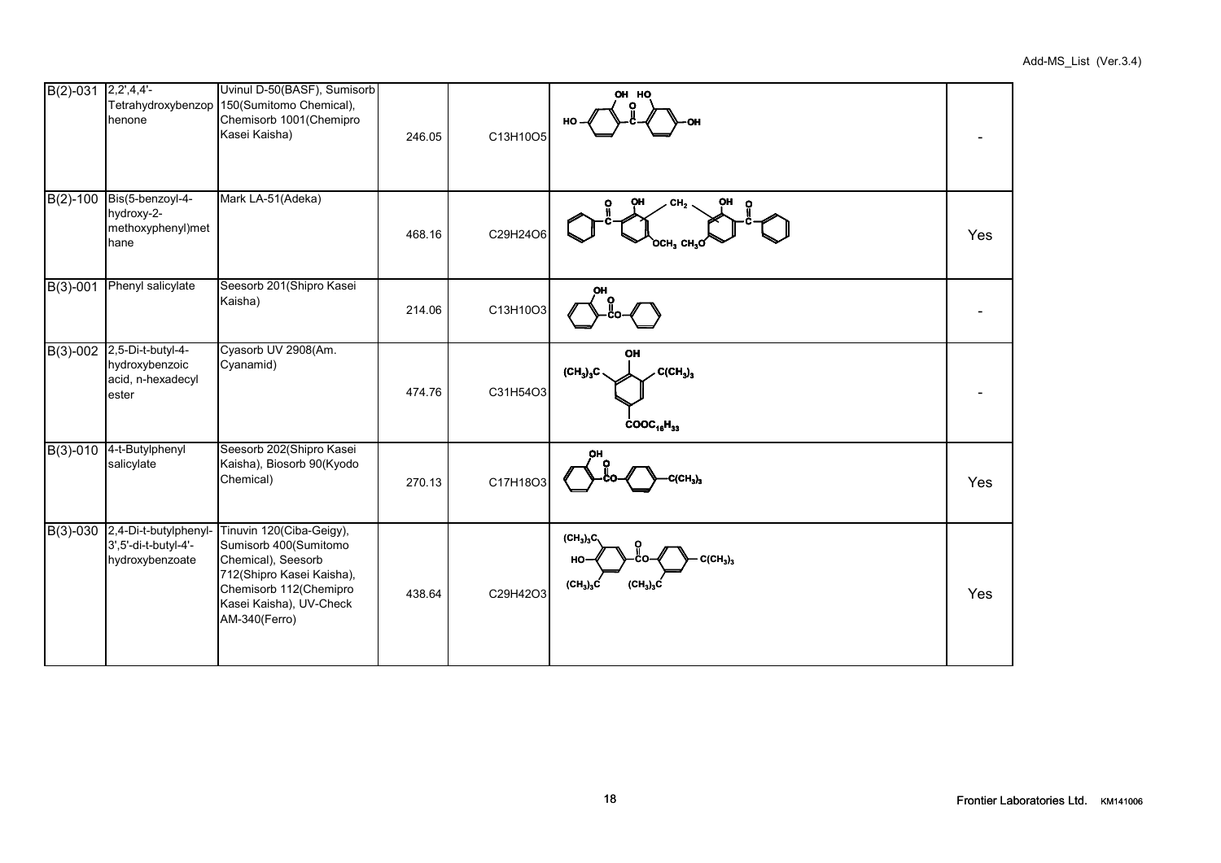| B(2)-031 | 2,2',4,4'-Tetrahydroxybenzophenone | Uvinul D-50(BASF), Sumisorb 150(Sumitomo Chemical), Chemisorb 1001(Chemipro Kasei Kaisha) | 246.05 | $C_{13}H_{10}O_5$ | | - |
|---|---|---|---|---|---|---|
| B(2)-100 | Bis(5-benzoyl-4-hydroxy-2-methoxyphenyl)methane | Mark LA-51(Adeka) | 468.16 | $C_{29}H_{24}O_6$ | | Yes |
| B(3)-001 | Phenyl salicylate | Seesorb 201(Shipro Kasei Kaisha) | 214.06 | $C_{13}H_{10}O_3$ | | - |
| B(3)-002 | 2,5-Di-t-butyl-4-hydroxybenzoic acid, n-hexadecyl ester | Cyasorb UV 2908(Am. Cyanamid) | 474.76 | $C_{31}H_{54}O_3$ | | - |
| B(3)-010 | 4-t-Butylphenyl salicylate | Seesorb 202(Shipro Kasei Kaisha), Biosorb 90(Kyodo Chemical) | 270.13 | $C_{17}H_{18}O_3$ | | Yes |
| B(3)-030 | 2,4-Di-t-butylphenyl-3',5'-di-t-butyl-4'-hydroxybenzoate | Tinuvin 120(Ciba-Geigy), Sumisorb 400(Sumitomo Chemical), Seesorb 712(Shipro Kasei Kaisha), Chemisorb 112(Chemipro Kasei Kaisha), UV-Check AM-340(Ferro) | 438.64 | $C_{29}H_{42}O_3$ | | Yes |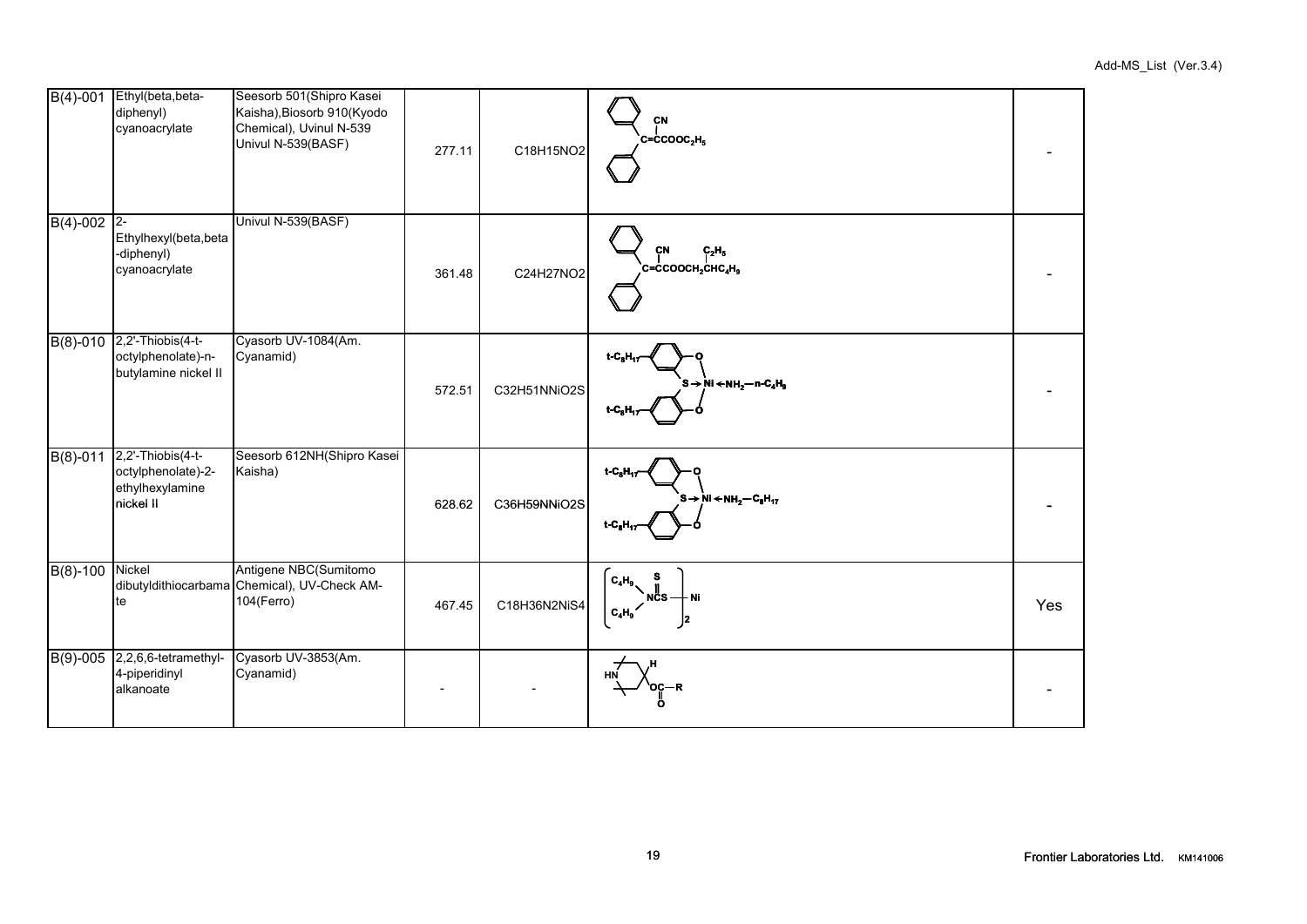| | | | | | | |
|---|---|---|---|---|---|---|
| B(4)-001 | Ethyl(beta,beta-diphenyl) cyanoacrylate | Seesorb 501(Shipro Kasei Kaisha),Biosorb 910(Kyodo Chemical), Uvinul N-539 Univul N-539(BASF) | 277.11 | C18H15NO2 | | - |
| B(4)-002 | 2-Ethylhexyl(beta,beta-diphenyl) cyanoacrylate | Univul N-539(BASF) | 361.48 | C24H27NO2 | | - |
| B(8)-010 | 2,2'-Thiobis(4-t-octylphenolate)-n-butylamine nickel II | Cyasorb UV-1084(Am. Cyanamid) | 572.51 | C32H51NNiO2S | | - |
| B(8)-011 | 2,2'-Thiobis(4-t-octylphenolate)-2-ethylhexylamine nickel II | Seesorb 612NH(Shipro Kasei Kaisha) | 628.62 | C36H59NNiO2S | | - |
| B(8)-100 | Nickel dibutyldithiocarbamate | Antigene NBC(Sumitomo Chemical), UV-Check AM-104(Ferro) | 467.45 | C18H36N2NiS4 | | Yes |
| B(9)-005 | 2,2,6,6-tetramethyl-4-piperidinyl alkanoate | Cyasorb UV-3853(Am. Cyanamid) | - | - | | - |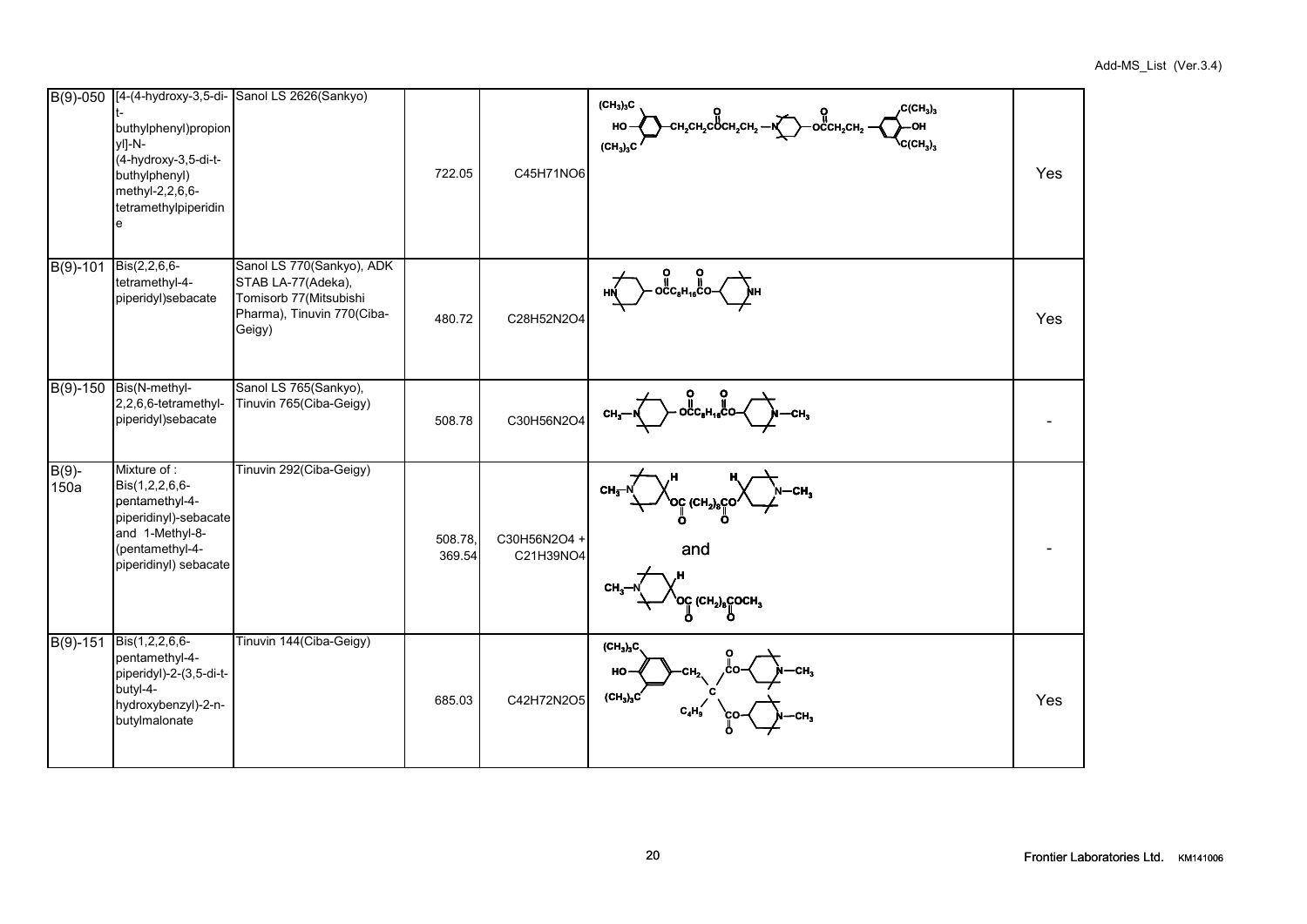| | | | | | | |
|---|---|---|---|---|---|---|
| B(9)-050 | [4-(4-hydroxy-3,5-di-t-buthylphenyl)propionyl]-N-(4-hydroxy-3,5-di-t-buthylphenyl) methyl-2,2,6,6-tetramethylpiperidine | Sanol LS 2626(Sankyo) | 722.05 | C45H71NO6 | | Yes |
| B(9)-101 | Bis(2,2,6,6-tetramethyl-4-piperidyl)sebacate | Sanol LS 770(Sankyo), ADK STAB LA-77(Adeka), Tomisorb 77(Mitsubishi Pharma), Tinuvin 770(Ciba-Geigy) | 480.72 | C28H52N2O4 | | Yes |
| B(9)-150 | Bis(N-methyl-2,2,6,6-tetramethyl-piperidyl)sebacate | Sanol LS 765(Sankyo), Tinuvin 765(Ciba-Geigy) | 508.78 | C30H56N2O4 | | - |
| B(9)-150a | Mixture of : Bis(1,2,2,6,6-pentamethyl-4-piperidinyl)-sebacate and 1-Methyl-8-(pentamethyl-4-piperidinyl) sebacate | Tinuvin 292(Ciba-Geigy) | 508.78, 369.54 | C30H56N2O4 + C21H39NO4 | and | - |
| B(9)-151 | Bis(1,2,2,6,6-pentamethyl-4-piperidyl)-2-(3,5-di-t-butyl-4-hydroxybenzyl)-2-n-butylmalonate | Tinuvin 144(Ciba-Geigy) | 685.03 | C42H72N2O5 | | Yes |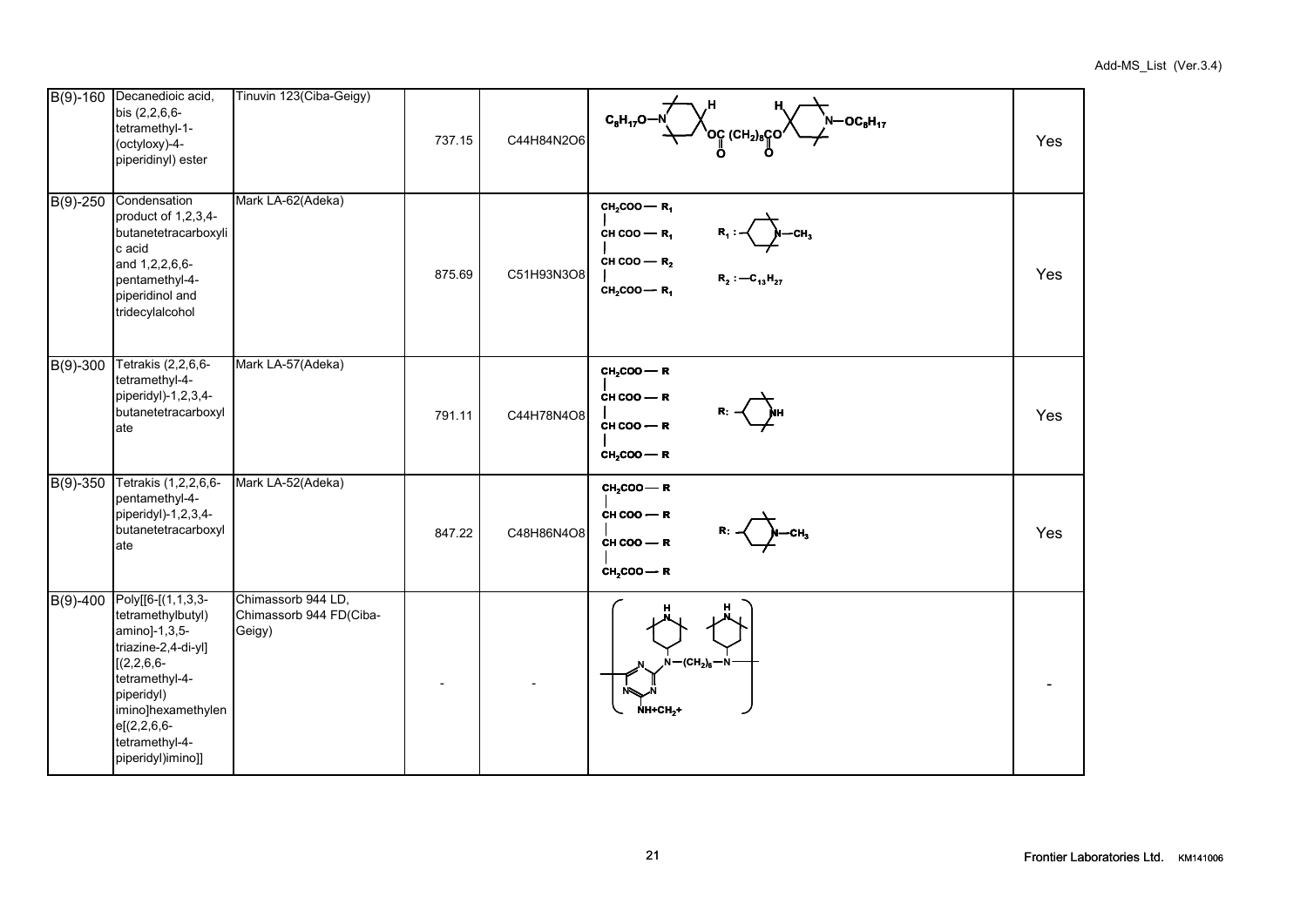| | | | | | | |
|---|---|---|---|---|---|---|
| B(9)-160 | Decanedioic acid, bis (2,2,6,6-tetramethyl-1-(octyloxy)-4-piperidinyl) ester | Tinuvin 123(Ciba-Geigy) | 737.15 | C44H84N2O6 | $C_8H_{17}O$–N ... OC(O)(CH_2)_8C(O)O ... N–$OC_8H_{17}$ | Yes |
| B(9)-250 | Condensation product of 1,2,3,4-butanetetracarboxylic acid and 1,2,2,6,6-pentamethyl-4-piperidinol and tridecylalcohol | Mark LA-62(Adeka) | 875.69 | C51H93N3O8 | $CH_2COO$ — $R_1$ / CH COO — $R_1$ / CH COO — $R_2$ / $CH_2COO$ — $R_1$; $R_1$ : N–$CH_3$; $R_2$ : —$C_{13}H_{27}$ | Yes |
| B(9)-300 | Tetrakis (2,2,6,6-tetramethyl-4-piperidyl)-1,2,3,4-butanetetracarboxylate | Mark LA-57(Adeka) | 791.11 | C44H78N4O8 | $CH_2COO$ — R / CH COO — R / CH COO — R / $CH_2COO$ — R; R: NH | Yes |
| B(9)-350 | Tetrakis (1,2,2,6,6-pentamethyl-4-piperidyl)-1,2,3,4-butanetetracarboxylate | Mark LA-52(Adeka) | 847.22 | C48H86N4O8 | $CH_2COO$ — R / CH COO — R / CH COO — R / $CH_2COO$ — R; R: N–$CH_3$ | Yes |
| B(9)-400 | Poly[[6-[(1,1,3,3-tetramethylbutyl) amino]-1,3,5-triazine-2,4-di-yl] [(2,2,6,6-tetramethyl-4-piperidyl) imino]hexamethylene[(2,2,6,6-tetramethyl-4-piperidyl)imino]] | Chimassorb 944 LD, Chimassorb 944 FD(Ciba-Geigy) | - | - | N–$(CH_2)_6$–N; NH-$CH_2$- | - |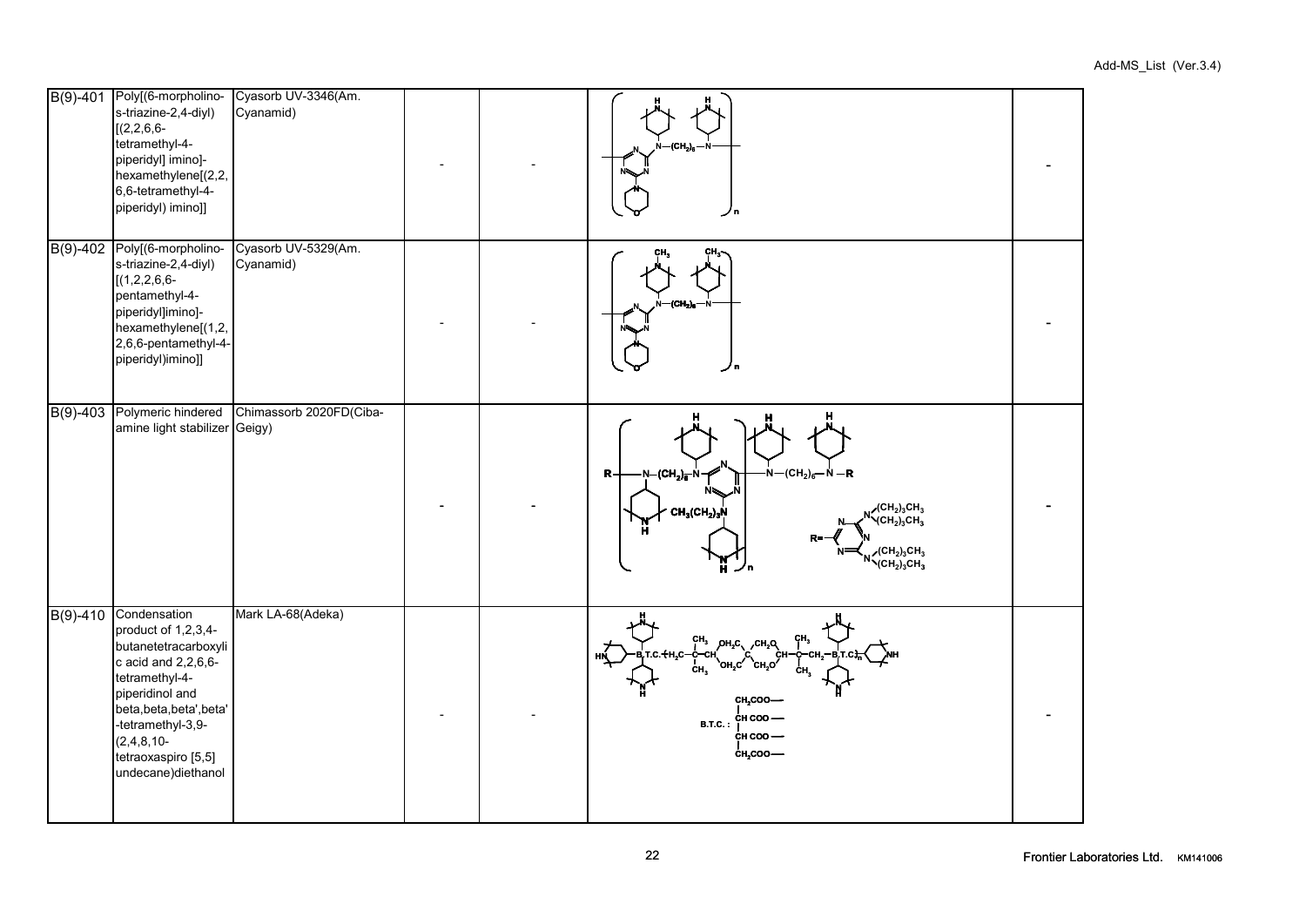| | | | | | | |
|---|---|---|---|---|---|---|
| B(9)-401 | Poly[(6-morpholino-s-triazine-2,4-diyl)[(2,2,6,6-tetramethyl-4-piperidyl] imino]-hexamethylene[(2,2,6,6-tetramethyl-4-piperidyl) imino]] | Cyasorb UV-3346(Am. Cyanamid) | - | - | | - |
| B(9)-402 | Poly[(6-morpholino-s-triazine-2,4-diyl)[(1,2,2,6,6-pentamethyl-4-piperidyl]imino]-hexamethylene[(1,2,2,6,6-pentamethyl-4-piperidyl)imino]] | Cyasorb UV-5329(Am. Cyanamid) | - | - | | - |
| B(9)-403 | Polymeric hindered amine light stabilizer | Chimassorb 2020FD(Ciba-Geigy) | - | - | | - |
| B(9)-410 | Condensation product of 1,2,3,4-butanetetracarboxylic acid and 2,2,6,6-tetramethyl-4-piperidinol and beta,beta,beta',beta'-tetramethyl-3,9-(2,4,8,10-tetraoxaspiro [5,5] undecane)diethanol | Mark LA-68(Adeka) | - | - | B.T.C. : $CH_2COO$—, CH COO—, CH COO—, $CH_2COO$— | - |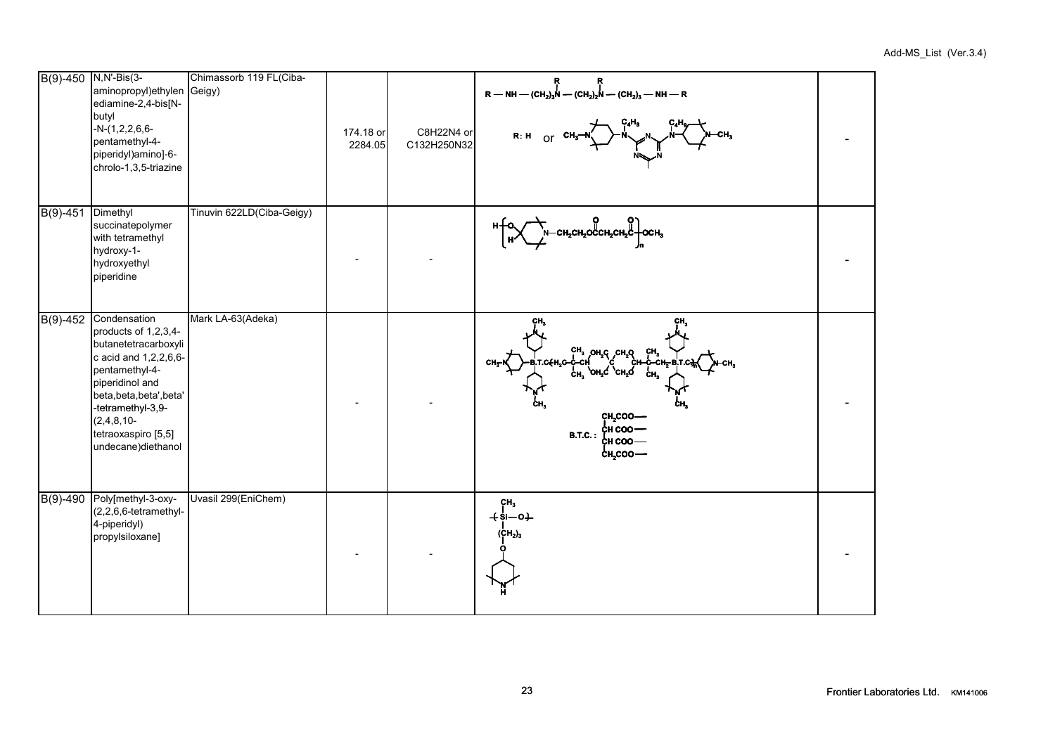| | | | | | | |
|---|---|---|---|---|---|---|
| B(9)-450 | N,N'-Bis(3-aminopropyl)ethylenediamine-2,4-bis[N-butyl-N-(1,2,2,6,6-pentamethyl-4-piperidyl)amino]-6-chrolo-1,3,5-triazine | Chimassorb 119 FL(Ciba-Geigy) | 174.18 or 2284.05 | $C_8H_{22}N_4$ or $C_{132}H_{250}N_{32}$ | R — NH — $(CH_2)_3$N(R) — $(CH_2)_2$N(R) — $(CH_2)_3$ — NH — R<br>R: H or (triazine structure with $C_4H_9$ and $CH_3$–N piperidyl groups) | - |
| B(9)-451 | Dimethyl succinatepolymer with tetramethyl hydroxy-1-hydroxyethyl piperidine | Tinuvin 622LD(Ciba-Geigy) | - | - | H–[O–(piperidyl)N–$CH_2CH_2OC(=O)CH_2CH_2C(=O)$]$_n$–$OCH_3$ | - |
| B(9)-452 | Condensation products of 1,2,3,4-butanetetracarboxylic acid and 1,2,2,6,6-pentamethyl-4-piperidinol and beta,beta,beta',beta'-tetramethyl-3,9-(2,4,8,10-tetraoxaspiro [5,5] undecane)diethanol | Mark LA-63(Adeka) | - | - | (structure)<br>B.T.C.: $CH_2COO$—, CH COO—, CH COO—, $CH_2COO$— | - |
| B(9)-490 | Poly[methyl-3-oxy-(2,2,6,6-tetramethyl-4-piperidyl) propylsiloxane] | Uvasil 299(EniChem) | - | - | –(Si($CH_3$)–O)– with $(CH_2)_3$–O–(2,2,6,6-tetramethyl-4-piperidyl, N–H) | - |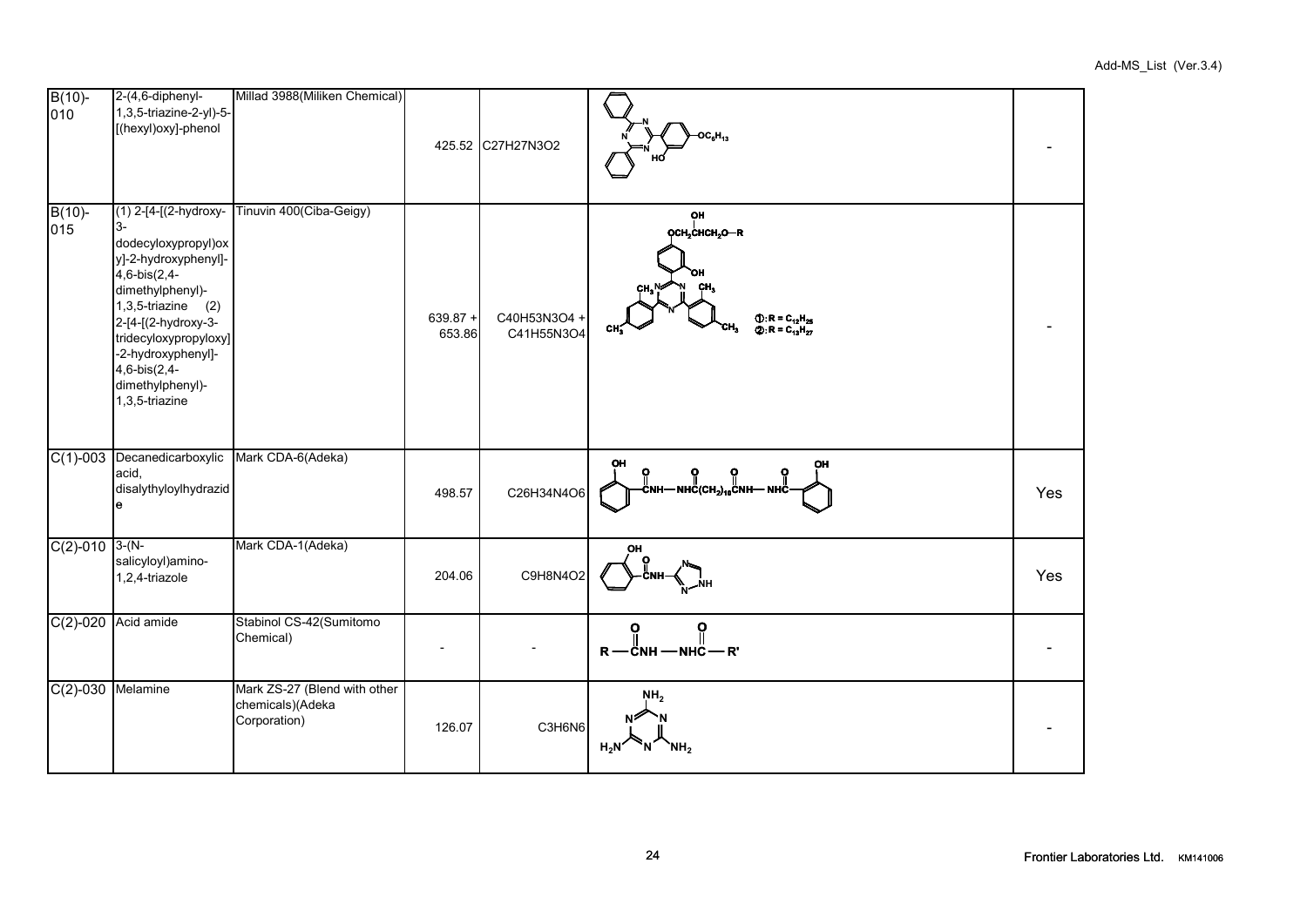| B(10)-010 | 2-(4,6-diphenyl-1,3,5-triazine-2-yl)-5-[(hexyl)oxy]-phenol | Millad 3988(Miliken Chemical) | 425.52 | C27H27N3O2 | | - |
|---|---|---|---|---|---|---|
| B(10)-015 | (1) 2-[4-[(2-hydroxy-3-dodecyloxypropyl)oxy]-2-hydroxyphenyl]-4,6-bis(2,4-dimethylphenyl)-1,3,5-triazine (2) 2-[4-[(2-hydroxy-3-tridecyloxypropyloxy]-2-hydroxyphenyl]-4,6-bis(2,4-dimethylphenyl)-1,3,5-triazine | Tinuvin 400(Ciba-Geigy) | 639.87 + 653.86 | C40H53N3O4 + C41H55N3O4 | ①: $R = C_{12}H_{25}$ ②: $R = C_{13}H_{27}$ | - |
| C(1)-003 | Decanedicarboxylic acid, disalythyloylhydrazide | Mark CDA-6(Adeka) | 498.57 | C26H34N4O6 | | Yes |
| C(2)-010 | 3-(N-salicyloyl)amino-1,2,4-triazole | Mark CDA-1(Adeka) | 204.06 | C9H8N4O2 | | Yes |
| C(2)-020 | Acid amide | Stabinol CS-42(Sumitomo Chemical) | - | - | R—CNH—NHC—R' | - |
| C(2)-030 | Melamine | Mark ZS-27 (Blend with other chemicals)(Adeka Corporation) | 126.07 | C3H6N6 | | - |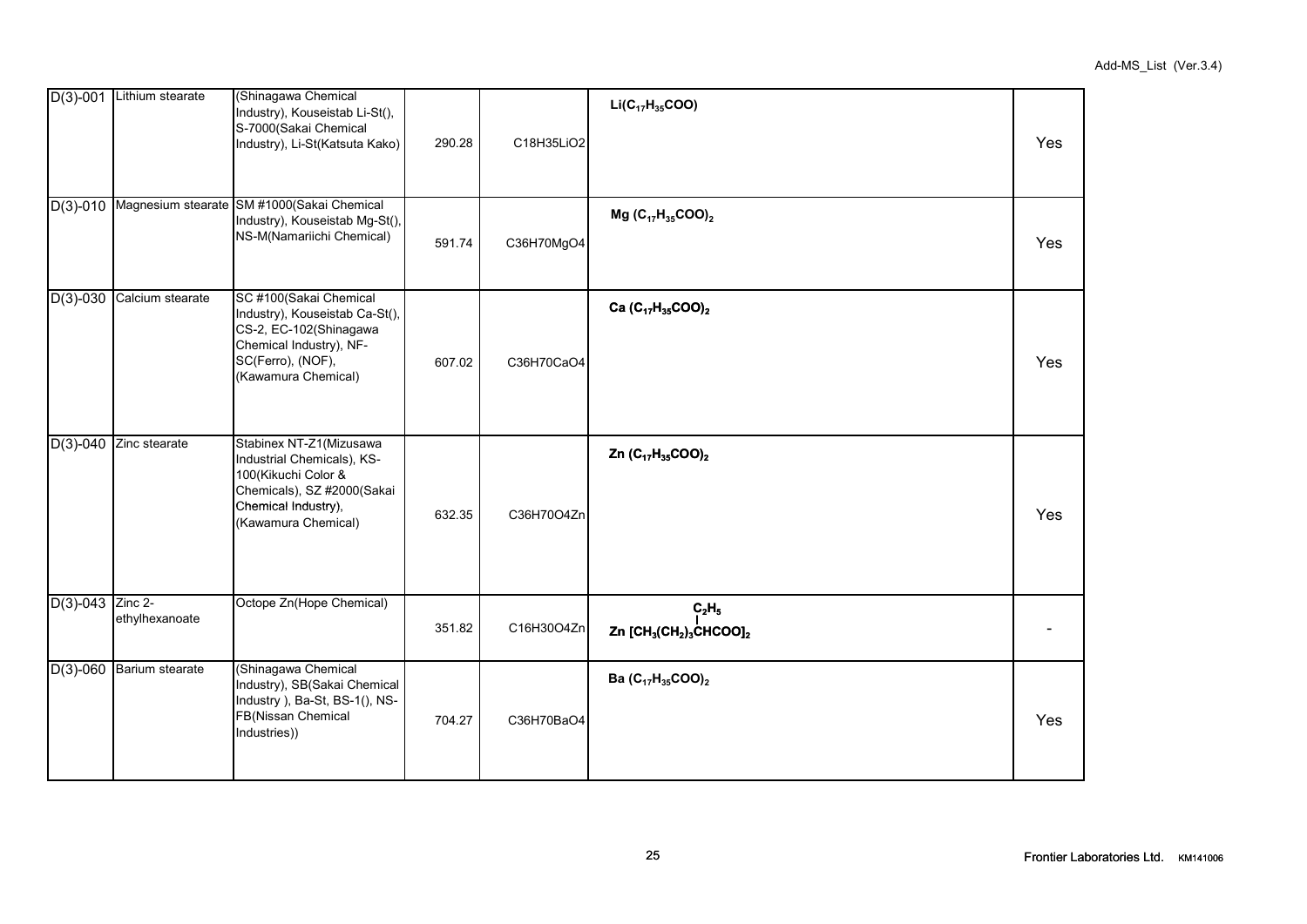| | | | | | | |
|---|---|---|---|---|---|---|
| D(3)-001 | Lithium stearate | (Shinagawa Chemical Industry), Kouseistab Li-St(), S-7000(Sakai Chemical Industry), Li-St(Katsuta Kako) | 290.28 | C18H35LiO2 | $Li(C_{17}H_{35}COO)$ | Yes |
| D(3)-010 | Magnesium stearate | SM #1000(Sakai Chemical Industry), Kouseistab Mg-St(), NS-M(Namariichi Chemical) | 591.74 | C36H70MgO4 | $Mg\ (C_{17}H_{35}COO)_2$ | Yes |
| D(3)-030 | Calcium stearate | SC #100(Sakai Chemical Industry), Kouseistab Ca-St(), CS-2, EC-102(Shinagawa Chemical Industry), NF-SC(Ferro), (NOF), (Kawamura Chemical) | 607.02 | C36H70CaO4 | $Ca\ (C_{17}H_{35}COO)_2$ | Yes |
| D(3)-040 | Zinc stearate | Stabinex NT-Z1(Mizusawa Industrial Chemicals), KS-100(Kikuchi Color & Chemicals), SZ #2000(Sakai Chemical Industry), (Kawamura Chemical) | 632.35 | C36H70O4Zn | $Zn\ (C_{17}H_{35}COO)_2$ | Yes |
| D(3)-043 | Zinc 2-ethylhexanoate | Octope Zn(Hope Chemical) | 351.82 | C16H30O4Zn | $Zn\ [CH_3(CH_2)_3CH(C_2H_5)COO]_2$ | - |
| D(3)-060 | Barium stearate | (Shinagawa Chemical Industry), SB(Sakai Chemical Industry ), Ba-St, BS-1(), NS-FB(Nissan Chemical Industries)) | 704.27 | C36H70BaO4 | $Ba\ (C_{17}H_{35}COO)_2$ | Yes |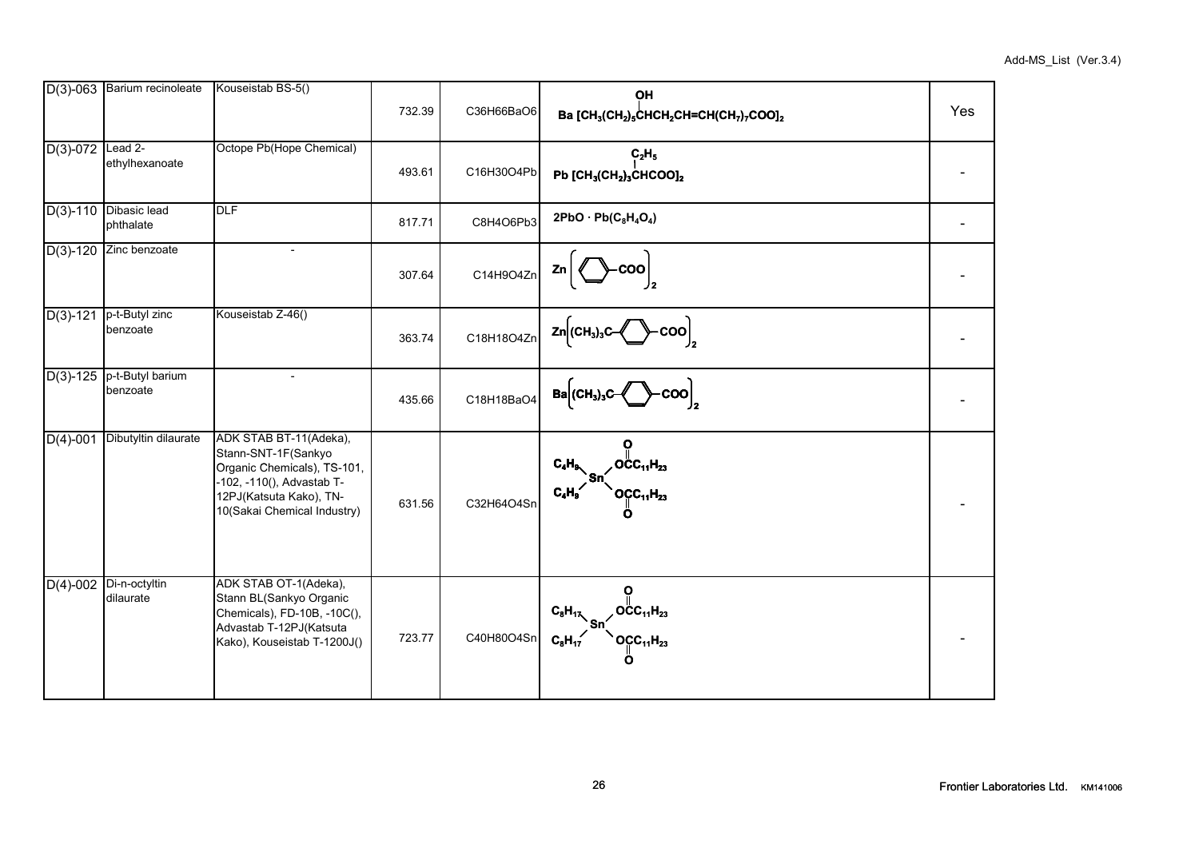| | | | | | | |
|---|---|---|---|---|---|---|
| D(3)-063 | Barium recinoleate | Kouseistab BS-5() | 732.39 | C36H66BaO6 | $Ba\ [CH_3(CH_2)_5CH(OH)CH_2CH{=}CH(CH_2)_7COO]_2$ | Yes |
| D(3)-072 | Lead 2-ethylhexanoate | Octope Pb(Hope Chemical) | 493.61 | C16H30O4Pb | $Pb\ [CH_3(CH_2)_3CH(C_2H_5)COO]_2$ | - |
| D(3)-110 | Dibasic lead phthalate | DLF | 817.71 | C8H4O6Pb3 | $2PbO \cdot Pb(C_8H_4O_4)$ | - |
| D(3)-120 | Zinc benzoate | - | 307.64 | C14H9O4Zn | $Zn\,[C_6H_5COO]_2$ | - |
| D(3)-121 | p-t-Butyl zinc benzoate | Kouseistab Z-46() | 363.74 | C18H18O4Zn | $Zn\,[(CH_3)_3C{-}C_6H_4{-}COO]_2$ | - |
| D(3)-125 | p-t-Butyl barium benzoate | - | 435.66 | C18H18BaO4 | $Ba\,[(CH_3)_3C{-}C_6H_4{-}COO]_2$ | - |
| D(4)-001 | Dibutyltin dilaurate | ADK STAB BT-11(Adeka), Stann-SNT-1F(Sankyo Organic Chemicals), TS-101, -102, -110(), Advastab T-12PJ(Katsuta Kako), TN-10(Sakai Chemical Industry) | 631.56 | C32H64O4Sn | $(C_4H_9)_2Sn(OCOC_{11}H_{23})_2$ | - |
| D(4)-002 | Di-n-octyltin dilaurate | ADK STAB OT-1(Adeka), Stann BL(Sankyo Organic Chemicals), FD-10B, -10C(), Advastab T-12PJ(Katsuta Kako), Kouseistab T-1200J() | 723.77 | C40H80O4Sn | $(C_8H_{17})_2Sn(OCOC_{11}H_{23})_2$ | - |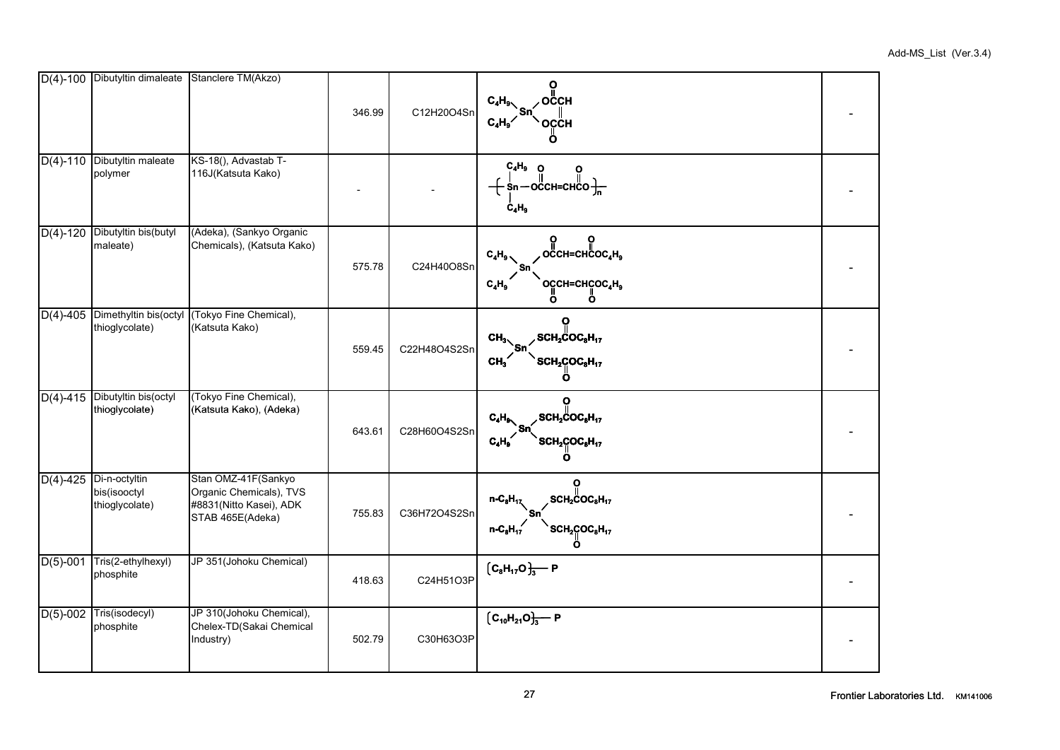| D(4)-100 | Dibutyltin dimaleate | Stanclere TM(Akzo) | 346.99 | C12H20O4Sn | $(C_4H_9)_2Sn(OCOCH)_2$ | - |
|---|---|---|---|---|---|---|
| D(4)-110 | Dibutyltin maleate polymer | KS-18(), Advastab T-116J(Katsuta Kako) | - | - | $-[Sn(C_4H_9)_2-OCOCH=CHCOO]_n-$ | - |
| D(4)-120 | Dibutyltin bis(butyl maleate) | (Adeka), (Sankyo Organic Chemicals), (Katsuta Kako) | 575.78 | C24H40O8Sn | $(C_4H_9)_2Sn(OCOCH=CHCOOC_4H_9)_2$ | - |
| D(4)-405 | Dimethyltin bis(octyl thioglycolate) | (Tokyo Fine Chemical), (Katsuta Kako) | 559.45 | C22H48O4S2Sn | $(CH_3)_2Sn(SCH_2COOC_8H_{17})_2$ | - |
| D(4)-415 | Dibutyltin bis(octyl thioglycolate) | (Tokyo Fine Chemical), (Katsuta Kako), (Adeka) | 643.61 | C28H60O4S2Sn | $(C_4H_9)_2Sn(SCH_2COOC_8H_{17})_2$ | - |
| D(4)-425 | Di-n-octyltin bis(isooctyl thioglycolate) | Stan OMZ-41F(Sankyo Organic Chemicals), TVS #8831(Nitto Kasei), ADK STAB 465E(Adeka) | 755.83 | C36H72O4S2Sn | $(n\text{-}C_8H_{17})_2Sn(SCH_2COOC_8H_{17})_2$ | - |
| D(5)-001 | Tris(2-ethylhexyl) phosphite | JP 351(Johoku Chemical) | 418.63 | C24H51O3P | $(C_8H_{17}O)_3-P$ | - |
| D(5)-002 | Tris(isodecyl) phosphite | JP 310(Johoku Chemical), Chelex-TD(Sakai Chemical Industry) | 502.79 | C30H63O3P | $(C_{10}H_{21}O)_3-P$ | - |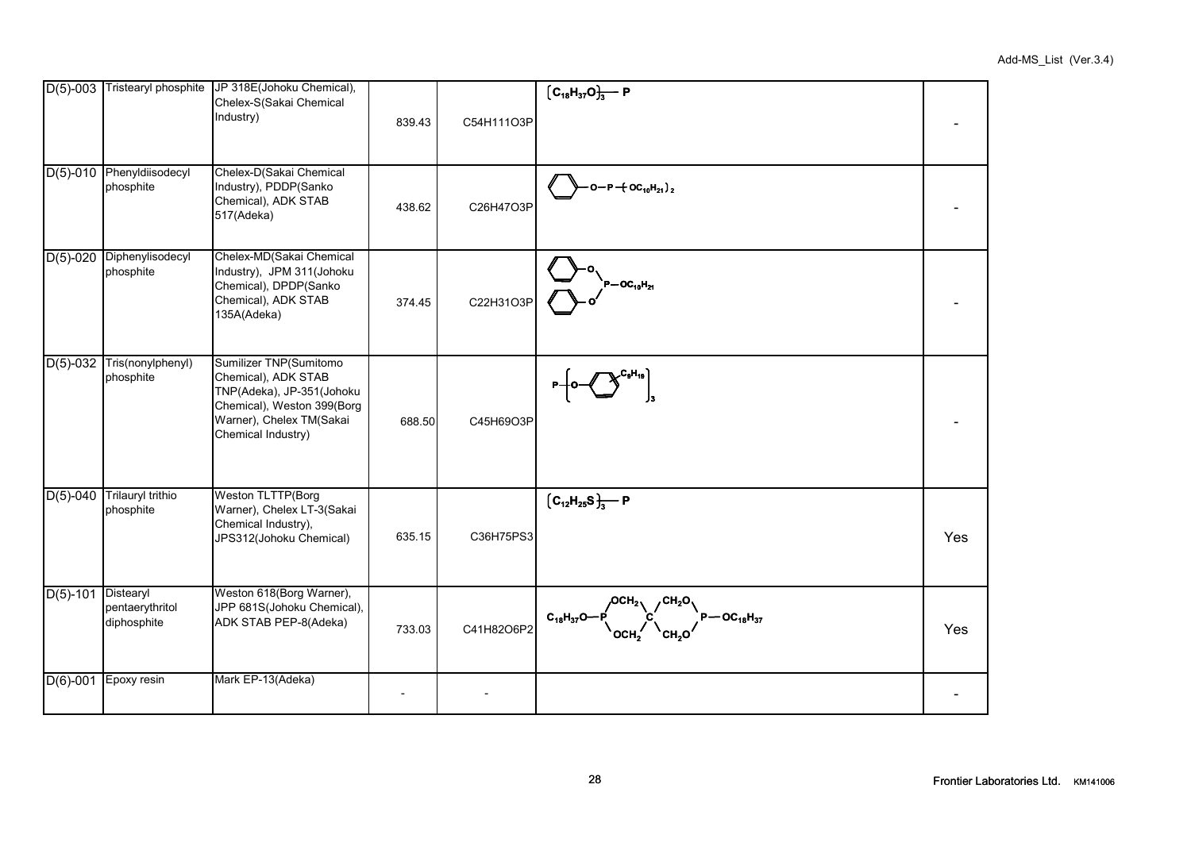| | | | | | | |
|---|---|---|---|---|---|---|
| D(5)-003 | Tristearyl phosphite | JP 318E(Johoku Chemical), Chelex-S(Sakai Chemical Industry) | 839.43 | C54H111O3P | $(C_{18}H_{37}O)_3-P$ | - |
| D(5)-010 | Phenyldiisodecyl phosphite | Chelex-D(Sakai Chemical Industry), PDDP(Sanko Chemical), ADK STAB 517(Adeka) | 438.62 | C26H47O3P | $C_6H_5-O-P-(OC_{10}H_{21})_2$ | - |
| D(5)-020 | Diphenylisodecyl phosphite | Chelex-MD(Sakai Chemical Industry), JPM 311(Johoku Chemical), DPDP(Sanko Chemical), ADK STAB 135A(Adeka) | 374.45 | C22H31O3P | $(C_6H_5O)_2P-OC_{10}H_{21}$ | - |
| D(5)-032 | Tris(nonylphenyl) phosphite | Sumilizer TNP(Sumitomo Chemical), ADK STAB TNP(Adeka), JP-351(Johoku Chemical), Weston 399(Borg Warner), Chelex TM(Sakai Chemical Industry) | 688.50 | C45H69O3P | $P-[O-C_6H_4-C_9H_{19}]_3$ | - |
| D(5)-040 | Trilauryl trithio phosphite | Weston TLTTP(Borg Warner), Chelex LT-3(Sakai Chemical Industry), JPS312(Johoku Chemical) | 635.15 | C36H75PS3 | $(C_{12}H_{25}S)_3-P$ | Yes |
| D(5)-101 | Distearyl pentaerythritol diphosphite | Weston 618(Borg Warner), JPP 681S(Johoku Chemical), ADK STAB PEP-8(Adeka) | 733.03 | C41H82O6P2 | $C_{18}H_{37}O-P(OCH_2)_2C(CH_2O)_2P-OC_{18}H_{37}$ | Yes |
| D(6)-001 | Epoxy resin | Mark EP-13(Adeka) | - | - | | - |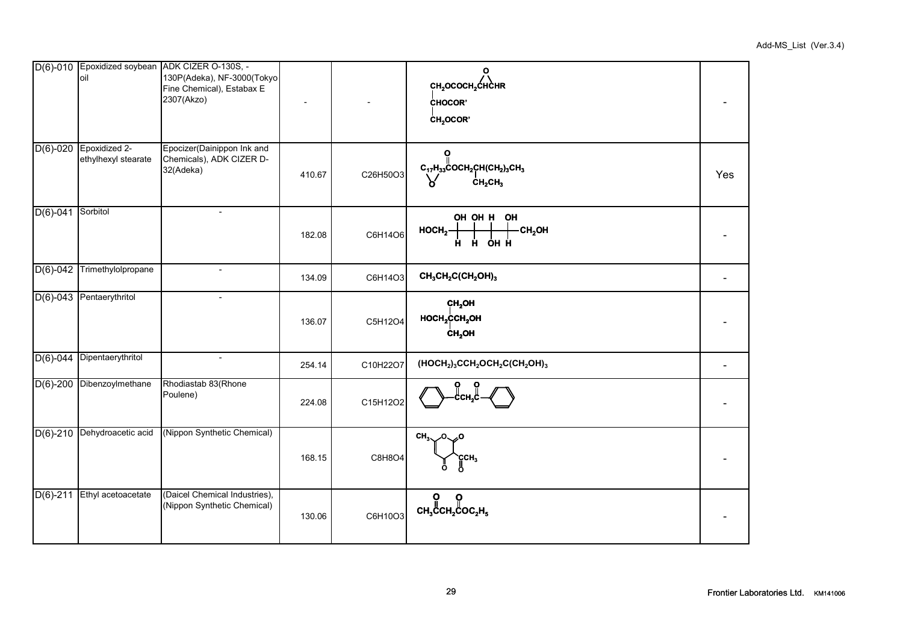| | | | | | | |
|---|---|---|---|---|---|---|
| D(6)-010 | Epoxidized soybean oil | ADK CIZER O-130S, -130P(Adeka), NF-3000(Tokyo Fine Chemical), Estabax E 2307(Akzo) | - | - | $CH_2OCOCH_2CHCHR$ (epoxide O bridging CHCHR) / $CHOCOR'$ / $CH_2OCOR'$ | - |
| D(6)-020 | Epoxidized 2-ethylhexyl stearate | Epocizer(Dainippon Ink and Chemicals), ADK CIZER D-32(Adeka) | 410.67 | C26H50O3 | $C_{17}H_{33}COCH_2CH(CH_2)_3CH_3$ (C=O; epoxide O on $C_{17}H_{33}$; $CH_2CH_3$ branch) | Yes |
| D(6)-041 | Sorbitol | - | 182.08 | C6H14O6 | $HOCH_2$–C(OH)(H)–C(OH)(H)–C(H)(OH)–C(OH)(H)–$CH_2OH$ | - |
| D(6)-042 | Trimethylolpropane | - | 134.09 | C6H14O3 | $CH_3CH_2C(CH_2OH)_3$ | - |
| D(6)-043 | Pentaerythritol | - | 136.07 | C5H12O4 | $HOCH_2C(CH_2OH)_2CH_2OH$ | - |
| D(6)-044 | Dipentaerythritol | - | 254.14 | C10H22O7 | $(HOCH_2)_3CCH_2OCH_2C(CH_2OH)_3$ | - |
| D(6)-200 | Dibenzoylmethane | Rhodiastab 83(Rhone Poulene) | 224.08 | C15H12O2 | $C_6H_5COCH_2COC_6H_5$ | - |
| D(6)-210 | Dehydroacetic acid | (Nippon Synthetic Chemical) | 168.15 | C8H8O4 | (pyran ring with $CH_3$, C=O, ring O, and $COCH_3$ substituent) | - |
| D(6)-211 | Ethyl acetoacetate | (Daicel Chemical Industries), (Nippon Synthetic Chemical) | 130.06 | C6H10O3 | $CH_3COCH_2COOC_2H_5$ | - |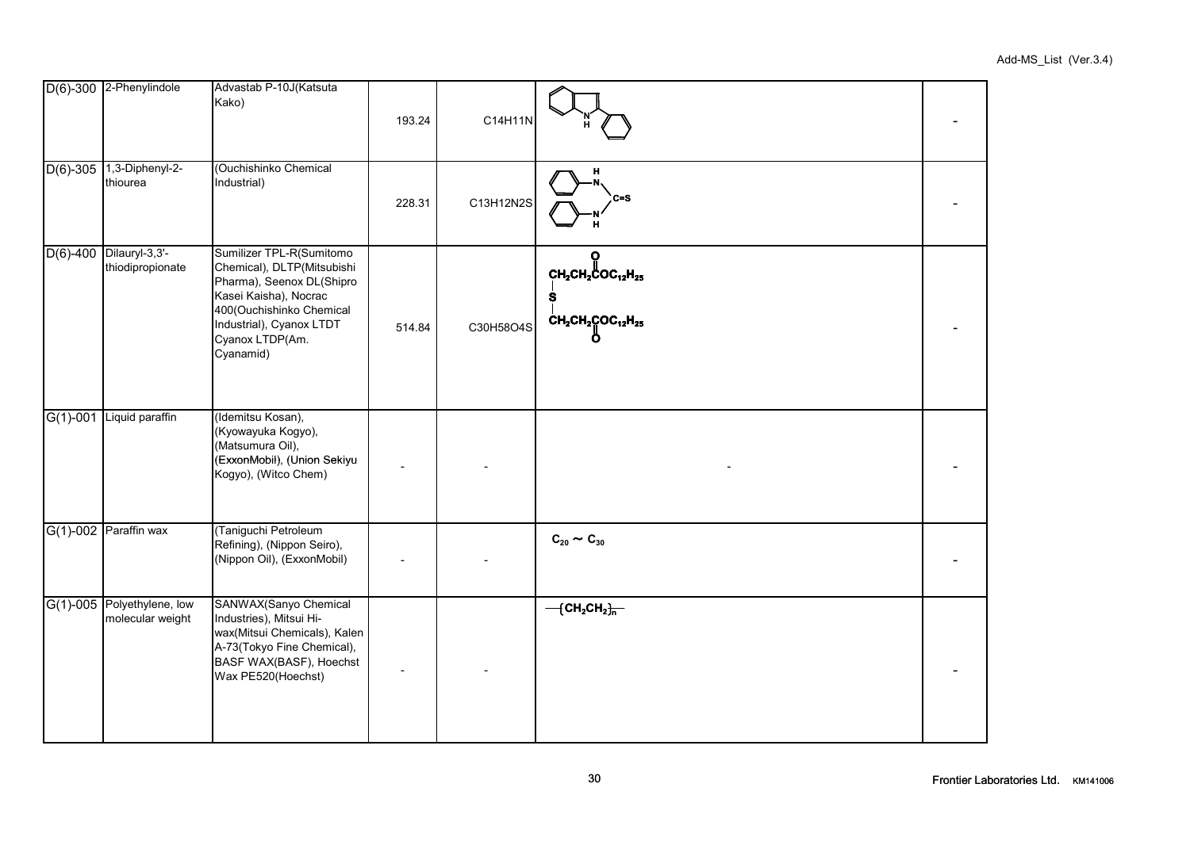| | | | | | | |
|---|---|---|---|---|---|---|
| D(6)-300 | 2-Phenylindole | Advastab P-10J(Katsuta Kako) | 193.24 | C14H11N | | - |
| D(6)-305 | 1,3-Diphenyl-2-thiourea | (Ouchishinko Chemical Industrial) | 228.31 | C13H12N2S | | - |
| D(6)-400 | Dilauryl-3,3'-thiodipropionate | Sumilizer TPL-R(Sumitomo Chemical), DLTP(Mitsubishi Pharma), Seenox DL(Shipro Kasei Kaisha), Nocrac 400(Ouchishinko Chemical Industrial), Cyanox LTDT Cyanox LTDP(Am. Cyanamid) | 514.84 | C30H58O4S | $S(CH_2CH_2COOC_{12}H_{25})_2$ | - |
| G(1)-001 | Liquid paraffin | (Idemitsu Kosan), (Kyowayuka Kogyo), (Matsumura Oil), (ExxonMobil), (Union Sekiyu Kogyo), (Witco Chem) | - | - | - | - |
| G(1)-002 | Paraffin wax | (Taniguchi Petroleum Refining), (Nippon Seiro), (Nippon Oil), (ExxonMobil) | - | - | $C_{20} \sim C_{30}$ | - |
| G(1)-005 | Polyethylene, low molecular weight | SANWAX(Sanyo Chemical Industries), Mitsui Hi-wax(Mitsui Chemicals), Kalen A-73(Tokyo Fine Chemical), BASF WAX(BASF), Hoechst Wax PE520(Hoechst) | - | - | $-[CH_2CH_2]_n-$ | - |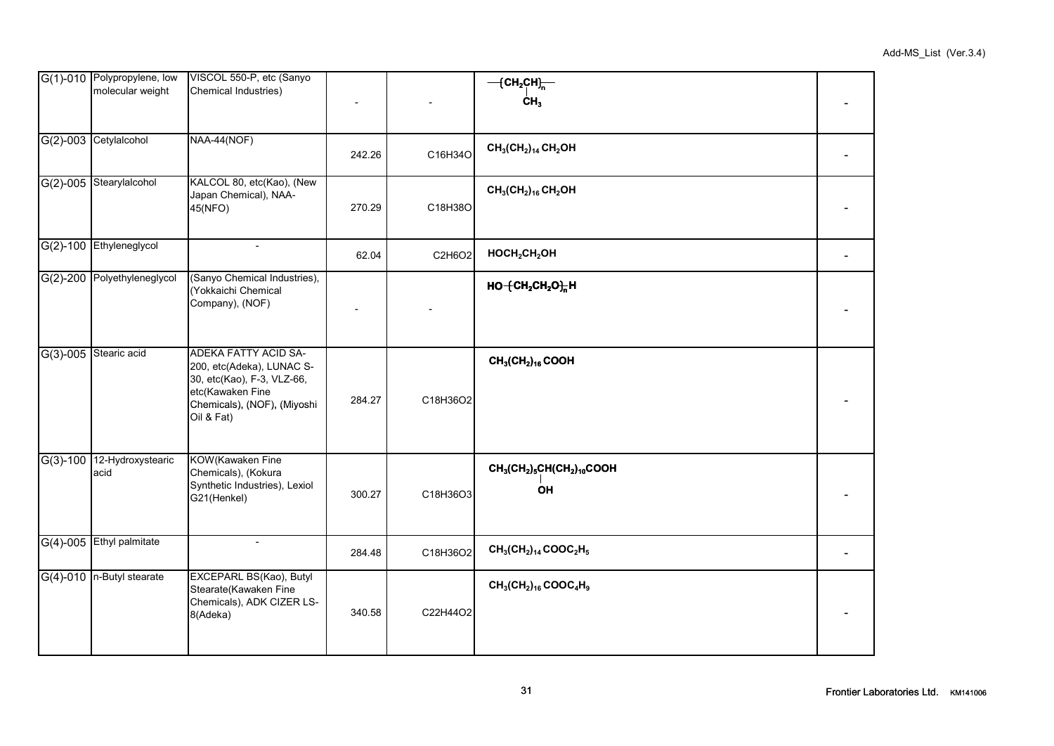| | | | | | | |
|---|---|---|---|---|---|---|
| G(1)-010 | Polypropylene, low molecular weight | VISCOL 550-P, etc (Sanyo Chemical Industries) | - | - | $-(CH_2CH(CH_3))_n-$ | - |
| G(2)-003 | Cetylalcohol | NAA-44(NOF) | 242.26 | C16H34O | $CH_3(CH_2)_{14}CH_2OH$ | - |
| G(2)-005 | Stearylalcohol | KALCOL 80, etc(Kao), (New Japan Chemical), NAA-45(NFO) | 270.29 | C18H38O | $CH_3(CH_2)_{16}CH_2OH$ | - |
| G(2)-100 | Ethyleneglycol | - | 62.04 | C2H6O2 | $HOCH_2CH_2OH$ | - |
| G(2)-200 | Polyethyleneglycol | (Sanyo Chemical Industries), (Yokkaichi Chemical Company), (NOF) | - | - | $HO-(CH_2CH_2O)_n-H$ | - |
| G(3)-005 | Stearic acid | ADEKA FATTY ACID SA-200, etc(Adeka), LUNAC S-30, etc(Kao), F-3, VLZ-66, etc(Kawaken Fine Chemicals), (NOF), (Miyoshi Oil & Fat) | 284.27 | C18H36O2 | $CH_3(CH_2)_{16}COOH$ | - |
| G(3)-100 | 12-Hydroxystearic acid | KOW(Kawaken Fine Chemicals), (Kokura Synthetic Industries), Lexiol G21(Henkel) | 300.27 | C18H36O3 | $CH_3(CH_2)_5CH(OH)(CH_2)_{10}COOH$ | - |
| G(4)-005 | Ethyl palmitate | - | 284.48 | C18H36O2 | $CH_3(CH_2)_{14}COOC_2H_5$ | - |
| G(4)-010 | n-Butyl stearate | EXCEPARL BS(Kao), Butyl Stearate(Kawaken Fine Chemicals), ADK CIZER LS-8(Adeka) | 340.58 | C22H44O2 | $CH_3(CH_2)_{16}COOC_4H_9$ | - |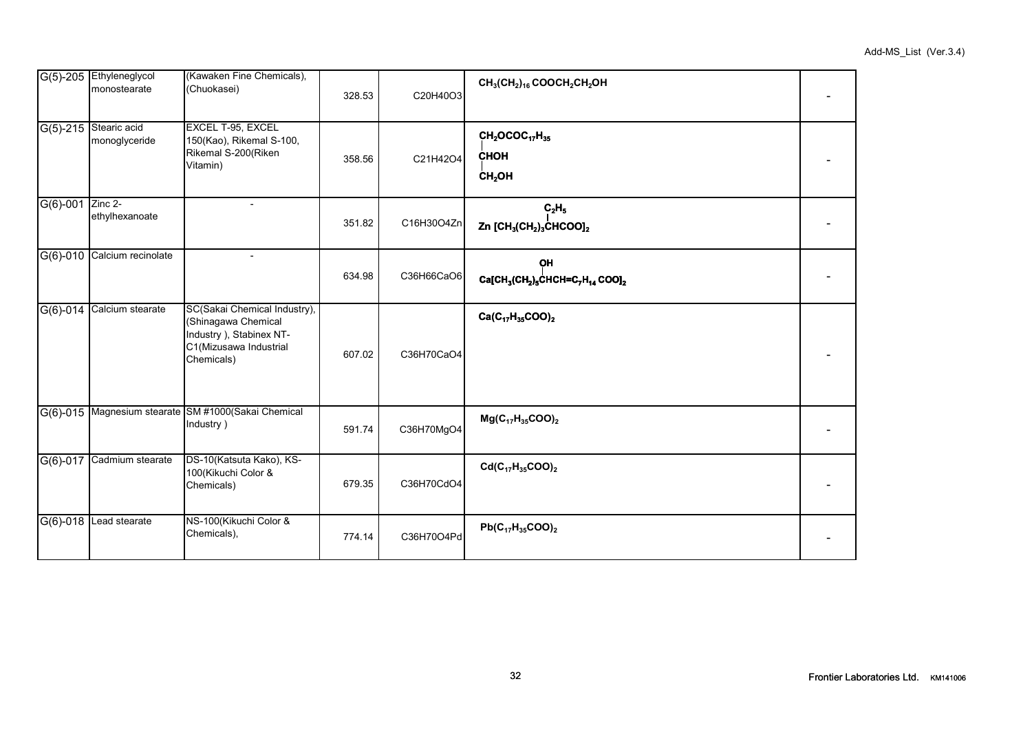| | | | | | | |
|---|---|---|---|---|---|---|
| G(5)-205 | Ethyleneglycol monostearate | (Kawaken Fine Chemicals), (Chuokasei) | 328.53 | C20H40O3 | $CH_3(CH_2)_{16}COOCH_2CH_2OH$ | - |
| G(5)-215 | Stearic acid monoglyceride | EXCEL T-95, EXCEL 150(Kao), Rikemal S-100, Rikemal S-200(Riken Vitamin) | 358.56 | C21H42O4 | $CH_2OCOC_{17}H_{35}$ / $CHOH$ / $CH_2OH$ | - |
| G(6)-001 | Zinc 2-ethylhexanoate | - | 351.82 | C16H30O4Zn | $Zn\,[CH_3(CH_2)_3CH(C_2H_5)COO]_2$ | - |
| G(6)-010 | Calcium recinolate | - | 634.98 | C36H66CaO6 | $Ca[CH_3(CH_2)_5CH(OH)CH{=}C_7H_{14}\,COO]_2$ | - |
| G(6)-014 | Calcium stearate | SC(Sakai Chemical Industry), (Shinagawa Chemical Industry ), Stabinex NT-C1(Mizusawa Industrial Chemicals) | 607.02 | C36H70CaO4 | $Ca(C_{17}H_{35}COO)_2$ | - |
| G(6)-015 | Magnesium stearate | SM #1000(Sakai Chemical Industry ) | 591.74 | C36H70MgO4 | $Mg(C_{17}H_{35}COO)_2$ | - |
| G(6)-017 | Cadmium stearate | DS-10(Katsuta Kako), KS-100(Kikuchi Color & Chemicals) | 679.35 | C36H70CdO4 | $Cd(C_{17}H_{35}COO)_2$ | - |
| G(6)-018 | Lead stearate | NS-100(Kikuchi Color & Chemicals), | 774.14 | C36H70O4Pd | $Pb(C_{17}H_{35}COO)_2$ | - |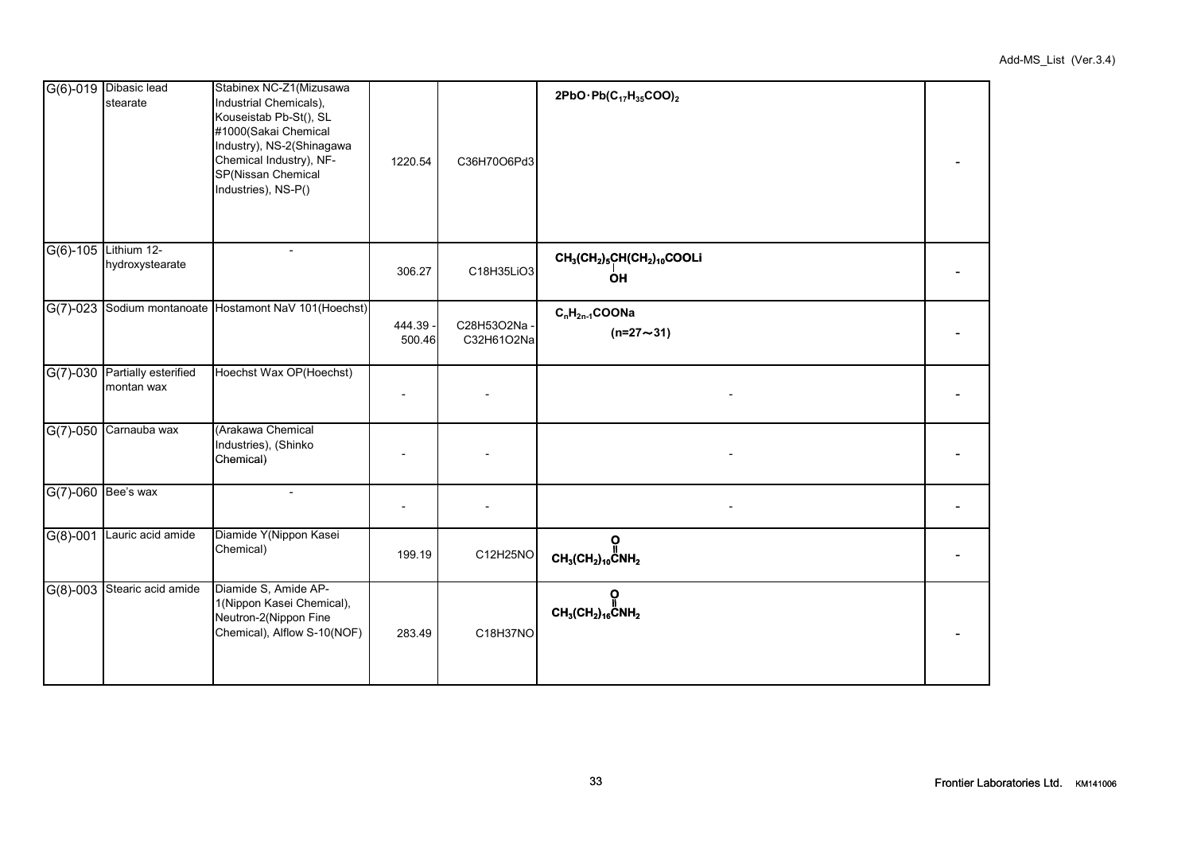| | | | | | | |
|---|---|---|---|---|---|---|
| G(6)-019 | Dibasic lead stearate | Stabinex NC-Z1(Mizusawa Industrial Chemicals), Kouseistab Pb-St(), SL #1000(Sakai Chemical Industry), NS-2(Shinagawa Chemical Industry), NF-SP(Nissan Chemical Industries), NS-P() | 1220.54 | C36H70O6Pd3 | $2PbO \cdot Pb(C_{17}H_{35}COO)_2$ | - |
| G(6)-105 | Lithium 12-hydroxystearate | - | 306.27 | C18H35LiO3 | $CH_3(CH_2)_5CH(OH)(CH_2)_{10}COOLi$ | - |
| G(7)-023 | Sodium montanoate | Hostamont NaV 101(Hoechst) | 444.39 - 500.46 | C28H53O2Na - C32H61O2Na | $C_nH_{2n-1}COONa$ (n=27～31) | - |
| G(7)-030 | Partially esterified montan wax | Hoechst Wax OP(Hoechst) | - | - | - | - |
| G(7)-050 | Carnauba wax | (Arakawa Chemical Industries), (Shinko Chemical) | - | - | - | - |
| G(7)-060 | Bee's wax | - | - | - | - | - |
| G(8)-001 | Lauric acid amide | Diamide Y(Nippon Kasei Chemical) | 199.19 | C12H25NO | $CH_3(CH_2)_{10}C(=O)NH_2$ | - |
| G(8)-003 | Stearic acid amide | Diamide S, Amide AP-1(Nippon Kasei Chemical), Neutron-2(Nippon Fine Chemical), Alflow S-10(NOF) | 283.49 | C18H37NO | $CH_3(CH_2)_{16}C(=O)NH_2$ | - |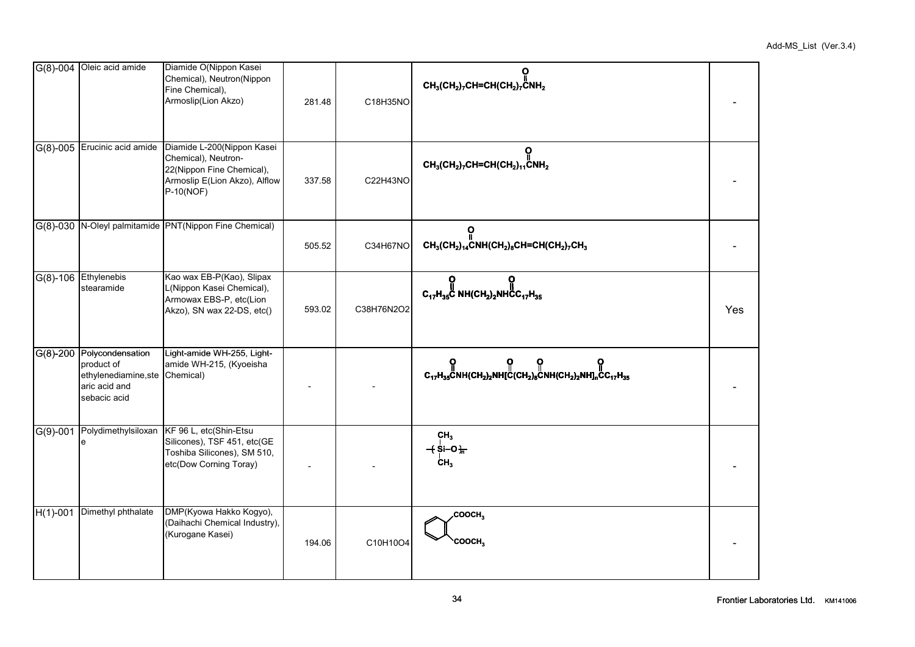| | | | | | | |
|---|---|---|---|---|---|---|
| G(8)-004 | Oleic acid amide | Diamide O(Nippon Kasei Chemical), Neutron(Nippon Fine Chemical), Armoslip(Lion Akzo) | 281.48 | C18H35NO | $CH_3(CH_2)_7CH{=}CH(CH_2)_7C(=O)NH_2$ | - |
| G(8)-005 | Erucinic acid amide | Diamide L-200(Nippon Kasei Chemical), Neutron-22(Nippon Fine Chemical), Armoslip E(Lion Akzo), Alflow P-10(NOF) | 337.58 | C22H43NO | $CH_3(CH_2)_7CH{=}CH(CH_2)_{11}C(=O)NH_2$ | - |
| G(8)-030 | N-Oleyl palmitamide | PNT(Nippon Fine Chemical) | 505.52 | C34H67NO | $CH_3(CH_2)_{14}C(=O)NH(CH_2)_8CH{=}CH(CH_2)_7CH_3$ | - |
| G(8)-106 | Ethylenebis stearamide | Kao wax EB-P(Kao), Slipax L(Nippon Kasei Chemical), Armowax EBS-P, etc(Lion Akzo), SN wax 22-DS, etc() | 593.02 | C38H76N2O2 | $C_{17}H_{35}C(=O)NH(CH_2)_2NHC(=O)C_{17}H_{35}$ | Yes |
| G(8)-200 | Polycondensation product of ethylenediamine,stearic acid and sebacic acid | Light-amide WH-255, Light-amide WH-215, (Kyoeisha Chemical) | - | - | $C_{17}H_{35}C(=O)NH(CH_2)_2NH[C(=O)(CH_2)_8C(=O)NH(CH_2)_2NH]_nC(=O)C_{17}H_{35}$ | - |
| G(9)-001 | Polydimethylsiloxane | KF 96 L, etc(Shin-Etsu Silicones), TSF 451, etc(GE Toshiba Silicones), SM 510, etc(Dow Corning Toray) | - | - | $-[Si(CH_3)_2-O]_n-$ | - |
| H(1)-001 | Dimethyl phthalate | DMP(Kyowa Hakko Kogyo), (Daihachi Chemical Industry), (Kurogane Kasei) | 194.06 | C10H10O4 | $C_6H_4(COOCH_3)_2$ | - |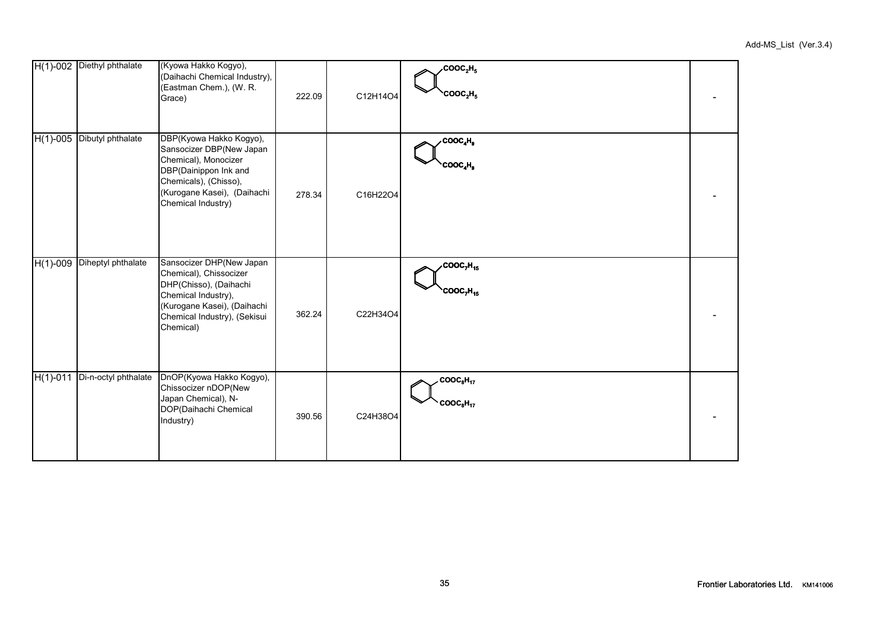| | | | | | | |
|---|---|---|---|---|---|---|
| H(1)-002 | Diethyl phthalate | (Kyowa Hakko Kogyo), (Daihachi Chemical Industry), (Eastman Chem.), (W. R. Grace) | 222.09 | C12H14O4 | $COOC_2H_5$ / $COOC_2H_5$ | - |
| H(1)-005 | Dibutyl phthalate | DBP(Kyowa Hakko Kogyo), Sansocizer DBP(New Japan Chemical), Monocizer DBP(Dainippon Ink and Chemicals), (Chisso), (Kurogane Kasei), (Daihachi Chemical Industry) | 278.34 | C16H22O4 | $COOC_4H_9$ / $COOC_4H_9$ | - |
| H(1)-009 | Diheptyl phthalate | Sansocizer DHP(New Japan Chemical), Chissocizer DHP(Chisso), (Daihachi Chemical Industry), (Kurogane Kasei), (Daihachi Chemical Industry), (Sekisui Chemical) | 362.24 | C22H34O4 | $COOC_7H_{15}$ / $COOC_7H_{15}$ | - |
| H(1)-011 | Di-n-octyl phthalate | DnOP(Kyowa Hakko Kogyo), Chissocizer nDOP(New Japan Chemical), N-DOP(Daihachi Chemical Industry) | 390.56 | C24H38O4 | $COOC_8H_{17}$ / $COOC_8H_{17}$ | - |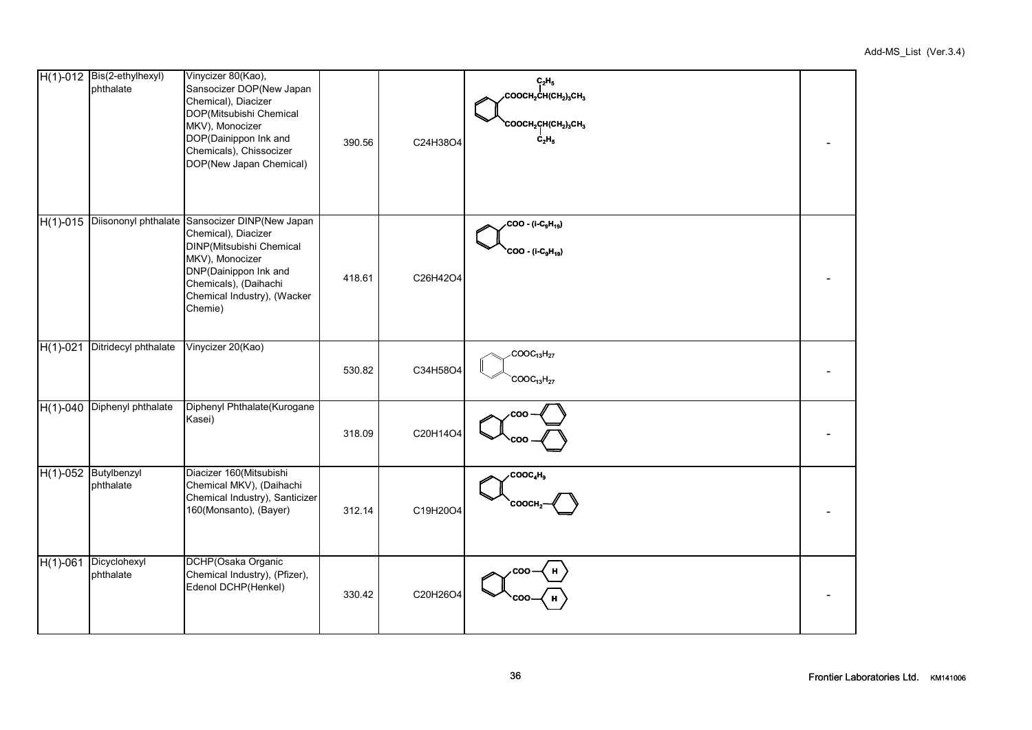| | | | | | | |
|---|---|---|---|---|---|---|
| H(1)-012 | Bis(2-ethylhexyl) phthalate | Vinycizer 80(Kao), Sansocizer DOP(New Japan Chemical), Diacizer DOP(Mitsubishi Chemical MKV), Monocizer DOP(Dainippon Ink and Chemicals), Chissocizer DOP(New Japan Chemical) | 390.56 | C24H38O4 | $C_6H_4(COOCH_2CH(C_2H_5)(CH_2)_3CH_3)_2$ | - |
| H(1)-015 | Diisononyl phthalate | Sansocizer DINP(New Japan Chemical), Diacizer DINP(Mitsubishi Chemical MKV), Monocizer DNP(Dainippon Ink and Chemicals), (Daihachi Chemical Industry), (Wacker Chemie) | 418.61 | C26H42O4 | $C_6H_4(COO-(i\text{-}C_9H_{19}))_2$ | - |
| H(1)-021 | Ditridecyl phthalate | Vinycizer 20(Kao) | 530.82 | C34H58O4 | $C_6H_4(COOC_{13}H_{27})_2$ | - |
| H(1)-040 | Diphenyl phthalate | Diphenyl Phthalate(Kurogane Kasei) | 318.09 | C20H14O4 | $C_6H_4(COO-C_6H_5)_2$ | - |
| H(1)-052 | Butylbenzyl phthalate | Diacizer 160(Mitsubishi Chemical MKV), (Daihachi Chemical Industry), Santicizer 160(Monsanto), (Bayer) | 312.14 | C19H20O4 | $C_6H_4(COOC_4H_9)(COOCH_2-C_6H_5)$ | - |
| H(1)-061 | Dicyclohexyl phthalate | DCHP(Osaka Organic Chemical Industry), (Pfizer), Edenol DCHP(Henkel) | 330.42 | C20H26O4 | $C_6H_4(COO-C_6H_{11})_2$ | - |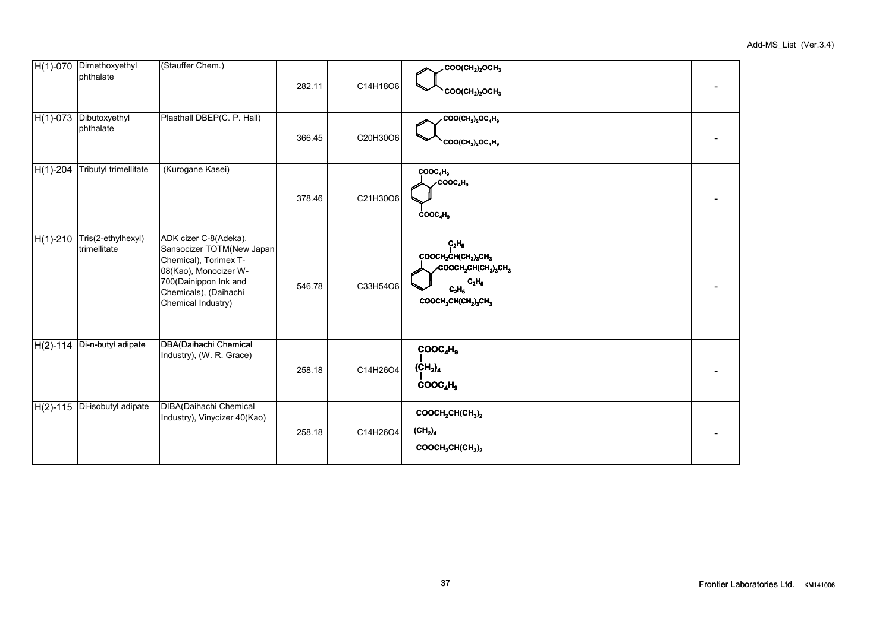| | | | | | | |
|---|---|---|---|---|---|---|
| H(1)-070 | Dimethoxyethyl phthalate | (Stauffer Chem.) | 282.11 | C14H18O6 | $C_6H_4(COO(CH_2)_2OCH_3)_2$ | - |
| H(1)-073 | Dibutoxyethyl phthalate | Plasthall DBEP(C. P. Hall) | 366.45 | C20H30O6 | $C_6H_4(COO(CH_2)_2OC_4H_9)_2$ | - |
| H(1)-204 | Tributyl trimellitate | (Kurogane Kasei) | 378.46 | C21H30O6 | $C_6H_3(COOC_4H_9)_3$ | - |
| H(1)-210 | Tris(2-ethylhexyl) trimellitate | ADK cizer C-8(Adeka), Sansocizer TOTM(New Japan Chemical), Torimex T-08(Kao), Monocizer W-700(Dainippon Ink and Chemicals), (Daihachi Chemical Industry) | 546.78 | C33H54O6 | $C_6H_3(COOCH_2CH(C_2H_5)(CH_2)_3CH_3)_3$ | - |
| H(2)-114 | Di-n-butyl adipate | DBA(Daihachi Chemical Industry), (W. R. Grace) | 258.18 | C14H26O4 | $C_4H_9OOC(CH_2)_4COOC_4H_9$ | - |
| H(2)-115 | Di-isobutyl adipate | DIBA(Daihachi Chemical Industry), Vinycizer 40(Kao) | 258.18 | C14H26O4 | $(CH_3)_2CHCH_2OOC(CH_2)_4COOCH_2CH(CH_3)_2$ | - |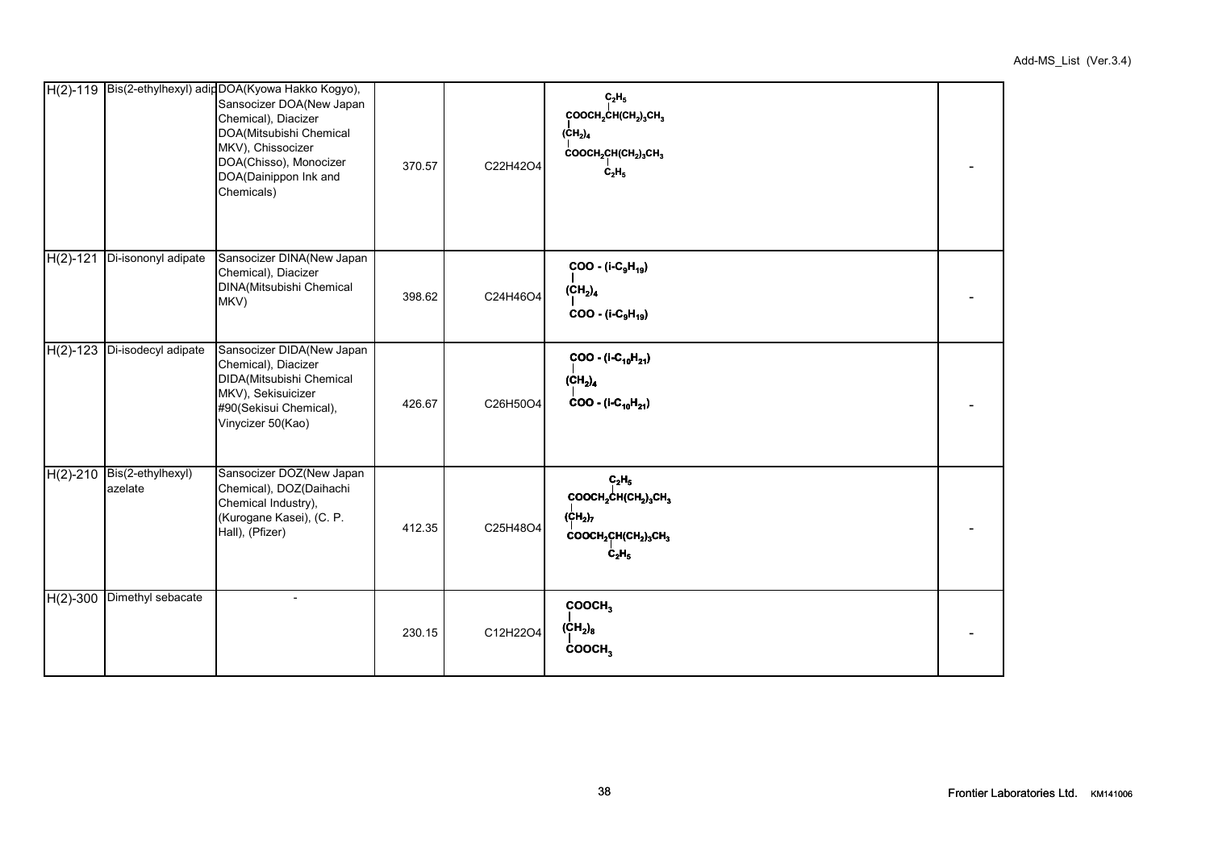| | | | | | | |
|---|---|---|---|---|---|---|
| H(2)-119 | Bis(2-ethylhexyl) adip | DOA(Kyowa Hakko Kogyo), Sansocizer DOA(New Japan Chemical), Diacizer DOA(Mitsubishi Chemical MKV), Chissocizer DOA(Chisso), Monocizer DOA(Dainippon Ink and Chemicals) | 370.57 | C22H42O4 | $COOCH_2CH(C_2H_5)(CH_2)_3CH_3$ / $(CH_2)_4$ / $COOCH_2CH(C_2H_5)(CH_2)_3CH_3$ | - |
| H(2)-121 | Di-isononyl adipate | Sansocizer DINA(New Japan Chemical), Diacizer DINA(Mitsubishi Chemical MKV) | 398.62 | C24H46O4 | $COO - (i\text{-}C_9H_{19})$ / $(CH_2)_4$ / $COO - (i\text{-}C_9H_{19})$ | - |
| H(2)-123 | Di-isodecyl adipate | Sansocizer DIDA(New Japan Chemical), Diacizer DIDA(Mitsubishi Chemical MKV), Sekisuicizer #90(Sekisui Chemical), Vinycizer 50(Kao) | 426.67 | C26H50O4 | $COO - (i\text{-}C_{10}H_{21})$ / $(CH_2)_4$ / $COO - (i\text{-}C_{10}H_{21})$ | - |
| H(2)-210 | Bis(2-ethylhexyl) azelate | Sansocizer DOZ(New Japan Chemical), DOZ(Daihachi Chemical Industry), (Kurogane Kasei), (C. P. Hall), (Pfizer) | 412.35 | C25H48O4 | $COOCH_2CH(C_2H_5)(CH_2)_3CH_3$ / $(CH_2)_7$ / $COOCH_2CH(C_2H_5)(CH_2)_3CH_3$ | - |
| H(2)-300 | Dimethyl sebacate | - | 230.15 | C12H22O4 | $COOCH_3$ / $(CH_2)_8$ / $COOCH_3$ | - |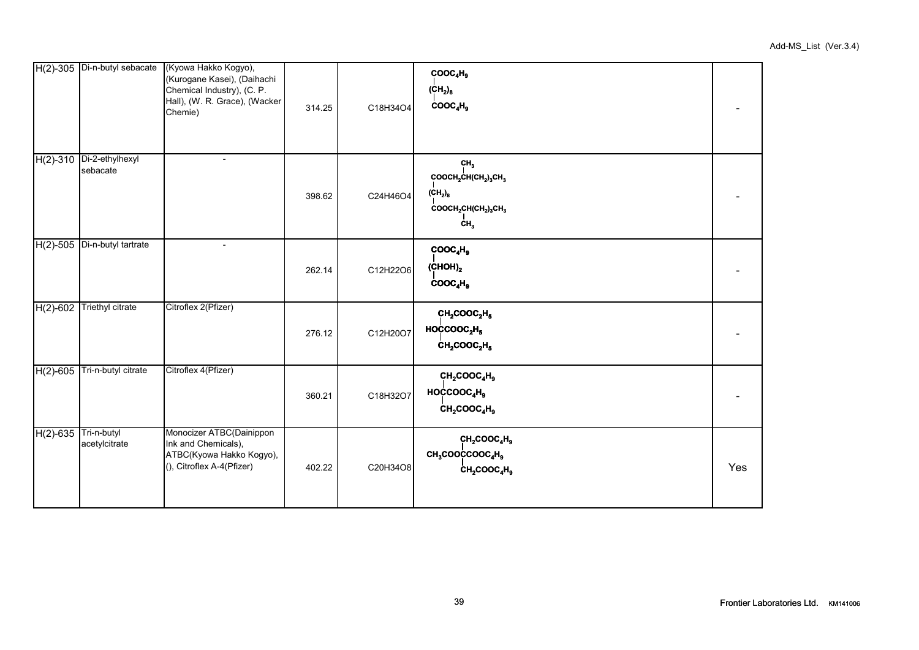| | | | | | | |
|---|---|---|---|---|---|---|
| H(2)-305 | Di-n-butyl sebacate | (Kyowa Hakko Kogyo), (Kurogane Kasei), (Daihachi Chemical Industry), (C. P. Hall), (W. R. Grace), (Wacker Chemie) | 314.25 | C18H34O4 | $COOC_4H_9$ – $(CH_2)_8$ – $COOC_4H_9$ | - |
| H(2)-310 | Di-2-ethylhexyl sebacate | - | 398.62 | C24H46O4 | $COOCH_2CH(CH_3)(CH_2)_3CH_3$ – $(CH_2)_8$ – $COOCH_2CH(CH_3)(CH_2)_3CH_3$ | - |
| H(2)-505 | Di-n-butyl tartrate | - | 262.14 | C12H22O6 | $COOC_4H_9$ – $(CHOH)_2$ – $COOC_4H_9$ | - |
| H(2)-602 | Triethyl citrate | Citroflex 2(Pfizer) | 276.12 | C12H20O7 | $CH_2COOC_2H_5$ – $HOCCOOC_2H_5$ – $CH_2COOC_2H_5$ | - |
| H(2)-605 | Tri-n-butyl citrate | Citroflex 4(Pfizer) | 360.21 | C18H32O7 | $CH_2COOC_4H_9$ – $HOCCOOC_4H_9$ – $CH_2COOC_4H_9$ | - |
| H(2)-635 | Tri-n-butyl acetylcitrate | Monocizer ATBC(Dainippon Ink and Chemicals), ATBC(Kyowa Hakko Kogyo), (), Citroflex A-4(Pfizer) | 402.22 | C20H34O8 | $CH_2COOC_4H_9$ – $CH_3COOCCOOC_4H_9$ – $CH_2COOC_4H_9$ | Yes |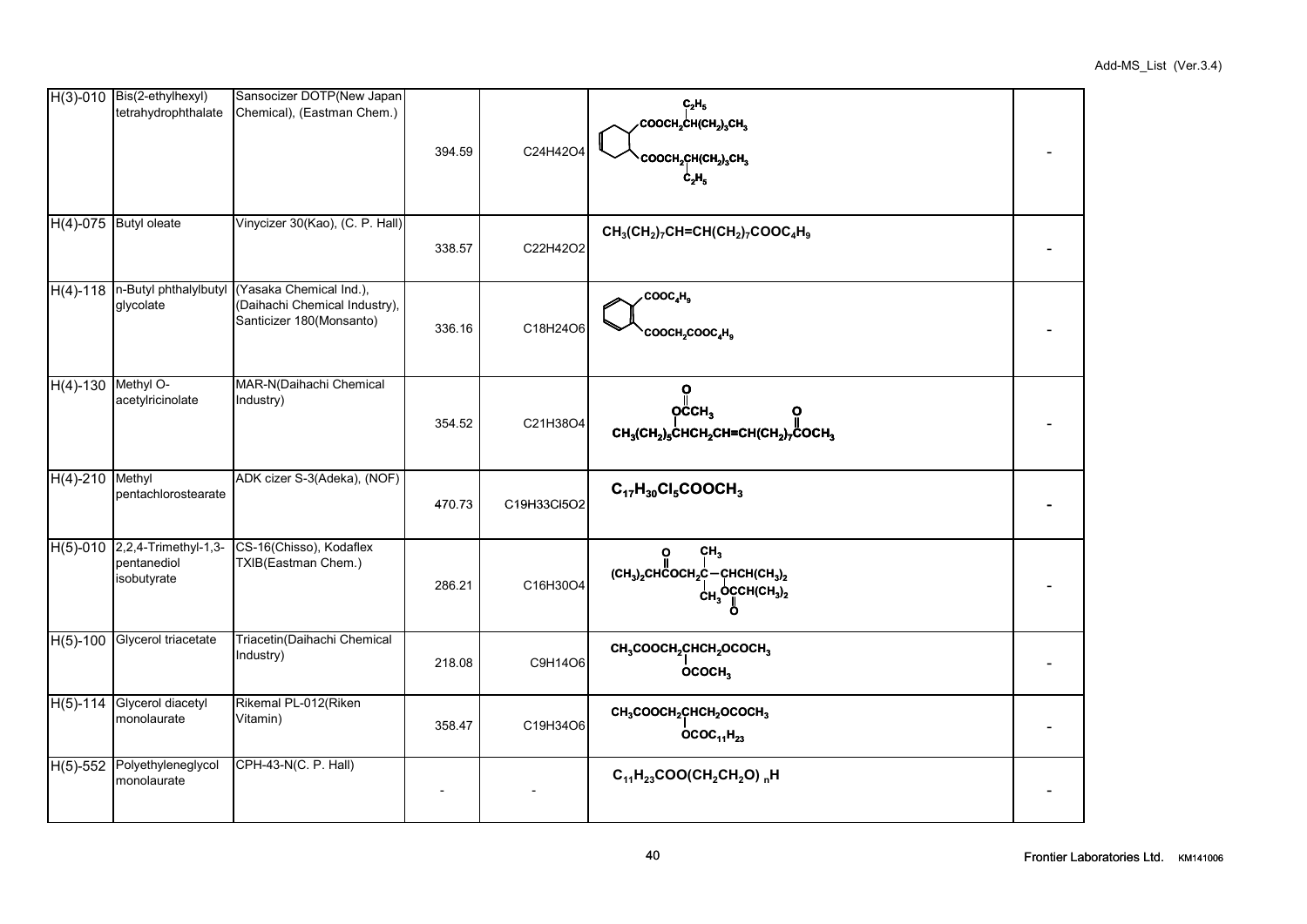| | | | | | | |
|---|---|---|---|---|---|---|
| H(3)-010 | Bis(2-ethylhexyl) tetrahydrophthalate | Sansocizer DOTP(New Japan Chemical), (Eastman Chem.) | 394.59 | C24H42O4 | $C_6H_8(COOCH_2CH(C_2H_5)(CH_2)_3CH_3)_2$ (cyclohexene ring with two $COOCH_2CH(C_2H_5)(CH_2)_3CH_3$ groups) | - |
| H(4)-075 | Butyl oleate | Vinycizer 30(Kao), (C. P. Hall) | 338.57 | C22H42O2 | $CH_3(CH_2)_7CH=CH(CH_2)_7COOC_4H_9$ | - |
| H(4)-118 | n-Butyl phthalylbutyl glycolate | (Yasaka Chemical Ind.), (Daihachi Chemical Industry), Santicizer 180(Monsanto) | 336.16 | C18H24O6 | $C_6H_4(COOC_4H_9)(COOCH_2COOC_4H_9)$ (benzene ring) | - |
| H(4)-130 | Methyl O-acetylricinolate | MAR-N(Daihachi Chemical Industry) | 354.52 | C21H38O4 | $CH_3(CH_2)_5CH(OCOCH_3)CH_2CH=CH(CH_2)_7COOCH_3$ | - |
| H(4)-210 | Methyl pentachlorostearate | ADK cizer S-3(Adeka), (NOF) | 470.73 | C19H33Cl5O2 | $C_{17}H_{30}Cl_5COOCH_3$ | - |
| H(5)-010 | 2,2,4-Trimethyl-1,3-pentanediol isobutyrate | CS-16(Chisso), Kodaflex TXIB(Eastman Chem.) | 286.21 | C16H30O4 | $(CH_3)_2CHCOOCH_2C(CH_3)_2CH(OCOCH(CH_3)_2)CH(CH_3)_2$ | - |
| H(5)-100 | Glycerol triacetate | Triacetin(Daihachi Chemical Industry) | 218.08 | C9H14O6 | $CH_3COOCH_2CH(OCOCH_3)CH_2OCOCH_3$ | - |
| H(5)-114 | Glycerol diacetyl monolaurate | Rikemal PL-012(Riken Vitamin) | 358.47 | C19H34O6 | $CH_3COOCH_2CH(OCOC_{11}H_{23})CH_2OCOCH_3$ | - |
| H(5)-552 | Polyethyleneglycol monolaurate | CPH-43-N(C. P. Hall) | - | - | $C_{11}H_{23}COO(CH_2CH_2O)_nH$ | - |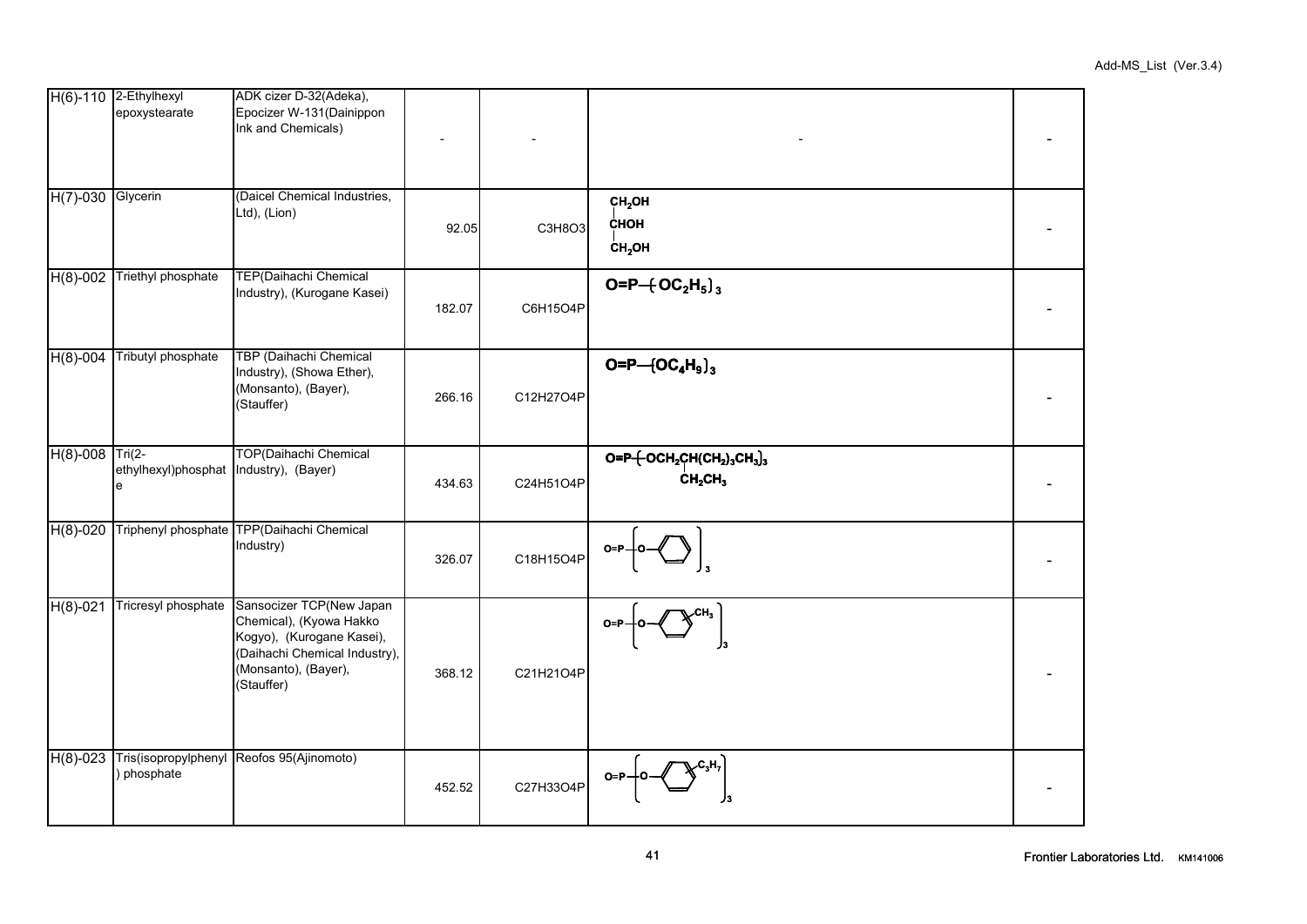| H(6)-110 | 2-Ethylhexyl epoxystearate | ADK cizer D-32(Adeka), Epocizer W-131(Dainippon Ink and Chemicals) | - | - | - | - |
|---|---|---|---|---|---|---|
| H(7)-030 | Glycerin | (Daicel Chemical Industries, Ltd), (Lion) | 92.05 | C3H8O3 | $CH_2OH$–$CHOH$–$CH_2OH$ | - |
| H(8)-002 | Triethyl phosphate | TEP(Daihachi Chemical Industry), (Kurogane Kasei) | 182.07 | C6H15O4P | $O{=}P{-}(OC_2H_5)_3$ | - |
| H(8)-004 | Tributyl phosphate | TBP (Daihachi Chemical Industry), (Showa Ether), (Monsanto), (Bayer), (Stauffer) | 266.16 | C12H27O4P | $O{=}P{-}(OC_4H_9)_3$ | - |
| H(8)-008 | Tri(2-ethylhexyl)phosphate | TOP(Daihachi Chemical Industry), (Bayer) | 434.63 | C24H51O4P | $O{=}P{-}(OCH_2CH(CH_2CH_3)(CH_2)_3CH_3)_3$ | - |
| H(8)-020 | Triphenyl phosphate | TPP(Daihachi Chemical Industry) | 326.07 | C18H15O4P | $O{=}P{-}(O{-}C_6H_5)_3$ | - |
| H(8)-021 | Tricresyl phosphate | Sansocizer TCP(New Japan Chemical), (Kyowa Hakko Kogyo), (Kurogane Kasei), (Daihachi Chemical Industry), (Monsanto), (Bayer), (Stauffer) | 368.12 | C21H21O4P | $O{=}P{-}(O{-}C_6H_4{-}CH_3)_3$ | - |
| H(8)-023 | Tris(isopropylphenyl) phosphate | Reofos 95(Ajinomoto) | 452.52 | C27H33O4P | $O{=}P{-}(O{-}C_6H_4{-}C_3H_7)_3$ | - |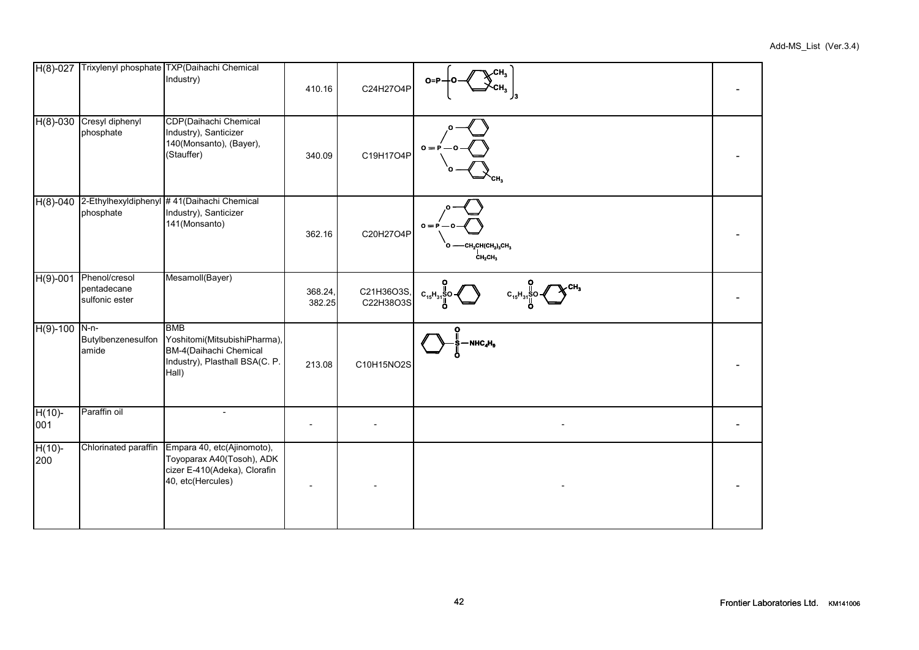| H(8)-027 | Trixylenyl phosphate | TXP(Daihachi Chemical Industry) | 410.16 | C24H27O4P | $O{=}P{-}[O{-}C_6H_3(CH_3)_2]_3$ | - |
|---|---|---|---|---|---|---|
| H(8)-030 | Cresyl diphenyl phosphate | CDP(Daihachi Chemical Industry), Santicizer 140(Monsanto), (Bayer), (Stauffer) | 340.09 | C19H17O4P | $O{=}P(O{-}C_6H_5)_2(O{-}C_6H_4CH_3)$ | - |
| H(8)-040 | 2-Ethylhexyldiphenyl phosphate | # 41(Daihachi Chemical Industry), Santicizer 141(Monsanto) | 362.16 | C20H27O4P | $O{=}P(O{-}C_6H_5)_2(O{-}CH_2CH(CH_2CH_3)(CH_2)_3CH_3)$ | - |
| H(9)-001 | Phenol/cresol pentadecane sulfonic ester | Mesamoll(Bayer) | 368.24, 382.25 | C21H36O3S, C22H38O3S | $C_{15}H_{31}SO_2O{-}C_6H_5$ , $C_{15}H_{31}SO_2O{-}C_6H_4CH_3$ | - |
| H(9)-100 | N-n-Butylbenzenesulfonamide | BMB Yoshitomi(MitsubishiPharma), BM-4(Daihachi Chemical Industry), Plasthall BSA(C. P. Hall) | 213.08 | C10H15NO2S | $C_6H_5{-}SO_2{-}NHC_4H_9$ | - |
| H(10)-001 | Paraffin oil | - | - | - | - | - |
| H(10)-200 | Chlorinated paraffin | Empara 40, etc(Ajinomoto), Toyoparax A40(Tosoh), ADK cizer E-410(Adeka), Clorafin 40, etc(Hercules) | - | - | - | - |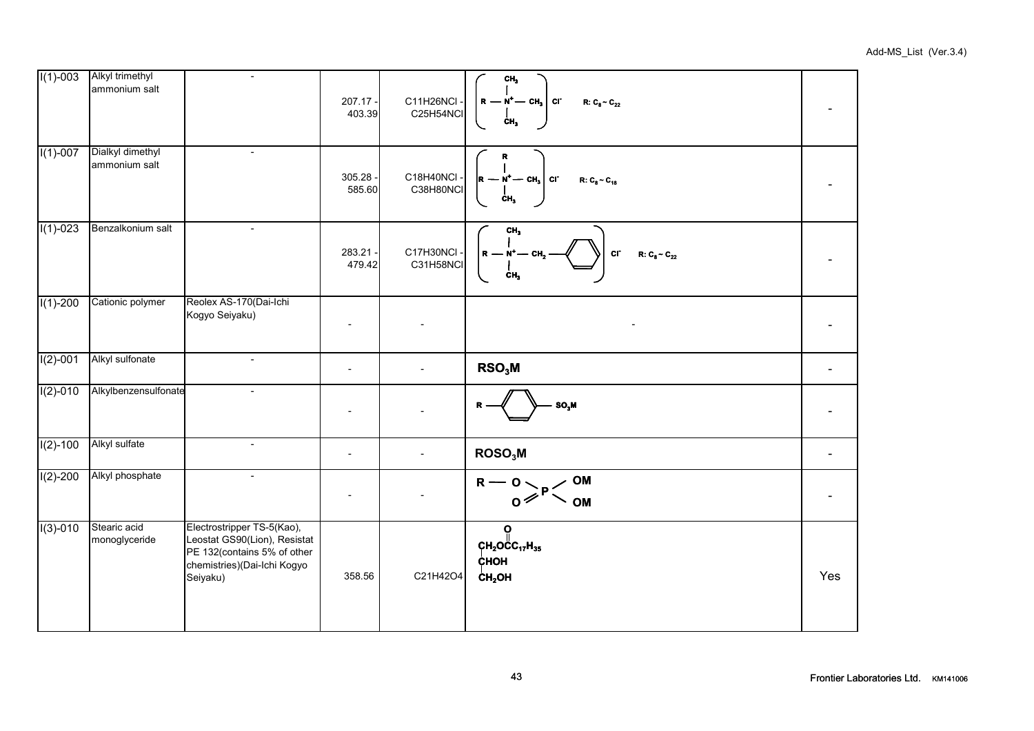| | | | | | | |
|---|---|---|---|---|---|---|
| I(1)-003 | Alkyl trimethyl ammonium salt | - | 207.17 - 403.39 | C11H26NCl - C25H54NCl | $[R-N^{+}(CH_3)_3]\ Cl^{-}$ R: $C_8 \sim C_{22}$ | - |
| I(1)-007 | Dialkyl dimethyl ammonium salt | - | 305.28 - 585.60 | C18H40NCl - C38H80NCl | $[R_2-N^{+}(CH_3)_2]\ Cl^{-}$ R: $C_8 \sim C_{18}$ | - |
| I(1)-023 | Benzalkonium salt | - | 283.21 - 479.42 | C17H30NCl - C31H58NCl | $[R-N^{+}(CH_3)_2-CH_2-C_6H_5]\ Cl^{-}$ R: $C_8 \sim C_{22}$ | - |
| I(1)-200 | Cationic polymer | Reolex AS-170(Dai-Ichi Kogyo Seiyaku) | - | - | - | - |
| I(2)-001 | Alkyl sulfonate | - | - | - | $RSO_3M$ | - |
| I(2)-010 | Alkylbenzensulfonate | - | - | - | $R-C_6H_4-SO_3M$ | - |
| I(2)-100 | Alkyl sulfate | - | - | - | $ROSO_3M$ | - |
| I(2)-200 | Alkyl phosphate | - | - | - | $R-O-P(=O)(OM)_2$ | - |
| I(3)-010 | Stearic acid monoglyceride | Electrostripper TS-5(Kao), Leostat GS90(Lion), Resistat PE 132(contains 5% of other chemistries)(Dai-Ichi Kogyo Seiyaku) | 358.56 | C21H42O4 | $CH_2OC(=O)C_{17}H_{35}$ / $CHOH$ / $CH_2OH$ | Yes |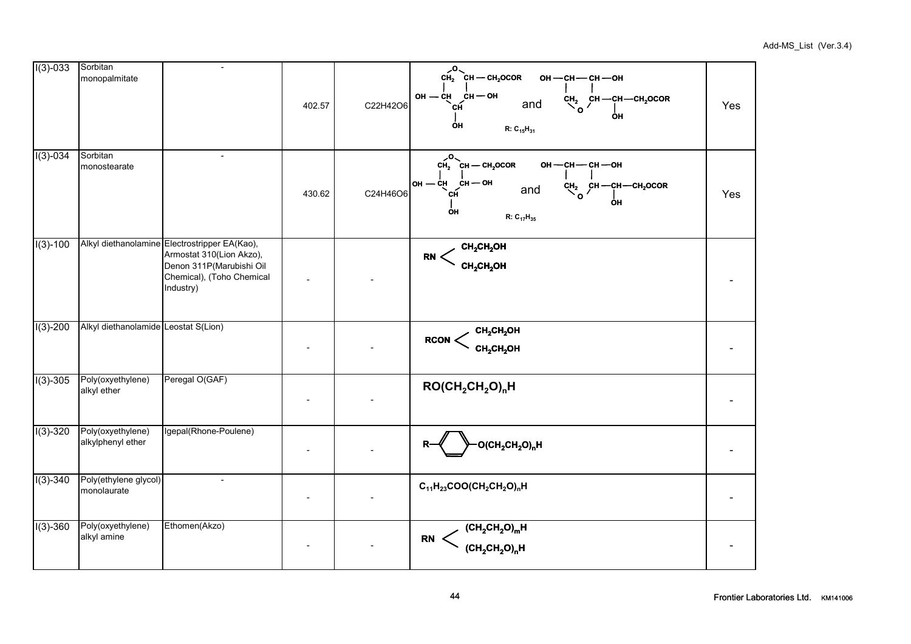| | | | | | | |
|---|---|---|---|---|---|---|
| I(3)-033 | Sorbitan monopalmitate | - | 402.57 | C22H42O6 | Sorbitan ring structure: $CH_2$–O–CH($CH_2OCOR$), OH–CH, CH–OH, CH–OH and OH–CH–CH–OH, $CH_2$–O–CH–CH(OH)–$CH_2OCOR$; R: $C_{15}H_{31}$ | Yes |
| I(3)-034 | Sorbitan monostearate | - | 430.62 | C24H46O6 | Sorbitan ring structure: $CH_2$–O–CH($CH_2OCOR$), OH–CH, CH–OH, CH–OH and OH–CH–CH–OH, $CH_2$–O–CH–CH(OH)–$CH_2OCOR$; R: $C_{17}H_{35}$ | Yes |
| I(3)-100 | Alkyl diethanolamine | Electrostripper EA(Kao), Armostat 310(Lion Akzo), Denon 311P(Marubishi Oil Chemical), (Toho Chemical Industry) | - | - | $RN(CH_2CH_2OH)_2$ | - |
| I(3)-200 | Alkyl diethanolamide | Leostat S(Lion) | - | - | $RCON(CH_2CH_2OH)_2$ | - |
| I(3)-305 | Poly(oxyethylene) alkyl ether | Peregal O(GAF) | - | - | $RO(CH_2CH_2O)_nH$ | - |
| I(3)-320 | Poly(oxyethylene) alkylphenyl ether | Igepal(Rhone-Poulene) | - | - | $R–C_6H_4–O(CH_2CH_2O)_nH$ | - |
| I(3)-340 | Poly(ethylene glycol) monolaurate | - | - | - | $C_{11}H_{23}COO(CH_2CH_2O)_nH$ | - |
| I(3)-360 | Poly(oxyethylene) alkyl amine | Ethomen(Akzo) | - | - | $RN<(CH_2CH_2O)_mH, (CH_2CH_2O)_nH$ | - |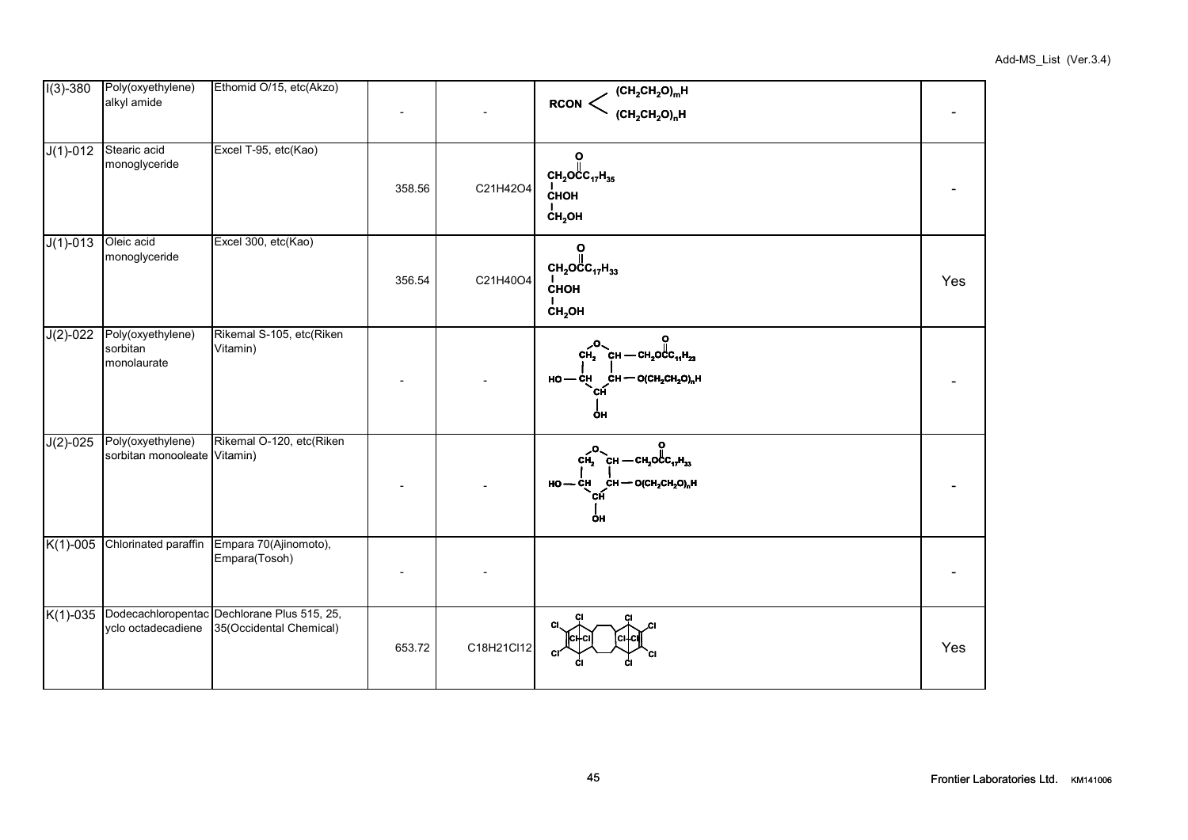| | | | | | | |
|---|---|---|---|---|---|---|
| I(3)-380 | Poly(oxyethylene) alkyl amide | Ethomid O/15, etc(Akzo) | - | - | $RCON<(CH_2CH_2O)_mH, (CH_2CH_2O)_nH$ | - |
| J(1)-012 | Stearic acid monoglyceride | Excel T-95, etc(Kao) | 358.56 | C21H42O4 | $CH_2OC(=O)C_{17}H_{35}$ – CHOH – $CH_2OH$ | - |
| J(1)-013 | Oleic acid monoglyceride | Excel 300, etc(Kao) | 356.54 | C21H40O4 | $CH_2OC(=O)C_{17}H_{33}$ – CHOH – $CH_2OH$ | Yes |
| J(2)-022 | Poly(oxyethylene) sorbitan monolaurate | Rikemal S-105, etc(Riken Vitamin) | - | - | sorbitan ring: $CH_2$, O, CH – $CH_2OC(=O)C_{11}H_{23}$; HO – CH, CH – $O(CH_2CH_2O)_nH$; CH – OH | - |
| J(2)-025 | Poly(oxyethylene) sorbitan monooleate | Rikemal O-120, etc(Riken Vitamin) | - | - | sorbitan ring: $CH_2$, O, CH – $CH_2OC(=O)C_{17}H_{33}$; HO – CH, CH – $O(CH_2CH_2O)_nH$; CH – OH | - |
| K(1)-005 | Chlorinated paraffin | Empara 70(Ajinomoto), Empara(Tosoh) | - | - | | - |
| K(1)-035 | Dodecachloropentacyclo octadecadiene | Dechlorane Plus 515, 25, 35(Occidental Chemical) | 653.72 | C18H21Cl12 | (structure with 12 Cl) | Yes |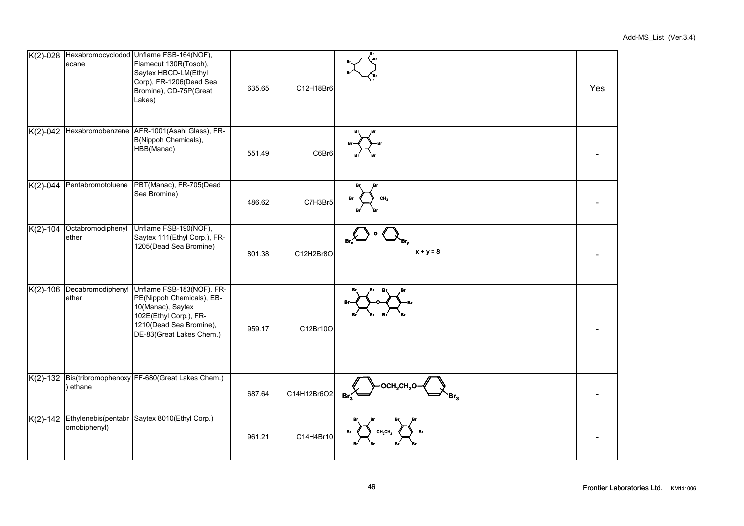| | | | | | | |
|---|---|---|---|---|---|---|
| K(2)-028 | Hexabromocyclododecane | Unflame FSB-164(NOF), Flamecut 130R(Tosoh), Saytex HBCD-LM(Ethyl Corp), FR-1206(Dead Sea Bromine), CD-75P(Great Lakes) | 635.65 | C12H18Br6 | | Yes |
| K(2)-042 | Hexabromobenzene | AFR-1001(Asahi Glass), FR-B(Nippoh Chemicals), HBB(Manac) | 551.49 | C6Br6 | | - |
| K(2)-044 | Pentabromotoluene | PBT(Manac), FR-705(Dead Sea Bromine) | 486.62 | C7H3Br5 | | - |
| K(2)-104 | Octabromodiphenyl ether | Unflame FSB-190(NOF), Saytex 111(Ethyl Corp.), FR-1205(Dead Sea Bromine) | 801.38 | C12H2Br8O | x + y = 8 | - |
| K(2)-106 | Decabromodiphenyl ether | Unflame FSB-183(NOF), FR-PE(Nippoh Chemicals), EB-10(Manac), Saytex 102E(Ethyl Corp.), FR-1210(Dead Sea Bromine), DE-83(Great Lakes Chem.) | 959.17 | C12Br10O | | - |
| K(2)-132 | Bis(tribromophenoxy) ethane | FF-680(Great Lakes Chem.) | 687.64 | C14H12Br6O2 | | - |
| K(2)-142 | Ethylenebis(pentabromobiphenyl) | Saytex 8010(Ethyl Corp.) | 961.21 | C14H4Br10 | | - |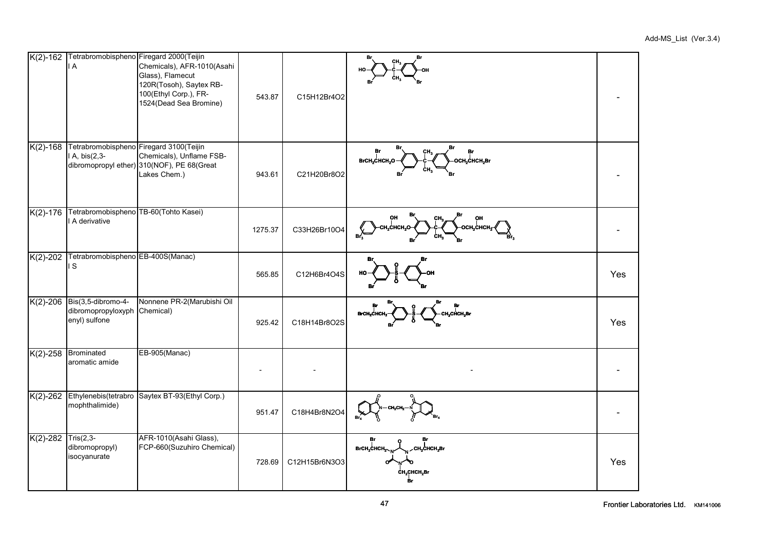| K(2)-162 | Tetrabromobisphenol A | Firegard 2000(Teijin Chemicals), AFR-1010(Asahi Glass), Flamecut 120R(Tosoh), Saytex RB-100(Ethyl Corp.), FR-1524(Dead Sea Bromine) | 543.87 | $C_{15}H_{12}Br_4O_2$ | | - |
|---|---|---|---|---|---|---|
| K(2)-168 | Tetrabromobisphenol A, bis(2,3-dibromopropyl ether) | Firegard 3100(Teijin Chemicals), Unflame FSB-310(NOF), PE 68(Great Lakes Chem.) | 943.61 | $C_{21}H_{20}Br_8O_2$ | | - |
| K(2)-176 | Tetrabromobisphenol A derivative | TB-60(Tohto Kasei) | 1275.37 | $C_{33}H_{26}Br_{10}O_4$ | | - |
| K(2)-202 | Tetrabromobisphenol S | EB-400S(Manac) | 565.85 | $C_{12}H_6Br_4O_4S$ | | Yes |
| K(2)-206 | Bis(3,5-dibromo-4-dibromopropyloxyphenyl) sulfone | Nonnene PR-2(Marubishi Oil Chemical) | 925.42 | $C_{18}H_{14}Br_8O_2S$ | | Yes |
| K(2)-258 | Brominated aromatic amide | EB-905(Manac) | - | - | - | - |
| K(2)-262 | Ethylenebis(tetrabromophthalimide) | Saytex BT-93(Ethyl Corp.) | 951.47 | $C_{18}H_4Br_8N_2O_4$ | | - |
| K(2)-282 | Tris(2,3-dibromopropyl) isocyanurate | AFR-1010(Asahi Glass), FCP-660(Suzuhiro Chemical) | 728.69 | $C_{12}H_{15}Br_6N_3O_3$ | | Yes |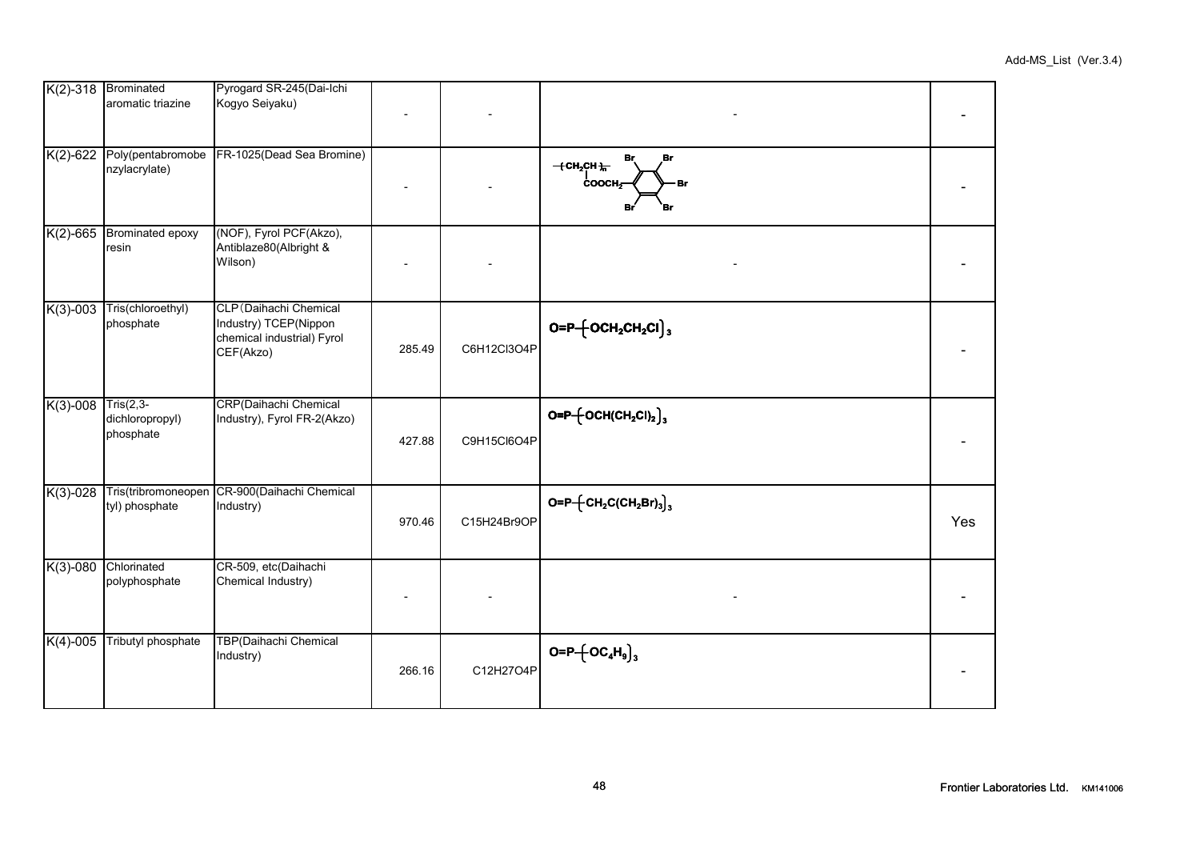| K(2)-318 | Brominated aromatic triazine | Pyrogard SR-245(Dai-Ichi Kogyo Seiyaku) | - | - | - | - |
|---|---|---|---|---|---|---|
| K(2)-622 | Poly(pentabromobenzylacrylate) | FR-1025(Dead Sea Bromine) | - | - | $-(CH_2CH)_n-$ with $COOCH_2-C_6Br_5$ | - |
| K(2)-665 | Brominated epoxy resin | (NOF), Fyrol PCF(Akzo), Antiblaze80(Albright & Wilson) | - | - | - | - |
| K(3)-003 | Tris(chloroethyl) phosphate | CLP(Daihachi Chemical Industry) TCEP(Nippon chemical industrial) Fyrol CEF(Akzo) | 285.49 | C6H12Cl3O4P | $O{=}P{-}(OCH_2CH_2Cl)_3$ | - |
| K(3)-008 | Tris(2,3-dichloropropyl) phosphate | CRP(Daihachi Chemical Industry), Fyrol FR-2(Akzo) | 427.88 | C9H15Cl6O4P | $O{=}P{-}(OCH(CH_2Cl)_2)_3$ | - |
| K(3)-028 | Tris(tribromoneopentyl) phosphate | CR-900(Daihachi Chemical Industry) | 970.46 | C15H24Br9OP | $O{=}P{-}(CH_2C(CH_2Br)_3)_3$ | Yes |
| K(3)-080 | Chlorinated polyphosphate | CR-509, etc(Daihachi Chemical Industry) | - | - | - | - |
| K(4)-005 | Tributyl phosphate | TBP(Daihachi Chemical Industry) | 266.16 | C12H27O4P | $O{=}P{-}(OC_4H_9)_3$ | - |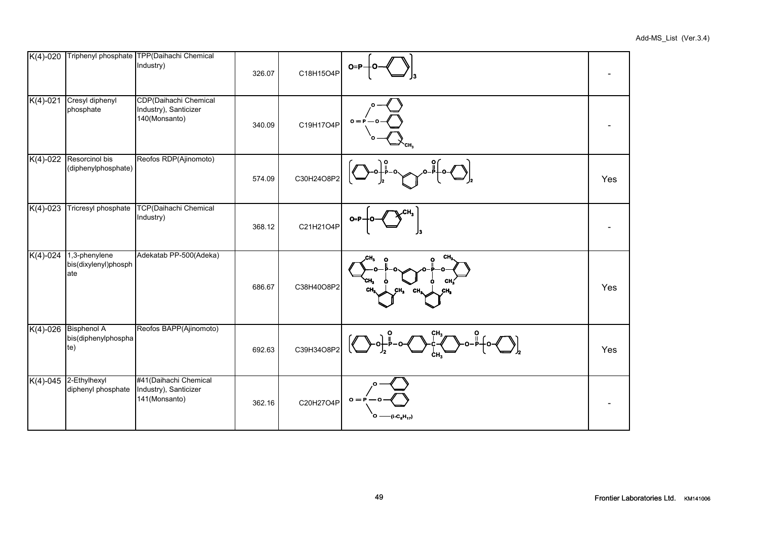| K(4)-020 | Triphenyl phosphate | TPP(Daihachi Chemical Industry) | 326.07 | C18H15O4P | | - |
|---|---|---|---|---|---|---|
| K(4)-021 | Cresyl diphenyl phosphate | CDP(Daihachi Chemical Industry), Santicizer 140(Monsanto) | 340.09 | C19H17O4P | | - |
| K(4)-022 | Resorcinol bis (diphenylphosphate) | Reofos RDP(Ajinomoto) | 574.09 | C30H24O8P2 | | Yes |
| K(4)-023 | Tricresyl phosphate | TCP(Daihachi Chemical Industry) | 368.12 | C21H21O4P | | - |
| K(4)-024 | 1,3-phenylene bis(dixylenyl)phosphate | Adekatab PP-500(Adeka) | 686.67 | C38H40O8P2 | | Yes |
| K(4)-026 | Bisphenol A bis(diphenylphosphate) | Reofos BAPP(Ajinomoto) | 692.63 | C39H34O8P2 | | Yes |
| K(4)-045 | 2-Ethylhexyl diphenyl phosphate | #41(Daihachi Chemical Industry), Santicizer 141(Monsanto) | 362.16 | C20H27O4P | | - |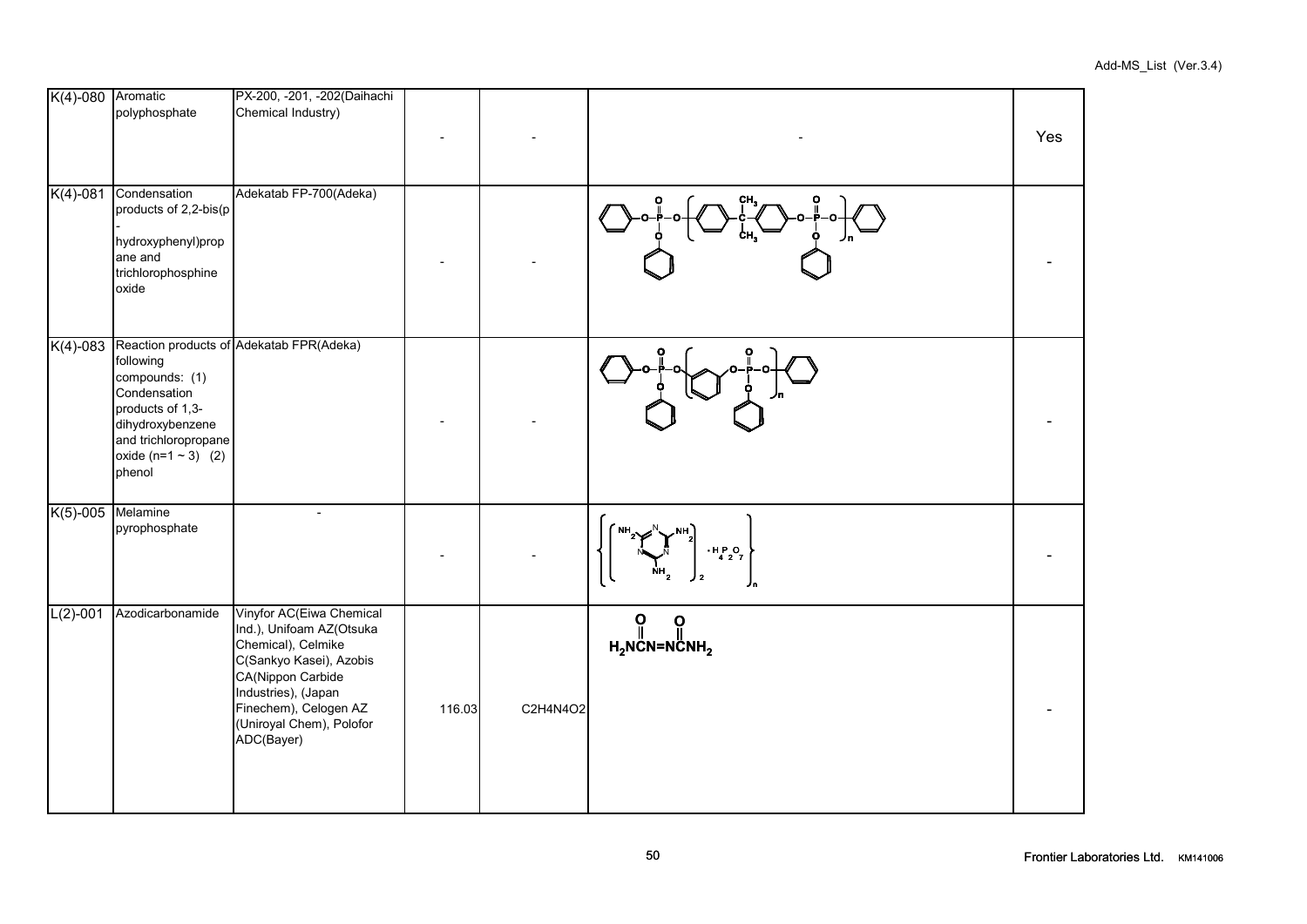| | | | | | | |
|---|---|---|---|---|---|---|
| K(4)-080 | Aromatic polyphosphate | PX-200, -201, -202(Daihachi Chemical Industry) | - | - | - | Yes |
| K(4)-081 | Condensation products of 2,2-bis(p-hydroxyphenyl)propane and trichlorophosphine oxide | Adekatab FP-700(Adeka) | - | - | | - |
| K(4)-083 | Reaction products of following compounds: (1) Condensation products of 1,3-dihydroxybenzene and trichloropropane oxide (n=1 ~ 3) (2) phenol | Adekatab FPR(Adeka) | - | - | | - |
| K(5)-005 | Melamine pyrophosphate | - | - | - | $\left\{ \left[ C_3H_6N_6 \right]_2 \cdot H_4P_2O_7 \right\}_n$ | - |
| L(2)-001 | Azodicarbonamide | Vinyfor AC(Eiwa Chemical Ind.), Unifoam AZ(Otsuka Chemical), Celmike C(Sankyo Kasei), Azobis CA(Nippon Carbide Industries), (Japan Finechem), Celogen AZ (Uniroyal Chem), Polofor ADC(Bayer) | 116.03 | C2H4N4O2 | $H_2NC(=O)N=NC(=O)NH_2$ | - |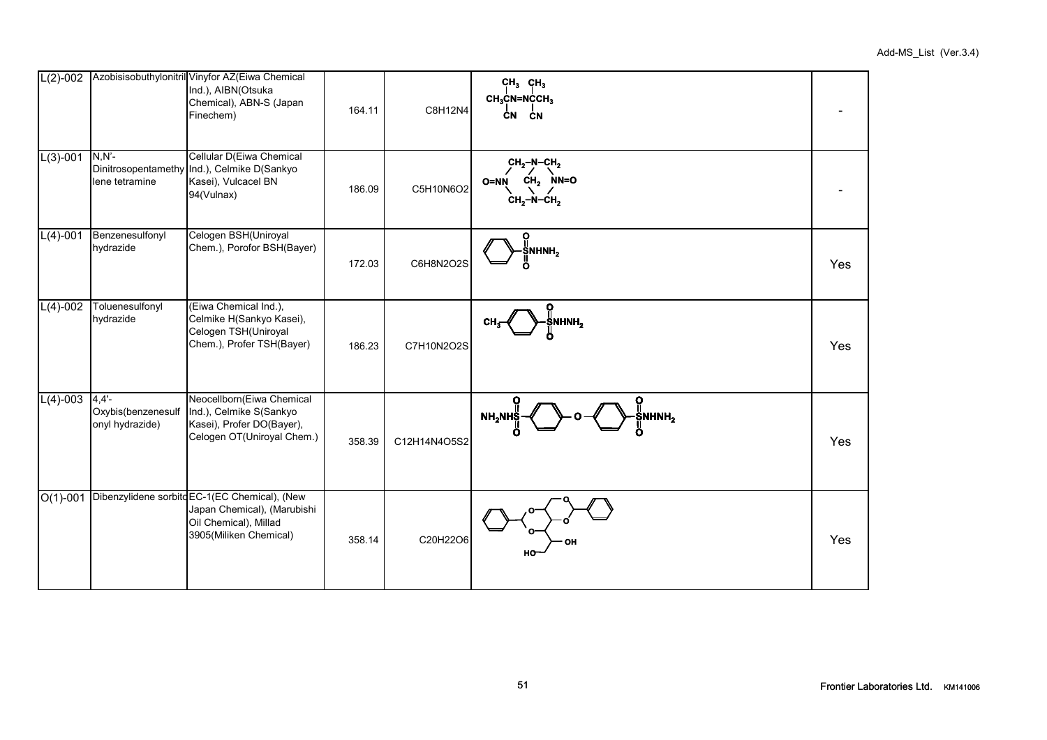| | | | | | | |
|---|---|---|---|---|---|---|
| L(2)-002 | Azobisisobuthylonitril | Vinyfor AZ(Eiwa Chemical Ind.), AIBN(Otsuka Chemical), ABN-S (Japan Finechem) | 164.11 | C8H12N4 | $CH_3C(CH_3)(CN)N{=}NC(CH_3)(CN)CH_3$ | - |
| L(3)-001 | N,N'-Dinitrosopentamethylene tetramine | Cellular D(Eiwa Chemical Ind.), Celmike D(Sankyo Kasei), Vulcacel BN 94(Vulnax) | 186.09 | C5H10N6O2 | | - |
| L(4)-001 | Benzenesulfonyl hydrazide | Celogen BSH(Uniroyal Chem.), Porofor BSH(Bayer) | 172.03 | C6H8N2O2S | $C_6H_5SO_2NHNH_2$ | Yes |
| L(4)-002 | Toluenesulfonyl hydrazide | (Eiwa Chemical Ind.), Celmike H(Sankyo Kasei), Celogen TSH(Uniroyal Chem.), Profer TSH(Bayer) | 186.23 | C7H10N2O2S | $CH_3C_6H_4SO_2NHNH_2$ | Yes |
| L(4)-003 | 4,4'-Oxybis(benzenesulfonyl hydrazide) | Neocellborn(Eiwa Chemical Ind.), Celmike S(Sankyo Kasei), Profer DO(Bayer), Celogen OT(Uniroyal Chem.) | 358.39 | C12H14N4O5S2 | $NH_2NHSO_2C_6H_4OC_6H_4SO_2NHNH_2$ | Yes |
| O(1)-001 | Dibenzylidene sorbitol | EC-1(EC Chemical), (New Japan Chemical), (Marubishi Oil Chemical), Millad 3905(Miliken Chemical) | 358.14 | C20H22O6 | | Yes |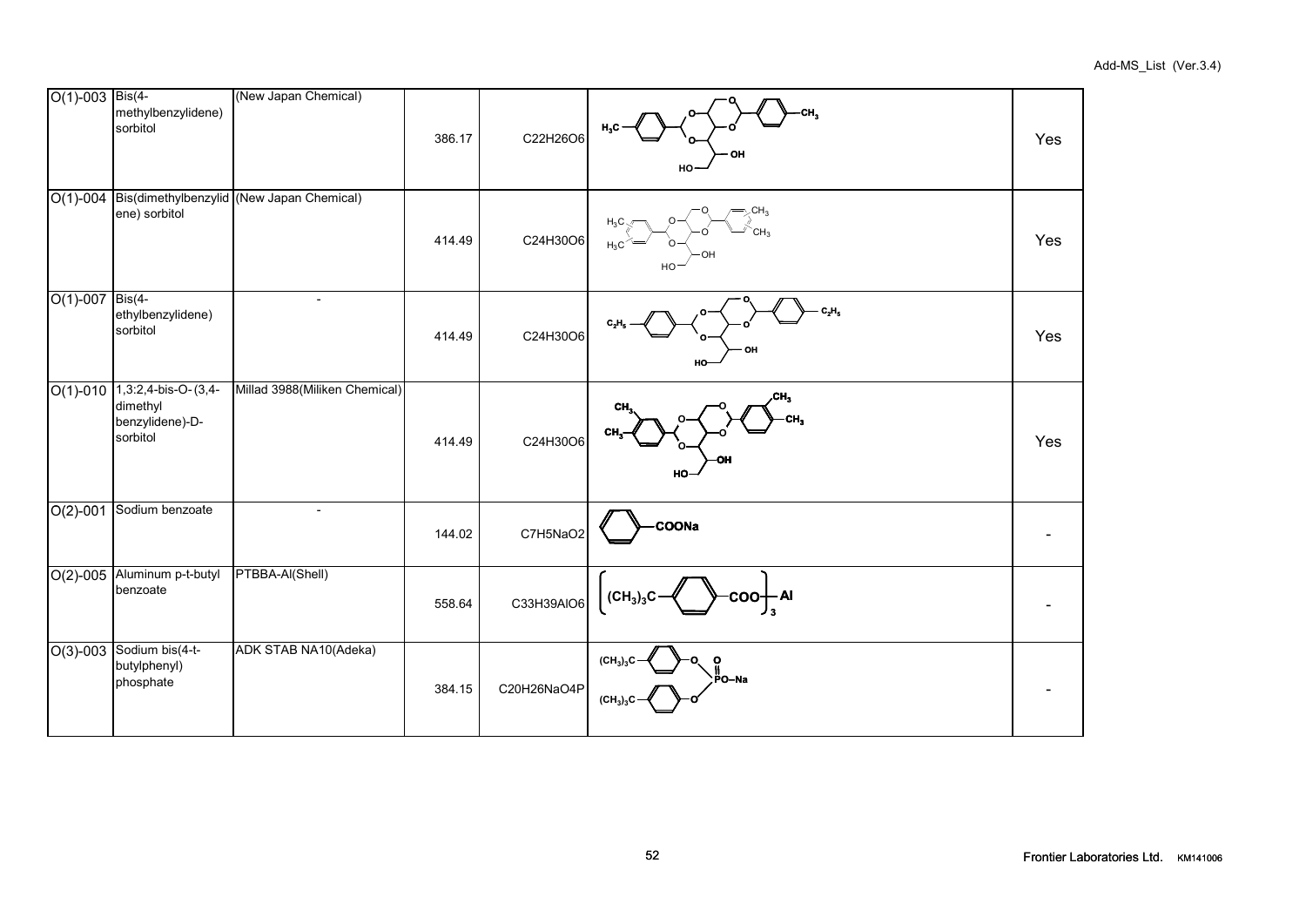| | | | | | | |
|---|---|---|---|---|---|---|
| O(1)-003 | Bis(4-methylbenzylidene) sorbitol | (New Japan Chemical) | 386.17 | C22H26O6 | | Yes |
| O(1)-004 | Bis(dimethylbenzylidene) sorbitol | (New Japan Chemical) | 414.49 | C24H30O6 | | Yes |
| O(1)-007 | Bis(4-ethylbenzylidene) sorbitol | - | 414.49 | C24H30O6 | | Yes |
| O(1)-010 | 1,3:2,4-bis-O-(3,4-dimethyl benzylidene)-D-sorbitol | Millad 3988(Miliken Chemical) | 414.49 | C24H30O6 | | Yes |
| O(2)-001 | Sodium benzoate | - | 144.02 | C7H5NaO2 | | - |
| O(2)-005 | Aluminum p-t-butyl benzoate | PTBBA-Al(Shell) | 558.64 | C33H39AlO6 | | - |
| O(3)-003 | Sodium bis(4-t-butylphenyl) phosphate | ADK STAB NA10(Adeka) | 384.15 | C20H26NaO4P | | - |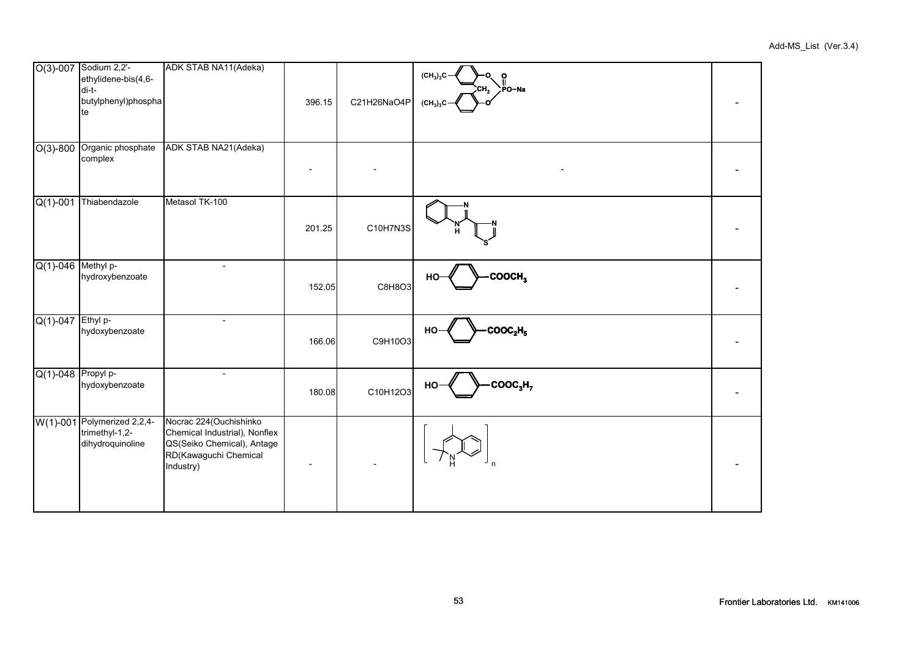| O(3)-007 | Sodium 2,2'-ethylidene-bis(4,6-di-t-butylphenyl)phosphate | ADK STAB NA11(Adeka) | 396.15 | C21H26NaO4P | $(CH_3)_3C$ ... $CH_2$ ... PO–Na | - |
|---|---|---|---|---|---|---|
| O(3)-800 | Organic phosphate complex | ADK STAB NA21(Adeka) | - | - | - | - |
| Q(1)-001 | Thiabendazole | Metasol TK-100 | 201.25 | C10H7N3S | | - |
| Q(1)-046 | Methyl p-hydroxybenzoate | - | 152.05 | C8H8O3 | HO–C6H4–$COOCH_3$ | - |
| Q(1)-047 | Ethyl p-hydoxybenzoate | - | 166.06 | C9H10O3 | HO–C6H4–$COOC_2H_5$ | - |
| Q(1)-048 | Propyl p-hydoxybenzoate | - | 180.08 | C10H12O3 | HO–C6H4–$COOC_3H_7$ | - |
| W(1)-001 | Polymerized 2,2,4-trimethyl-1,2-dihydroquinoline | Nocrac 224(Ouchishinko Chemical Industrial), Nonflex QS(Seiko Chemical), Antage RD(Kawaguchi Chemical Industry) | - | - | [ ]n | - |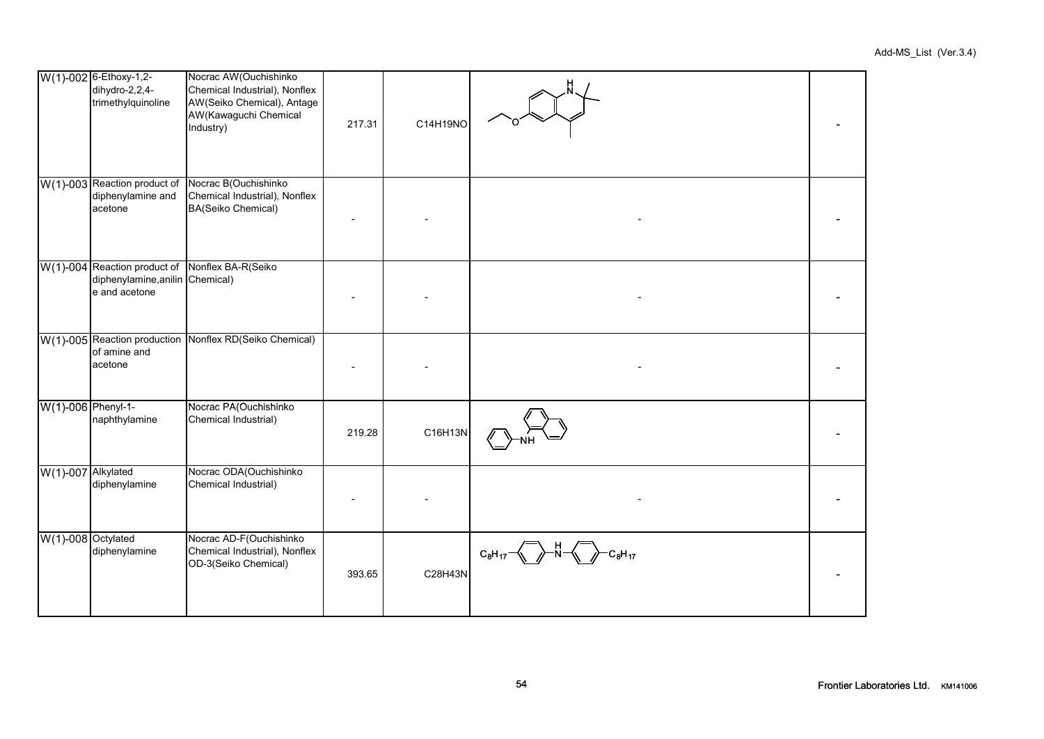| | | | | | | |
|---|---|---|---|---|---|---|
| W(1)-002 | 6-Ethoxy-1,2-dihydro-2,2,4-trimethylquinoline | Nocrac AW(Ouchishinko Chemical Industrial), Nonflex AW(Seiko Chemical), Antage AW(Kawaguchi Chemical Industry) | 217.31 | C14H19NO | | - |
| W(1)-003 | Reaction product of diphenylamine and acetone | Nocrac B(Ouchishinko Chemical Industrial), Nonflex BA(Seiko Chemical) | - | - | - | - |
| W(1)-004 | Reaction product of diphenylamine,aniline and acetone | Nonflex BA-R(Seiko Chemical) | - | - | - | - |
| W(1)-005 | Reaction production of amine and acetone | Nonflex RD(Seiko Chemical) | - | - | - | - |
| W(1)-006 | Phenyl-1-naphthylamine | Nocrac PA(Ouchishinko Chemical Industrial) | 219.28 | C16H13N | | - |
| W(1)-007 | Alkylated diphenylamine | Nocrac ODA(Ouchishinko Chemical Industrial) | - | - | - | - |
| W(1)-008 | Octylated diphenylamine | Nocrac AD-F(Ouchishinko Chemical Industrial), Nonflex OD-3(Seiko Chemical) | 393.65 | C28H43N | $C_8H_{17}$–C₆H₄–NH–C₆H₄–$C_8H_{17}$ | - |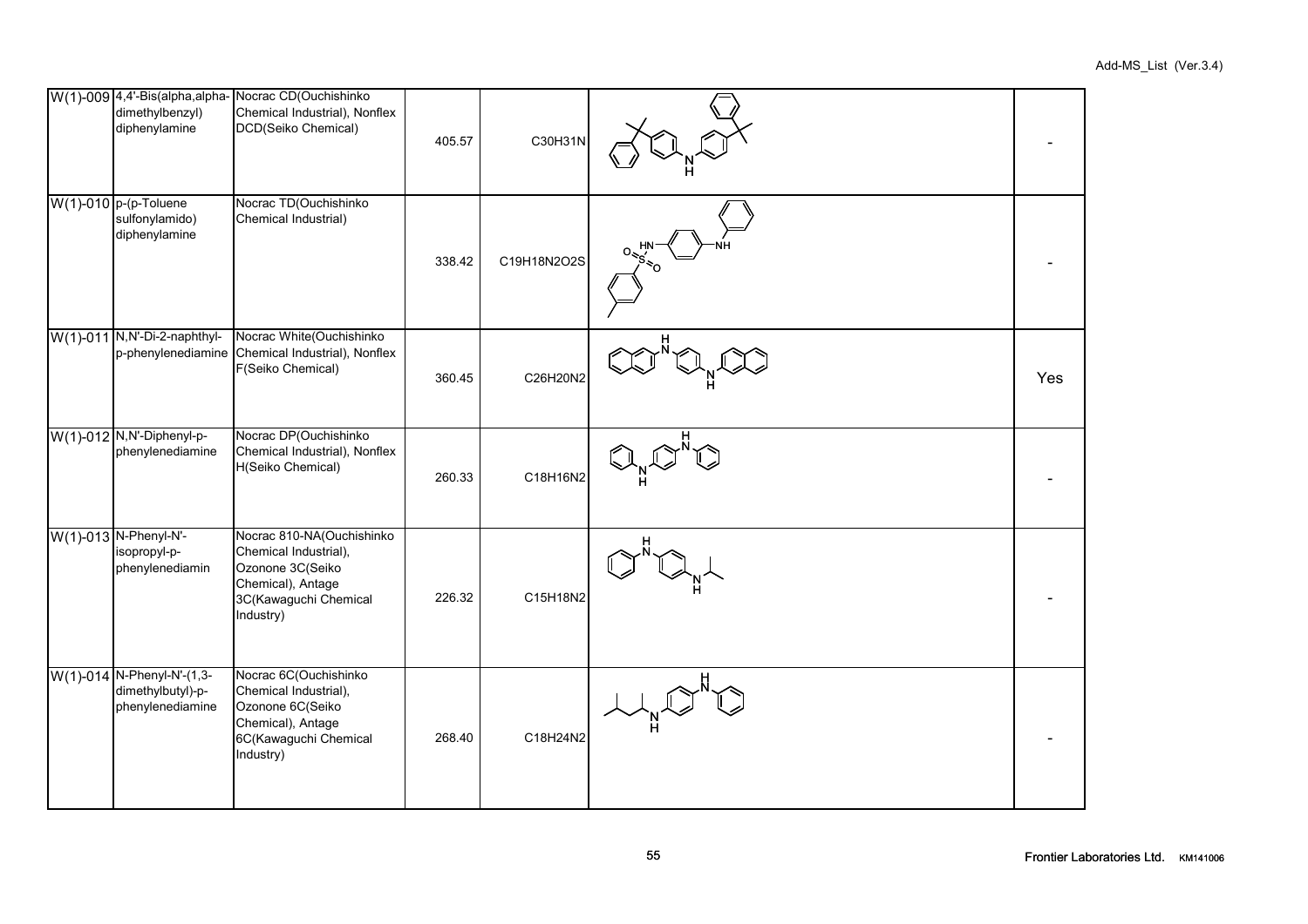| | | | | | | |
|---|---|---|---|---|---|---|
| W(1)-009 | 4,4'-Bis(alpha,alpha-dimethylbenzyl) diphenylamine | Nocrac CD(Ouchishinko Chemical Industrial), Nonflex DCD(Seiko Chemical) | 405.57 | C30H31N | | - |
| W(1)-010 | p-(p-Toluene sulfonylamido) diphenylamine | Nocrac TD(Ouchishinko Chemical Industrial) | 338.42 | C19H18N2O2S | | - |
| W(1)-011 | N,N'-Di-2-naphthyl-p-phenylenediamine | Nocrac White(Ouchishinko Chemical Industrial), Nonflex F(Seiko Chemical) | 360.45 | C26H20N2 | | Yes |
| W(1)-012 | N,N'-Diphenyl-p-phenylenediamine | Nocrac DP(Ouchishinko Chemical Industrial), Nonflex H(Seiko Chemical) | 260.33 | C18H16N2 | | - |
| W(1)-013 | N-Phenyl-N'-isopropyl-p-phenylenediamin | Nocrac 810-NA(Ouchishinko Chemical Industrial), Ozonone 3C(Seiko Chemical), Antage 3C(Kawaguchi Chemical Industry) | 226.32 | C15H18N2 | | - |
| W(1)-014 | N-Phenyl-N'-(1,3-dimethylbutyl)-p-phenylenediamine | Nocrac 6C(Ouchishinko Chemical Industrial), Ozonone 6C(Seiko Chemical), Antage 6C(Kawaguchi Chemical Industry) | 268.40 | C18H24N2 | | - |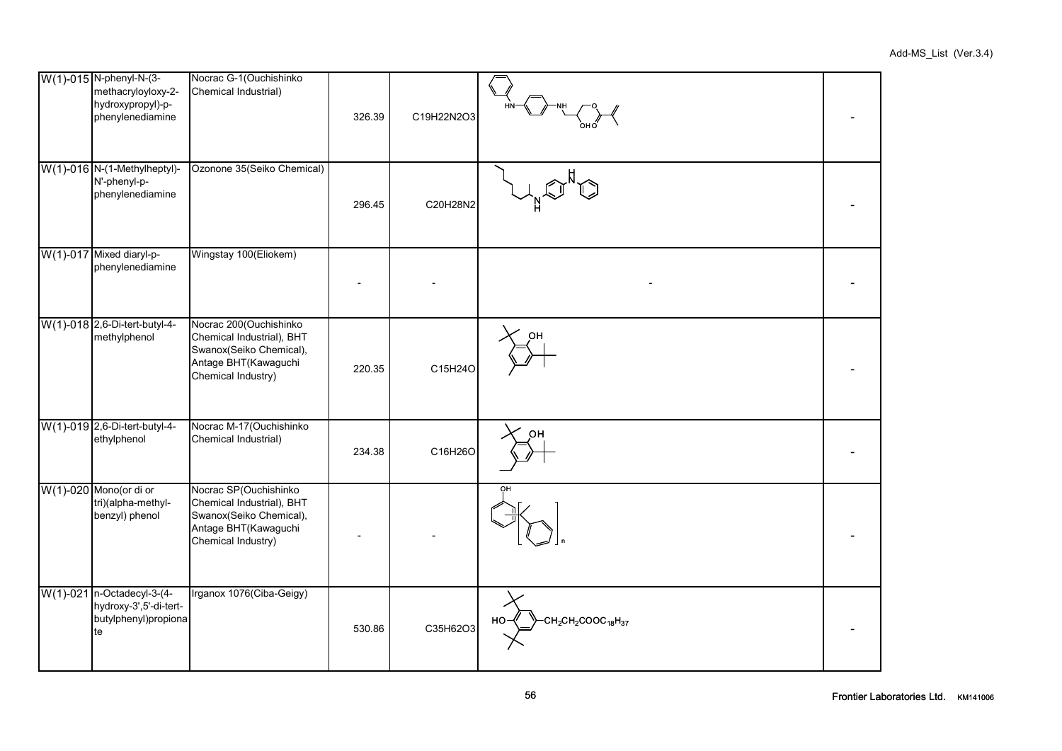| | | | | | | |
|---|---|---|---|---|---|---|
| W(1)-015 | N-phenyl-N-(3-methacryloyloxy-2-hydroxypropyl)-p-phenylenediamine | Nocrac G-1(Ouchishinko Chemical Industrial) | 326.39 | C19H22N2O3 | | - |
| W(1)-016 | N-(1-Methylheptyl)-N'-phenyl-p-phenylenediamine | Ozonone 35(Seiko Chemical) | 296.45 | C20H28N2 | | - |
| W(1)-017 | Mixed diaryl-p-phenylenediamine | Wingstay 100(Eliokem) | - | - | - | - |
| W(1)-018 | 2,6-Di-tert-butyl-4-methylphenol | Nocrac 200(Ouchishinko Chemical Industrial), BHT Swanox(Seiko Chemical), Antage BHT(Kawaguchi Chemical Industry) | 220.35 | C15H24O | | - |
| W(1)-019 | 2,6-Di-tert-butyl-4-ethylphenol | Nocrac M-17(Ouchishinko Chemical Industrial) | 234.38 | C16H26O | | - |
| W(1)-020 | Mono(or di or tri)(alpha-methyl-benzyl) phenol | Nocrac SP(Ouchishinko Chemical Industrial), BHT Swanox(Seiko Chemical), Antage BHT(Kawaguchi Chemical Industry) | - | - | | - |
| W(1)-021 | n-Octadecyl-3-(4-hydroxy-3',5'-di-tert-butylphenyl)propionate | Irganox 1076(Ciba-Geigy) | 530.86 | C35H62O3 | HO-(Ar)-$CH_2CH_2COOC_{18}H_{37}$ | - |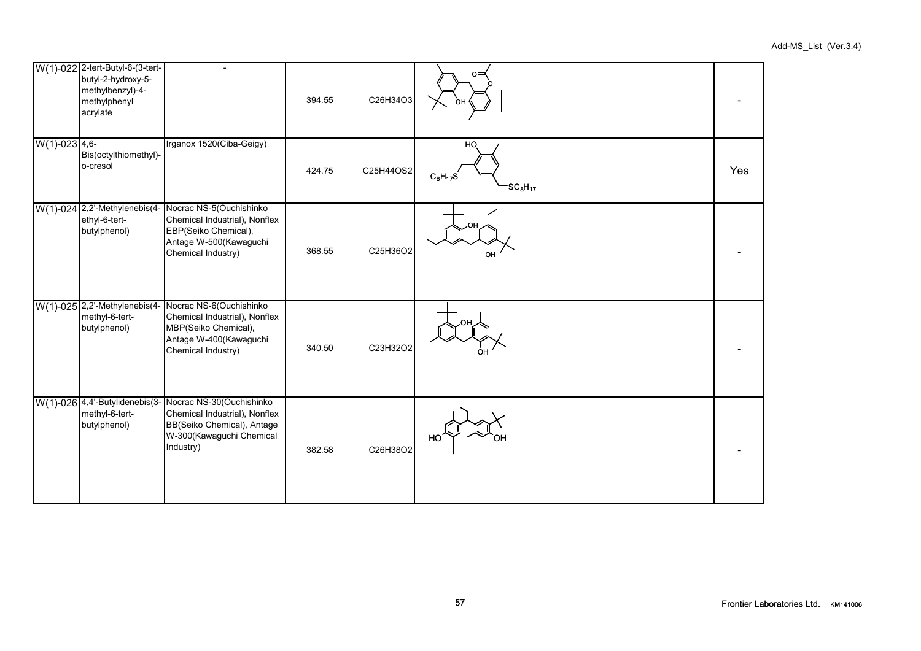| | | | | | | |
|---|---|---|---|---|---|---|
| W(1)-022 | 2-tert-Butyl-6-(3-tert-butyl-2-hydroxy-5-methylbenzyl)-4-methylphenyl acrylate | - | 394.55 | $C_{26}H_{34}O_3$ | | - |
| W(1)-023 | 4,6-Bis(octylthiomethyl)-o-cresol | Irganox 1520(Ciba-Geigy) | 424.75 | $C_{25}H_{44}OS_2$ | | Yes |
| W(1)-024 | 2,2'-Methylenebis(4-ethyl-6-tert-butylphenol) | Nocrac NS-5(Ouchishinko Chemical Industrial), Nonflex EBP(Seiko Chemical), Antage W-500(Kawaguchi Chemical Industry) | 368.55 | $C_{25}H_{36}O_2$ | | - |
| W(1)-025 | 2,2'-Methylenebis(4-methyl-6-tert-butylphenol) | Nocrac NS-6(Ouchishinko Chemical Industrial), Nonflex MBP(Seiko Chemical), Antage W-400(Kawaguchi Chemical Industry) | 340.50 | $C_{23}H_{32}O_2$ | | - |
| W(1)-026 | 4,4'-Butylidenebis(3-methyl-6-tert-butylphenol) | Nocrac NS-30(Ouchishinko Chemical Industrial), Nonflex BB(Seiko Chemical), Antage W-300(Kawaguchi Chemical Industry) | 382.58 | $C_{26}H_{38}O_2$ | | - |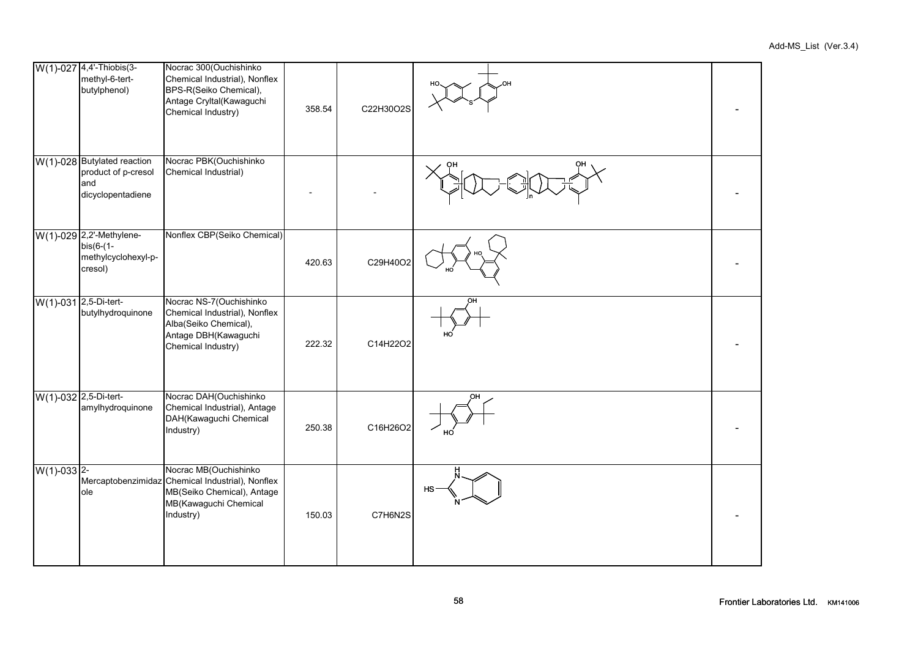| | | | | | | |
|---|---|---|---|---|---|---|
| W(1)-027 | 4,4'-Thiobis(3-methyl-6-tert-butylphenol) | Nocrac 300(Ouchishinko Chemical Industrial), Nonflex BPS-R(Seiko Chemical), Antage Cryltal(Kawaguchi Chemical Industry) | 358.54 | C22H30O2S | | - |
| W(1)-028 | Butylated reaction product of p-cresol and dicyclopentadiene | Nocrac PBK(Ouchishinko Chemical Industrial) | - | - | | - |
| W(1)-029 | 2,2'-Methylene-bis(6-(1-methylcyclohexyl-p-cresol) | Nonflex CBP(Seiko Chemical) | 420.63 | C29H40O2 | | - |
| W(1)-031 | 2,5-Di-tert-butylhydroquinone | Nocrac NS-7(Ouchishinko Chemical Industrial), Nonflex Alba(Seiko Chemical), Antage DBH(Kawaguchi Chemical Industry) | 222.32 | C14H22O2 | | - |
| W(1)-032 | 2,5-Di-tert-amylhydroquinone | Nocrac DAH(Ouchishinko Chemical Industrial), Antage DAH(Kawaguchi Chemical Industry) | 250.38 | C16H26O2 | | - |
| W(1)-033 | 2-Mercaptobenzimidazole | Nocrac MB(Ouchishinko Chemical Industrial), Nonflex MB(Seiko Chemical), Antage MB(Kawaguchi Chemical Industry) | 150.03 | C7H6N2S | | - |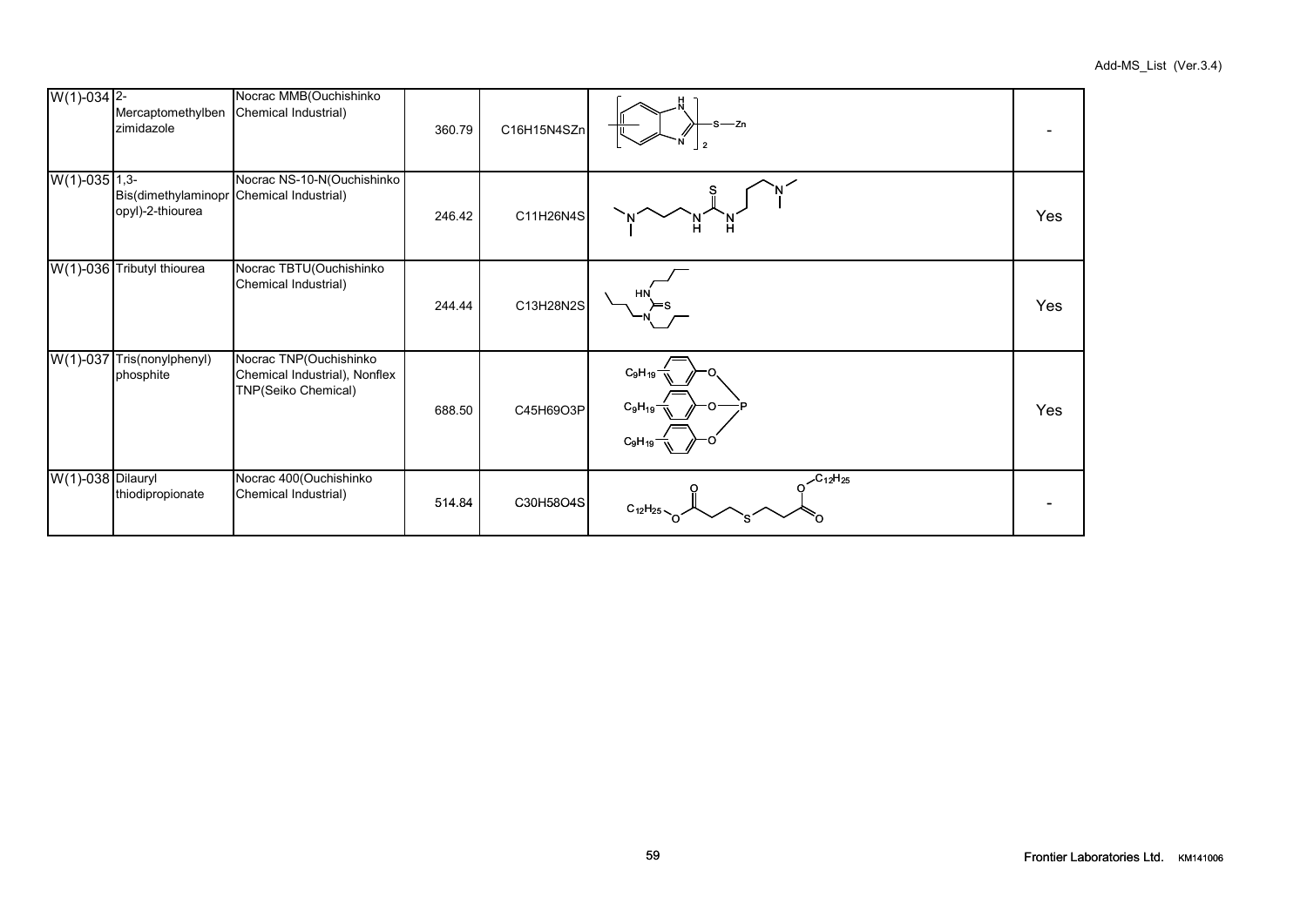| | | | | | | |
|---|---|---|---|---|---|---|
| W(1)-034 | 2-Mercaptomethylbenzimidazole | Nocrac MMB(Ouchishinko Chemical Industrial) | 360.79 | C16H15N4SZn | | - |
| W(1)-035 | 1,3-Bis(dimethylaminopropyl)-2-thiourea | Nocrac NS-10-N(Ouchishinko Chemical Industrial) | 246.42 | C11H26N4S | | Yes |
| W(1)-036 | Tributyl thiourea | Nocrac TBTU(Ouchishinko Chemical Industrial) | 244.44 | C13H28N2S | | Yes |
| W(1)-037 | Tris(nonylphenyl) phosphite | Nocrac TNP(Ouchishinko Chemical Industrial), Nonflex TNP(Seiko Chemical) | 688.50 | C45H69O3P | | Yes |
| W(1)-038 | Dilauryl thiodipropionate | Nocrac 400(Ouchishinko Chemical Industrial) | 514.84 | C30H58O4S | | - |